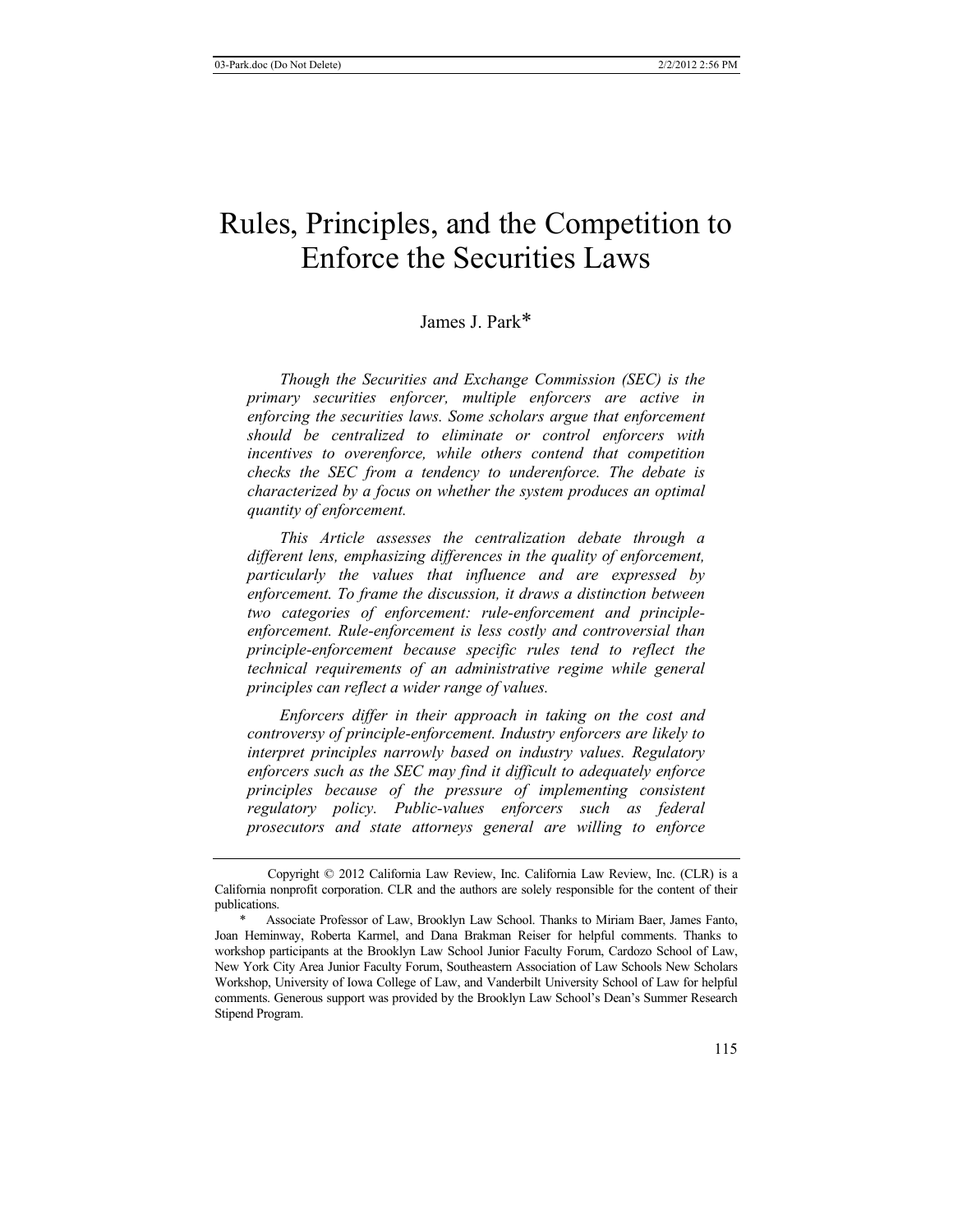# Rules, Principles, and the Competition to Enforce the Securities Laws

James J. Park*

*Though the Securities and Exchange Commission (SEC) is the primary securities enforcer, multiple enforcers are active in enforcing the securities laws. Some scholars argue that enforcement should be centralized to eliminate or control enforcers with incentives to overenforce, while others contend that competition checks the SEC from a tendency to underenforce. The debate is characterized by a focus on whether the system produces an optimal quantity of enforcement.*

*This Article assesses the centralization debate through a different lens, emphasizing differences in the quality of enforcement, particularly the values that influence and are expressed by enforcement. To frame the discussion, it draws a distinction between two categories of enforcement: rule-enforcement and principle-enforcement. Rule-enforcement is less costly and controversial than principle-enforcement because specific rules tend to reflect the technical requirements of an administrative regime while general principles can reflect a wider range of values.*

*Enforcers differ in their approach in taking on the cost and controversy of principle-enforcement. Industry enforcers are likely to interpret principles narrowly based on industry values. Regulatory enforcers such as the SEC may find it difficult to adequately enforce principles because of the pressure of implementing consistent regulatory policy. Public-values enforcers such as federal prosecutors and state attorneys general are willing to enforce*

---

Copyright © 2012 California Law Review, Inc. California Law Review, Inc. (CLR) is a California nonprofit corporation. CLR and the authors are solely responsible for the content of their publications.

\* Associate Professor of Law, Brooklyn Law School. Thanks to Miriam Baer, James Fanto, Joan Heminway, Roberta Karmel, and Dana Brakman Reiser for helpful comments. Thanks to workshop participants at the Brooklyn Law School Junior Faculty Forum, Cardozo School of Law, New York City Area Junior Faculty Forum, Southeastern Association of Law Schools New Scholars Workshop, University of Iowa College of Law, and Vanderbilt University School of Law for helpful comments. Generous support was provided by the Brooklyn Law School's Dean's Summer Research Stipend Program.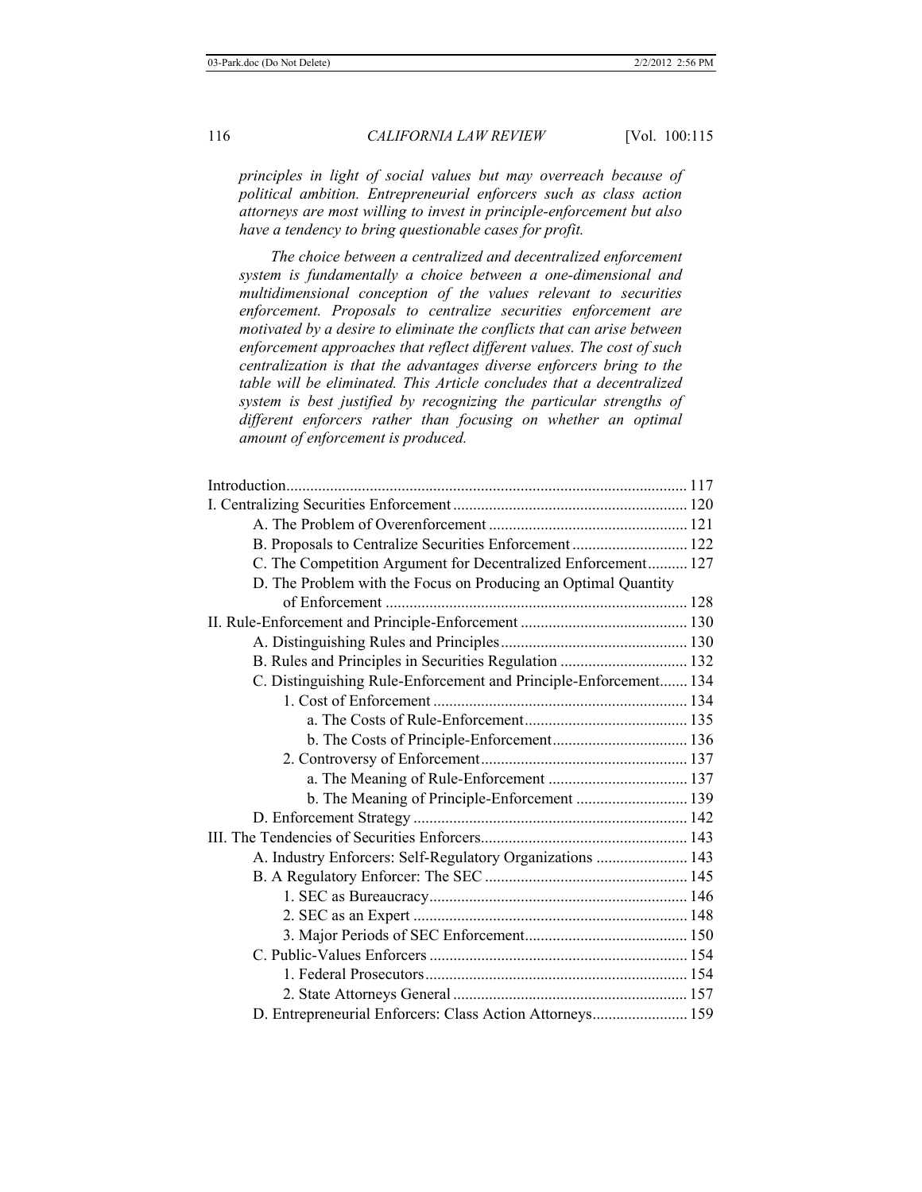*principles in light of social values but may overreach because of political ambition. Entrepreneurial enforcers such as class action attorneys are most willing to invest in principle-enforcement but also have a tendency to bring questionable cases for profit.*

*The choice between a centralized and decentralized enforcement system is fundamentally a choice between a one-dimensional and multidimensional conception of the values relevant to securities enforcement. Proposals to centralize securities enforcement are motivated by a desire to eliminate the conflicts that can arise between enforcement approaches that reflect different values. The cost of such centralization is that the advantages diverse enforcers bring to the table will be eliminated. This Article concludes that a decentralized system is best justified by recognizing the particular strengths of different enforcers rather than focusing on whether an optimal amount of enforcement is produced.*

Introduction .......... 117

I. Centralizing Securities Enforcement .......... 120

- A. The Problem of Overenforcement .......... 121
- B. Proposals to Centralize Securities Enforcement .......... 122
- C. The Competition Argument for Decentralized Enforcement .......... 127
- D. The Problem with the Focus on Producing an Optimal Quantity of Enforcement .......... 128

II. Rule-Enforcement and Principle-Enforcement .......... 130

- A. Distinguishing Rules and Principles .......... 130
- B. Rules and Principles in Securities Regulation .......... 132
- C. Distinguishing Rule-Enforcement and Principle-Enforcement .......... 134
  - 1. Cost of Enforcement .......... 134
    - a. The Costs of Rule-Enforcement .......... 135
    - b. The Costs of Principle-Enforcement .......... 136
  - 2. Controversy of Enforcement .......... 137
    - a. The Meaning of Rule-Enforcement .......... 137
    - b. The Meaning of Principle-Enforcement .......... 139
- D. Enforcement Strategy .......... 142

III. The Tendencies of Securities Enforcers .......... 143

- A. Industry Enforcers: Self-Regulatory Organizations .......... 143
- B. A Regulatory Enforcer: The SEC .......... 145
  - 1. SEC as Bureaucracy .......... 146
  - 2. SEC as an Expert .......... 148
  - 3. Major Periods of SEC Enforcement .......... 150
- C. Public-Values Enforcers .......... 154
  - 1. Federal Prosecutors .......... 154
  - 2. State Attorneys General .......... 157
- D. Entrepreneurial Enforcers: Class Action Attorneys .......... 159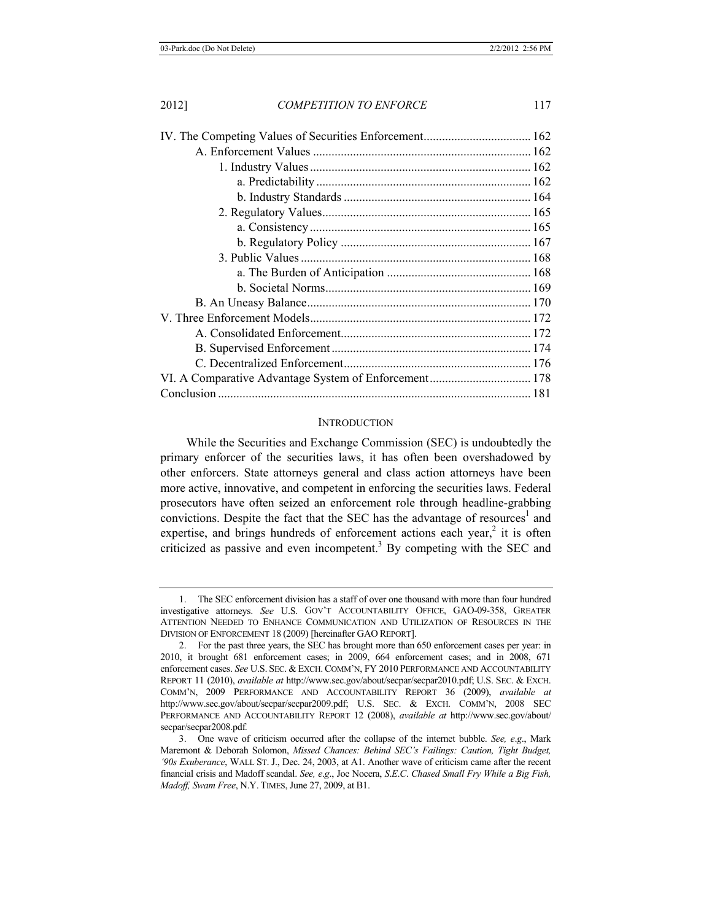IV. The Competing Values of Securities Enforcement .................................. 162
  A. Enforcement Values ...................................................................... 162
    1. Industry Values ....................................................................... 162
      a. Predictability ..................................................................... 162
      b. Industry Standards ............................................................ 164
    2. Regulatory Values ................................................................... 165
      a. Consistency ....................................................................... 165
      b. Regulatory Policy ............................................................. 167
    3. Public Values .......................................................................... 168
      a. The Burden of Anticipation .............................................. 168
      b. Societal Norms .................................................................. 169
  B. An Uneasy Balance ........................................................................ 170
V. Three Enforcement Models ....................................................................... 172
  A. Consolidated Enforcement ............................................................. 172
  B. Supervised Enforcement ................................................................ 174
  C. Decentralized Enforcement ............................................................ 176
VI. A Comparative Advantage System of Enforcement ................................. 178
Conclusion .................................................................................................... 181

## INTRODUCTION

While the Securities and Exchange Commission (SEC) is undoubtedly the primary enforcer of the securities laws, it has often been overshadowed by other enforcers. State attorneys general and class action attorneys have been more active, innovative, and competent in enforcing the securities laws. Federal prosecutors have often seized an enforcement role through headline-grabbing convictions. Despite the fact that the SEC has the advantage of resources[1] and expertise, and brings hundreds of enforcement actions each year,[2] it is often criticized as passive and even incompetent.[3] By competing with the SEC and

---

1. The SEC enforcement division has a staff of over one thousand with more than four hundred investigative attorneys. *See* U.S. GOV'T ACCOUNTABILITY OFFICE, GAO-09-358, GREATER ATTENTION NEEDED TO ENHANCE COMMUNICATION AND UTILIZATION OF RESOURCES IN THE DIVISION OF ENFORCEMENT 18 (2009) [hereinafter GAO REPORT].

2. For the past three years, the SEC has brought more than 650 enforcement cases per year: in 2010, it brought 681 enforcement cases; in 2009, 664 enforcement cases; and in 2008, 671 enforcement cases. *See* U.S. SEC. & EXCH. COMM'N, FY 2010 PERFORMANCE AND ACCOUNTABILITY REPORT 11 (2010), *available at* http://www.sec.gov/about/secpar/secpar2010.pdf; U.S. SEC. & EXCH. COMM'N, 2009 PERFORMANCE AND ACCOUNTABILITY REPORT 36 (2009), *available at* http://www.sec.gov/about/secpar/secpar2009.pdf; U.S. SEC. & EXCH. COMM'N, 2008 SEC PERFORMANCE AND ACCOUNTABILITY REPORT 12 (2008), *available at* http://www.sec.gov/about/secpar/secpar2008.pdf.

3. One wave of criticism occurred after the collapse of the internet bubble. *See, e.g.*, Mark Maremont & Deborah Solomon, *Missed Chances: Behind SEC's Failings: Caution, Tight Budget, '90s Exuberance*, WALL ST. J., Dec. 24, 2003, at A1. Another wave of criticism came after the recent financial crisis and Madoff scandal. *See, e.g.*, Joe Nocera, *S.E.C. Chased Small Fry While a Big Fish, Madoff, Swam Free*, N.Y. TIMES, June 27, 2009, at B1.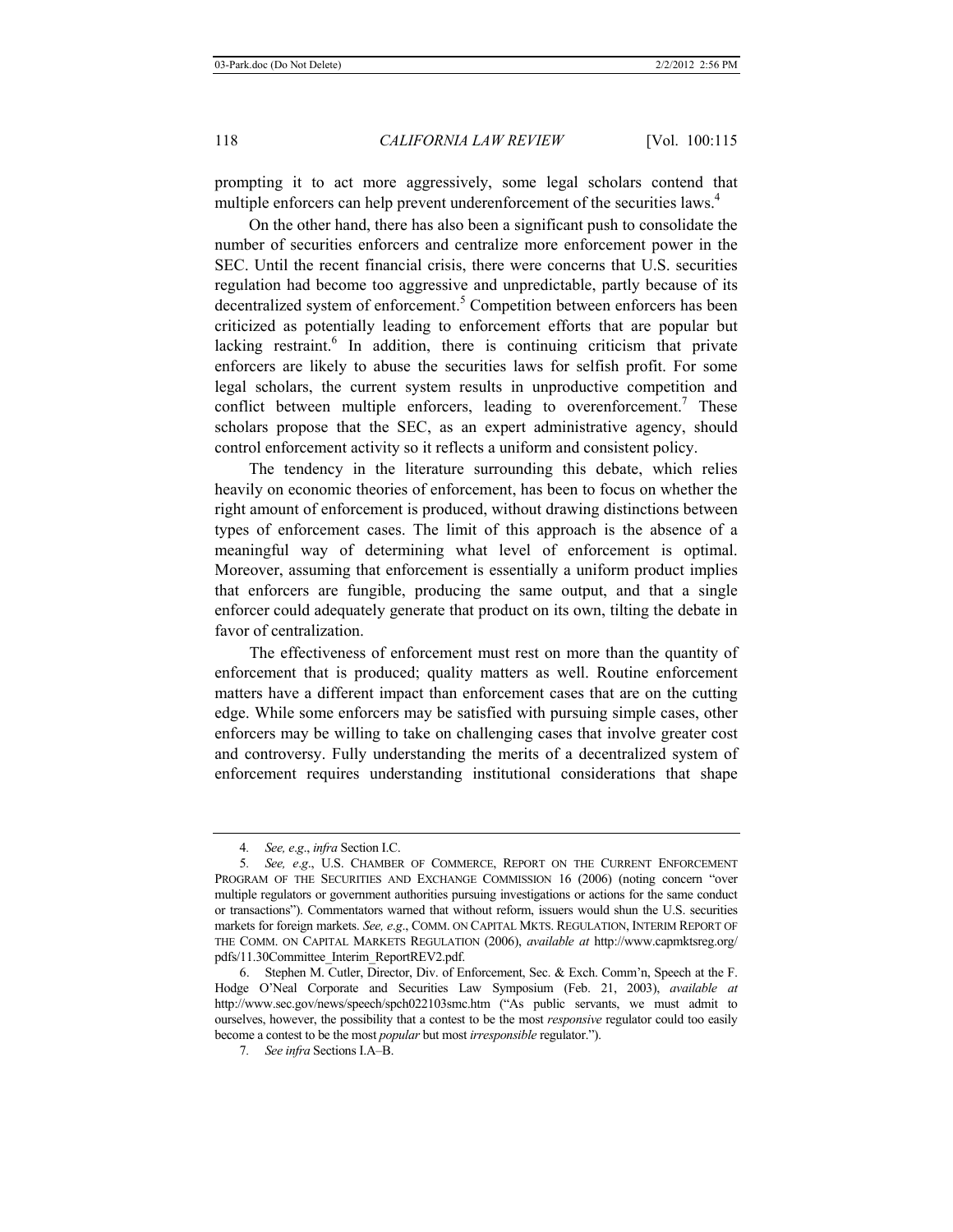prompting it to act more aggressively, some legal scholars contend that multiple enforcers can help prevent underenforcement of the securities laws.[4]

On the other hand, there has also been a significant push to consolidate the number of securities enforcers and centralize more enforcement power in the SEC. Until the recent financial crisis, there were concerns that U.S. securities regulation had become too aggressive and unpredictable, partly because of its decentralized system of enforcement.[5] Competition between enforcers has been criticized as potentially leading to enforcement efforts that are popular but lacking restraint.[6] In addition, there is continuing criticism that private enforcers are likely to abuse the securities laws for selfish profit. For some legal scholars, the current system results in unproductive competition and conflict between multiple enforcers, leading to overenforcement.[7] These scholars propose that the SEC, as an expert administrative agency, should control enforcement activity so it reflects a uniform and consistent policy.

The tendency in the literature surrounding this debate, which relies heavily on economic theories of enforcement, has been to focus on whether the right amount of enforcement is produced, without drawing distinctions between types of enforcement cases. The limit of this approach is the absence of a meaningful way of determining what level of enforcement is optimal. Moreover, assuming that enforcement is essentially a uniform product implies that enforcers are fungible, producing the same output, and that a single enforcer could adequately generate that product on its own, tilting the debate in favor of centralization.

The effectiveness of enforcement must rest on more than the quantity of enforcement that is produced; quality matters as well. Routine enforcement matters have a different impact than enforcement cases that are on the cutting edge. While some enforcers may be satisfied with pursuing simple cases, other enforcers may be willing to take on challenging cases that involve greater cost and controversy. Fully understanding the merits of a decentralized system of enforcement requires understanding institutional considerations that shape

---

4. *See, e.g*., *infra* Section I.C.

5. *See, e.g*., U.S. CHAMBER OF COMMERCE, REPORT ON THE CURRENT ENFORCEMENT PROGRAM OF THE SECURITIES AND EXCHANGE COMMISSION 16 (2006) (noting concern "over multiple regulators or government authorities pursuing investigations or actions for the same conduct or transactions"). Commentators warned that without reform, issuers would shun the U.S. securities markets for foreign markets. *See, e.g*., COMM. ON CAPITAL MKTS. REGULATION, INTERIM REPORT OF THE COMM. ON CAPITAL MARKETS REGULATION (2006), *available at* http://www.capmktsreg.org/pdfs/11.30Committee_Interim_ReportREV2.pdf.

6. Stephen M. Cutler, Director, Div. of Enforcement, Sec. & Exch. Comm'n, Speech at the F. Hodge O'Neal Corporate and Securities Law Symposium (Feb. 21, 2003), *available at* http://www.sec.gov/news/speech/spch022103smc.htm ("As public servants, we must admit to ourselves, however, the possibility that a contest to be the most *responsive* regulator could too easily become a contest to be the most *popular* but most *irresponsible* regulator.").

7. *See infra* Sections I.A–B.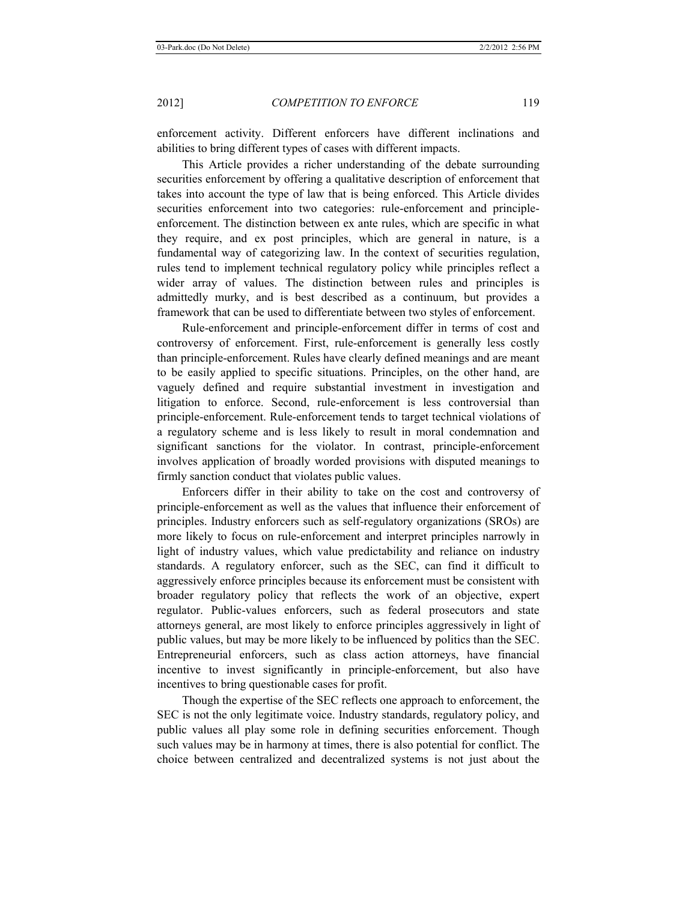enforcement activity. Different enforcers have different inclinations and abilities to bring different types of cases with different impacts.

This Article provides a richer understanding of the debate surrounding securities enforcement by offering a qualitative description of enforcement that takes into account the type of law that is being enforced. This Article divides securities enforcement into two categories: rule-enforcement and principle-enforcement. The distinction between ex ante rules, which are specific in what they require, and ex post principles, which are general in nature, is a fundamental way of categorizing law. In the context of securities regulation, rules tend to implement technical regulatory policy while principles reflect a wider array of values. The distinction between rules and principles is admittedly murky, and is best described as a continuum, but provides a framework that can be used to differentiate between two styles of enforcement.

Rule-enforcement and principle-enforcement differ in terms of cost and controversy of enforcement. First, rule-enforcement is generally less costly than principle-enforcement. Rules have clearly defined meanings and are meant to be easily applied to specific situations. Principles, on the other hand, are vaguely defined and require substantial investment in investigation and litigation to enforce. Second, rule-enforcement is less controversial than principle-enforcement. Rule-enforcement tends to target technical violations of a regulatory scheme and is less likely to result in moral condemnation and significant sanctions for the violator. In contrast, principle-enforcement involves application of broadly worded provisions with disputed meanings to firmly sanction conduct that violates public values.

Enforcers differ in their ability to take on the cost and controversy of principle-enforcement as well as the values that influence their enforcement of principles. Industry enforcers such as self-regulatory organizations (SROs) are more likely to focus on rule-enforcement and interpret principles narrowly in light of industry values, which value predictability and reliance on industry standards. A regulatory enforcer, such as the SEC, can find it difficult to aggressively enforce principles because its enforcement must be consistent with broader regulatory policy that reflects the work of an objective, expert regulator. Public-values enforcers, such as federal prosecutors and state attorneys general, are most likely to enforce principles aggressively in light of public values, but may be more likely to be influenced by politics than the SEC. Entrepreneurial enforcers, such as class action attorneys, have financial incentive to invest significantly in principle-enforcement, but also have incentives to bring questionable cases for profit.

Though the expertise of the SEC reflects one approach to enforcement, the SEC is not the only legitimate voice. Industry standards, regulatory policy, and public values all play some role in defining securities enforcement. Though such values may be in harmony at times, there is also potential for conflict. The choice between centralized and decentralized systems is not just about the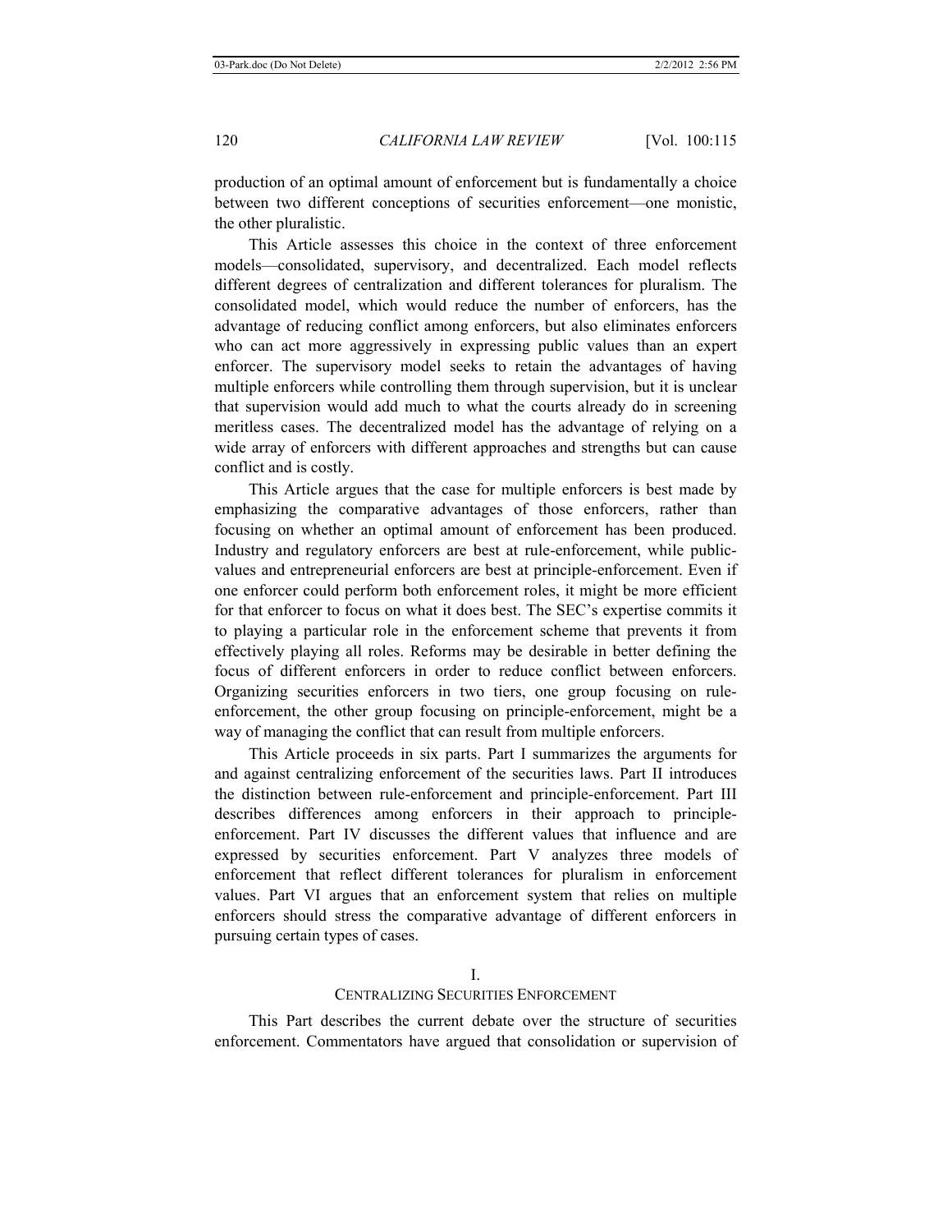production of an optimal amount of enforcement but is fundamentally a choice between two different conceptions of securities enforcement—one monistic, the other pluralistic.

This Article assesses this choice in the context of three enforcement models—consolidated, supervisory, and decentralized. Each model reflects different degrees of centralization and different tolerances for pluralism. The consolidated model, which would reduce the number of enforcers, has the advantage of reducing conflict among enforcers, but also eliminates enforcers who can act more aggressively in expressing public values than an expert enforcer. The supervisory model seeks to retain the advantages of having multiple enforcers while controlling them through supervision, but it is unclear that supervision would add much to what the courts already do in screening meritless cases. The decentralized model has the advantage of relying on a wide array of enforcers with different approaches and strengths but can cause conflict and is costly.

This Article argues that the case for multiple enforcers is best made by emphasizing the comparative advantages of those enforcers, rather than focusing on whether an optimal amount of enforcement has been produced. Industry and regulatory enforcers are best at rule-enforcement, while public-values and entrepreneurial enforcers are best at principle-enforcement. Even if one enforcer could perform both enforcement roles, it might be more efficient for that enforcer to focus on what it does best. The SEC's expertise commits it to playing a particular role in the enforcement scheme that prevents it from effectively playing all roles. Reforms may be desirable in better defining the focus of different enforcers in order to reduce conflict between enforcers. Organizing securities enforcers in two tiers, one group focusing on rule-enforcement, the other group focusing on principle-enforcement, might be a way of managing the conflict that can result from multiple enforcers.

This Article proceeds in six parts. Part I summarizes the arguments for and against centralizing enforcement of the securities laws. Part II introduces the distinction between rule-enforcement and principle-enforcement. Part III describes differences among enforcers in their approach to principle-enforcement. Part IV discusses the different values that influence and are expressed by securities enforcement. Part V analyzes three models of enforcement that reflect different tolerances for pluralism in enforcement values. Part VI argues that an enforcement system that relies on multiple enforcers should stress the comparative advantage of different enforcers in pursuing certain types of cases.

## I.
## CENTRALIZING SECURITIES ENFORCEMENT

This Part describes the current debate over the structure of securities enforcement. Commentators have argued that consolidation or supervision of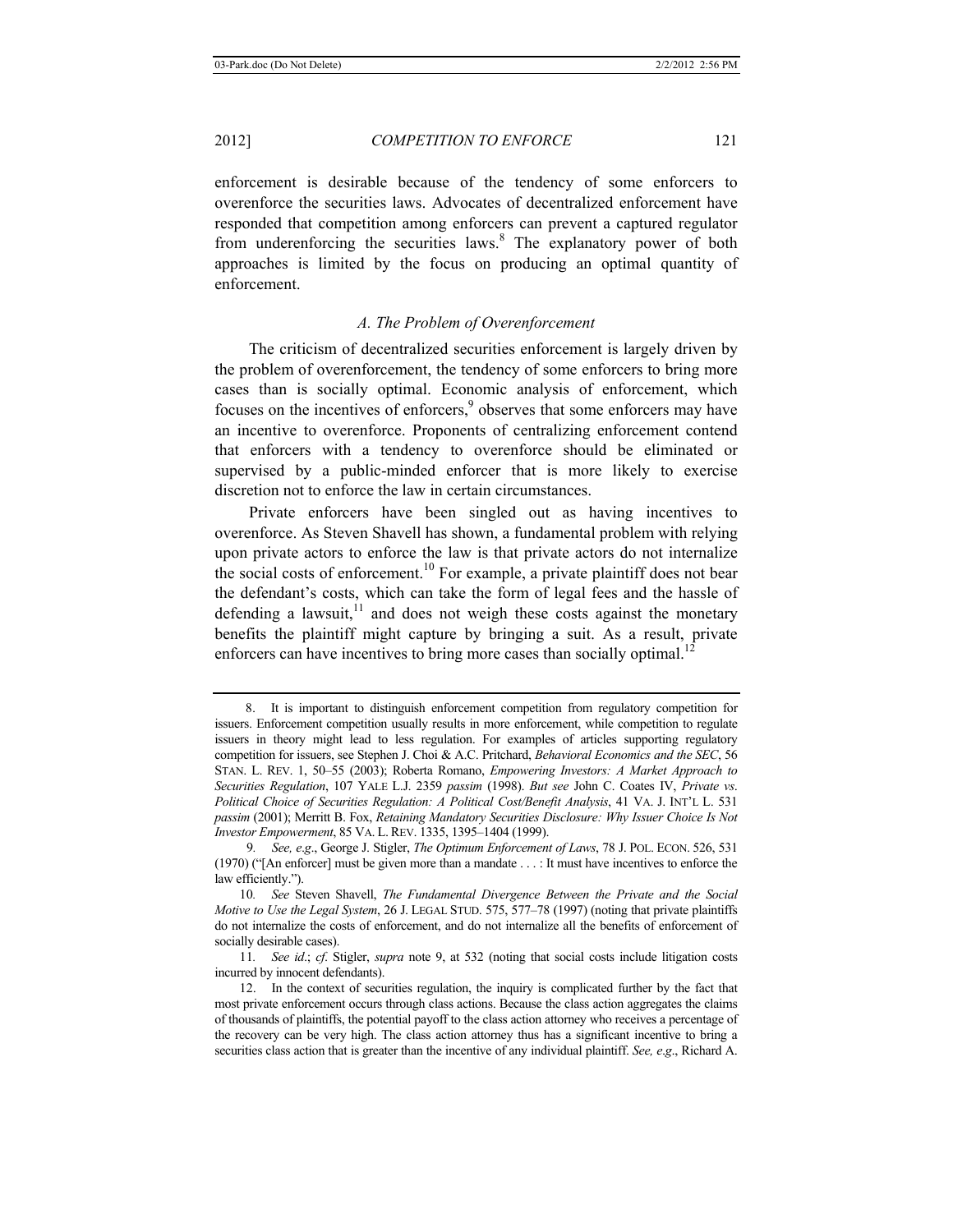enforcement is desirable because of the tendency of some enforcers to overenforce the securities laws. Advocates of decentralized enforcement have responded that competition among enforcers can prevent a captured regulator from underenforcing the securities laws.[8] The explanatory power of both approaches is limited by the focus on producing an optimal quantity of enforcement.

### *A. The Problem of Overenforcement*

The criticism of decentralized securities enforcement is largely driven by the problem of overenforcement, the tendency of some enforcers to bring more cases than is socially optimal. Economic analysis of enforcement, which focuses on the incentives of enforcers,[9] observes that some enforcers may have an incentive to overenforce. Proponents of centralizing enforcement contend that enforcers with a tendency to overenforce should be eliminated or supervised by a public-minded enforcer that is more likely to exercise discretion not to enforce the law in certain circumstances.

Private enforcers have been singled out as having incentives to overenforce. As Steven Shavell has shown, a fundamental problem with relying upon private actors to enforce the law is that private actors do not internalize the social costs of enforcement.[10] For example, a private plaintiff does not bear the defendant's costs, which can take the form of legal fees and the hassle of defending a lawsuit,[11] and does not weigh these costs against the monetary benefits the plaintiff might capture by bringing a suit. As a result, private enforcers can have incentives to bring more cases than socially optimal.[12]

---

8. It is important to distinguish enforcement competition from regulatory competition for issuers. Enforcement competition usually results in more enforcement, while competition to regulate issuers in theory might lead to less regulation. For examples of articles supporting regulatory competition for issuers, see Stephen J. Choi & A.C. Pritchard, *Behavioral Economics and the SEC*, 56 STAN. L. REV. 1, 50–55 (2003); Roberta Romano, *Empowering Investors: A Market Approach to Securities Regulation*, 107 YALE L.J. 2359 *passim* (1998). *But see* John C. Coates IV, *Private vs. Political Choice of Securities Regulation: A Political Cost/Benefit Analysis*, 41 VA. J. INT'L L. 531 *passim* (2001); Merritt B. Fox, *Retaining Mandatory Securities Disclosure: Why Issuer Choice Is Not Investor Empowerment*, 85 VA. L. REV. 1335, 1395–1404 (1999).

9. *See, e.g.*, George J. Stigler, *The Optimum Enforcement of Laws*, 78 J. POL. ECON. 526, 531 (1970) ("[An enforcer] must be given more than a mandate . . . : It must have incentives to enforce the law efficiently.").

10. *See* Steven Shavell, *The Fundamental Divergence Between the Private and the Social Motive to Use the Legal System*, 26 J. LEGAL STUD. 575, 577–78 (1997) (noting that private plaintiffs do not internalize the costs of enforcement, and do not internalize all the benefits of enforcement of socially desirable cases).

11. *See id.*; *cf.* Stigler, *supra* note 9, at 532 (noting that social costs include litigation costs incurred by innocent defendants).

12. In the context of securities regulation, the inquiry is complicated further by the fact that most private enforcement occurs through class actions. Because the class action aggregates the claims of thousands of plaintiffs, the potential payoff to the class action attorney who receives a percentage of the recovery can be very high. The class action attorney thus has a significant incentive to bring a securities class action that is greater than the incentive of any individual plaintiff. *See, e.g.*, Richard A.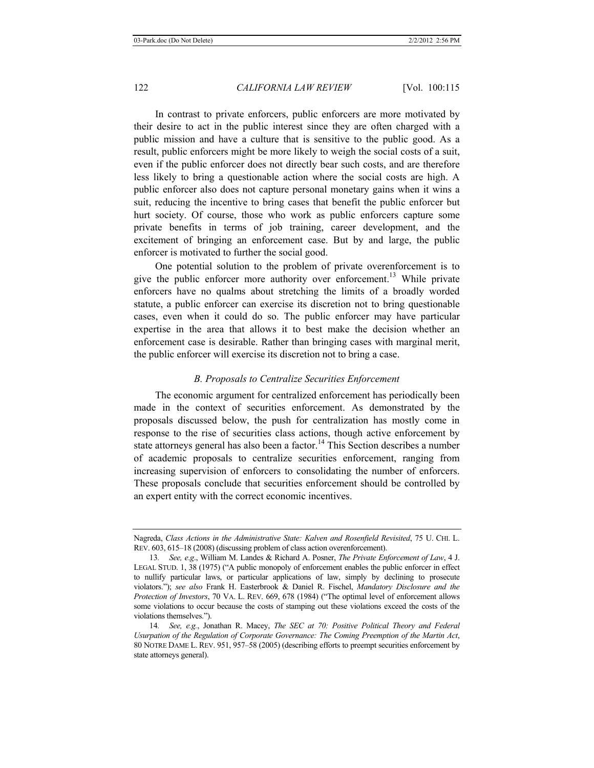In contrast to private enforcers, public enforcers are more motivated by their desire to act in the public interest since they are often charged with a public mission and have a culture that is sensitive to the public good. As a result, public enforcers might be more likely to weigh the social costs of a suit, even if the public enforcer does not directly bear such costs, and are therefore less likely to bring a questionable action where the social costs are high. A public enforcer also does not capture personal monetary gains when it wins a suit, reducing the incentive to bring cases that benefit the public enforcer but hurt society. Of course, those who work as public enforcers capture some private benefits in terms of job training, career development, and the excitement of bringing an enforcement case. But by and large, the public enforcer is motivated to further the social good.

One potential solution to the problem of private overenforcement is to give the public enforcer more authority over enforcement.[13] While private enforcers have no qualms about stretching the limits of a broadly worded statute, a public enforcer can exercise its discretion not to bring questionable cases, even when it could do so. The public enforcer may have particular expertise in the area that allows it to best make the decision whether an enforcement case is desirable. Rather than bringing cases with marginal merit, the public enforcer will exercise its discretion not to bring a case.

### *B. Proposals to Centralize Securities Enforcement*

The economic argument for centralized enforcement has periodically been made in the context of securities enforcement. As demonstrated by the proposals discussed below, the push for centralization has mostly come in response to the rise of securities class actions, though active enforcement by state attorneys general has also been a factor.[14] This Section describes a number of academic proposals to centralize securities enforcement, ranging from increasing supervision of enforcers to consolidating the number of enforcers. These proposals conclude that securities enforcement should be controlled by an expert entity with the correct economic incentives.

---

Nagreda, *Class Actions in the Administrative State: Kalven and Rosenfield Revisited*, 75 U. CHI. L. REV. 603, 615–18 (2008) (discussing problem of class action overenforcement).

13. *See, e.g*., William M. Landes & Richard A. Posner, *The Private Enforcement of Law*, 4 J. LEGAL STUD. 1, 38 (1975) ("A public monopoly of enforcement enables the public enforcer in effect to nullify particular laws, or particular applications of law, simply by declining to prosecute violators."); *see also* Frank H. Easterbrook & Daniel R. Fischel, *Mandatory Disclosure and the Protection of Investors*, 70 VA. L. REV. 669, 678 (1984) ("The optimal level of enforcement allows some violations to occur because the costs of stamping out these violations exceed the costs of the violations themselves.").

14. *See, e.g.*, Jonathan R. Macey, *The SEC at 70: Positive Political Theory and Federal Usurpation of the Regulation of Corporate Governance: The Coming Preemption of the Martin Act*, 80 NOTRE DAME L. REV. 951, 957–58 (2005) (describing efforts to preempt securities enforcement by state attorneys general).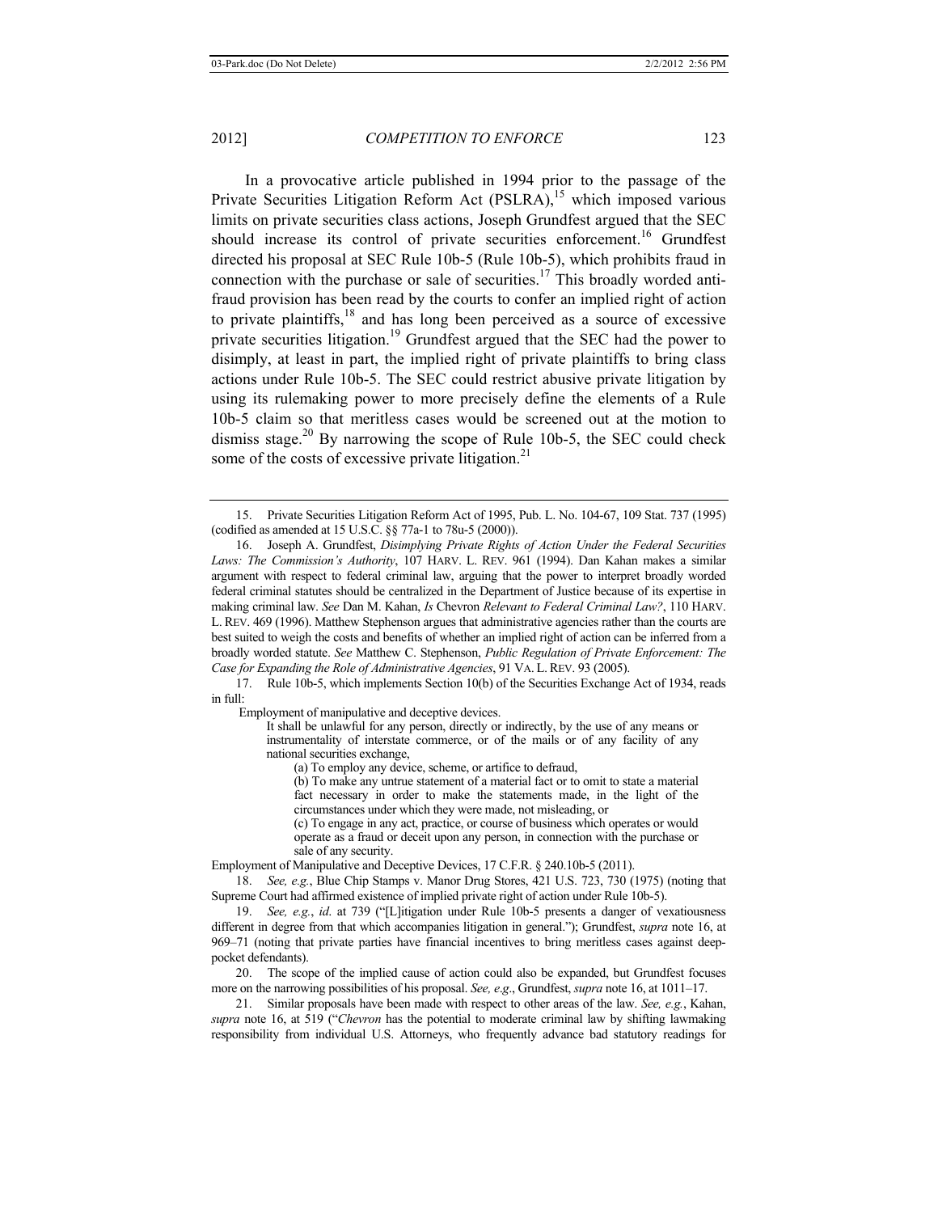In a provocative article published in 1994 prior to the passage of the Private Securities Litigation Reform Act (PSLRA),[15] which imposed various limits on private securities class actions, Joseph Grundfest argued that the SEC should increase its control of private securities enforcement.[16] Grundfest directed his proposal at SEC Rule 10b-5 (Rule 10b-5), which prohibits fraud in connection with the purchase or sale of securities.[17] This broadly worded anti-fraud provision has been read by the courts to confer an implied right of action to private plaintiffs,[18] and has long been perceived as a source of excessive private securities litigation.[19] Grundfest argued that the SEC had the power to disimply, at least in part, the implied right of private plaintiffs to bring class actions under Rule 10b-5. The SEC could restrict abusive private litigation by using its rulemaking power to more precisely define the elements of a Rule 10b-5 claim so that meritless cases would be screened out at the motion to dismiss stage.[20] By narrowing the scope of Rule 10b-5, the SEC could check some of the costs of excessive private litigation.[21]

---

15. Private Securities Litigation Reform Act of 1995, Pub. L. No. 104-67, 109 Stat. 737 (1995) (codified as amended at 15 U.S.C. §§ 77a-1 to 78u-5 (2000)).

16. Joseph A. Grundfest, *Disimplying Private Rights of Action Under the Federal Securities Laws: The Commission's Authority*, 107 HARV. L. REV. 961 (1994). Dan Kahan makes a similar argument with respect to federal criminal law, arguing that the power to interpret broadly worded federal criminal statutes should be centralized in the Department of Justice because of its expertise in making criminal law. *See* Dan M. Kahan, *Is* Chevron *Relevant to Federal Criminal Law?*, 110 HARV. L. REV. 469 (1996). Matthew Stephenson argues that administrative agencies rather than the courts are best suited to weigh the costs and benefits of whether an implied right of action can be inferred from a broadly worded statute. *See* Matthew C. Stephenson, *Public Regulation of Private Enforcement: The Case for Expanding the Role of Administrative Agencies*, 91 VA. L. REV. 93 (2005).

17. Rule 10b-5, which implements Section 10(b) of the Securities Exchange Act of 1934, reads in full:

> Employment of manipulative and deceptive devices.
>
> It shall be unlawful for any person, directly or indirectly, by the use of any means or instrumentality of interstate commerce, or of the mails or of any facility of any national securities exchange,
>
> (a) To employ any device, scheme, or artifice to defraud,
>
> (b) To make any untrue statement of a material fact or to omit to state a material fact necessary in order to make the statements made, in the light of the circumstances under which they were made, not misleading, or
>
> (c) To engage in any act, practice, or course of business which operates or would operate as a fraud or deceit upon any person, in connection with the purchase or sale of any security.

Employment of Manipulative and Deceptive Devices, 17 C.F.R. § 240.10b-5 (2011).

18. *See, e.g.*, Blue Chip Stamps v. Manor Drug Stores, 421 U.S. 723, 730 (1975) (noting that Supreme Court had affirmed existence of implied private right of action under Rule 10b-5).

19. *See, e.g.*, *id.* at 739 ("[L]itigation under Rule 10b-5 presents a danger of vexatiousness different in degree from that which accompanies litigation in general."); Grundfest, *supra* note 16, at 969–71 (noting that private parties have financial incentives to bring meritless cases against deep-pocket defendants).

20. The scope of the implied cause of action could also be expanded, but Grundfest focuses more on the narrowing possibilities of his proposal. *See, e.g.*, Grundfest, *supra* note 16, at 1011–17.

21. Similar proposals have been made with respect to other areas of the law. *See, e.g.*, Kahan, *supra* note 16, at 519 ("*Chevron* has the potential to moderate criminal law by shifting lawmaking responsibility from individual U.S. Attorneys, who frequently advance bad statutory readings for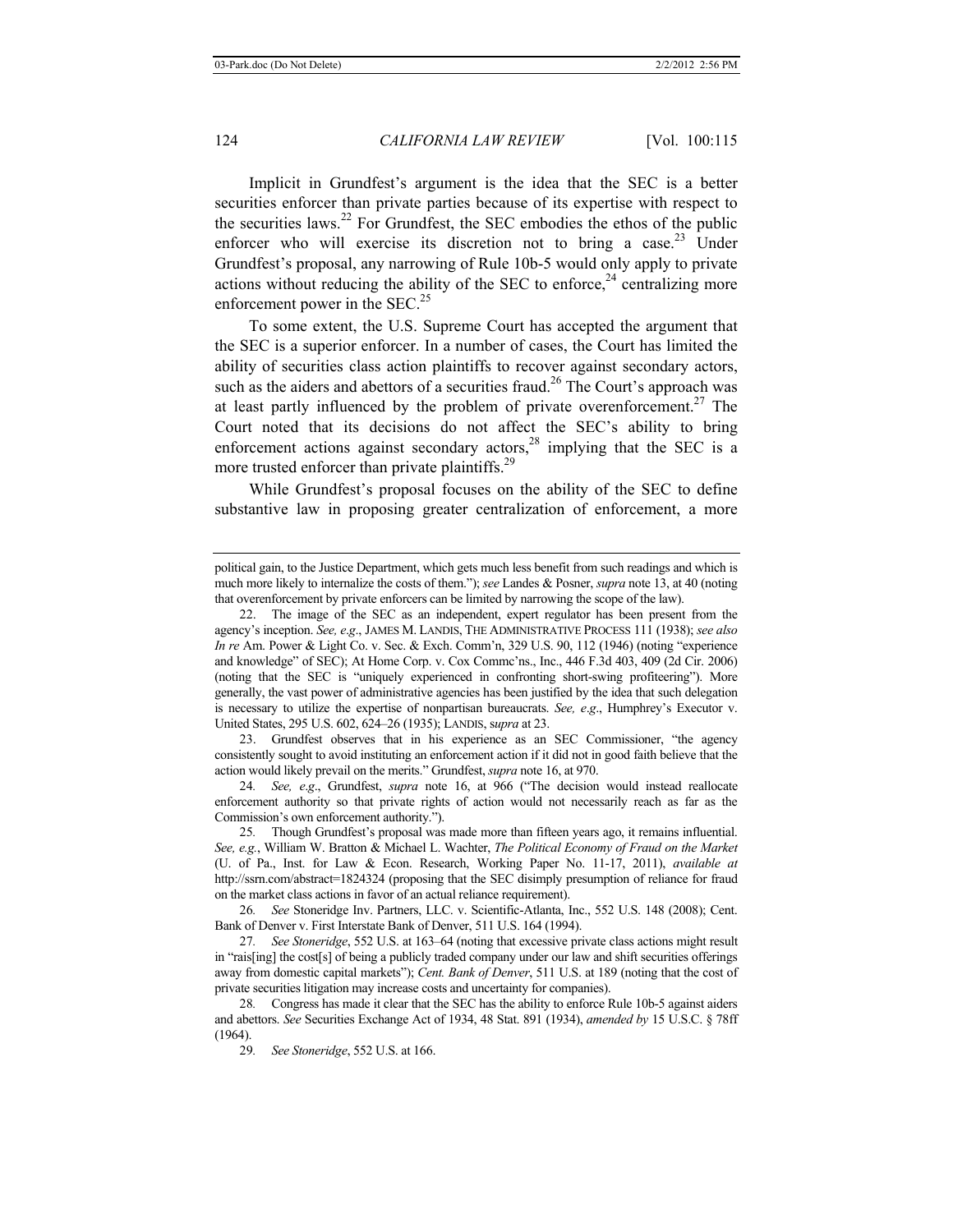Implicit in Grundfest's argument is the idea that the SEC is a better securities enforcer than private parties because of its expertise with respect to the securities laws.[22] For Grundfest, the SEC embodies the ethos of the public enforcer who will exercise its discretion not to bring a case.[23] Under Grundfest's proposal, any narrowing of Rule 10b-5 would only apply to private actions without reducing the ability of the SEC to enforce,[24] centralizing more enforcement power in the SEC.[25]

To some extent, the U.S. Supreme Court has accepted the argument that the SEC is a superior enforcer. In a number of cases, the Court has limited the ability of securities class action plaintiffs to recover against secondary actors, such as the aiders and abettors of a securities fraud.[26] The Court's approach was at least partly influenced by the problem of private overenforcement.[27] The Court noted that its decisions do not affect the SEC's ability to bring enforcement actions against secondary actors,[28] implying that the SEC is a more trusted enforcer than private plaintiffs.[29]

While Grundfest's proposal focuses on the ability of the SEC to define substantive law in proposing greater centralization of enforcement, a more

---

political gain, to the Justice Department, which gets much less benefit from such readings and which is much more likely to internalize the costs of them."); *see* Landes & Posner, *supra* note 13, at 40 (noting that overenforcement by private enforcers can be limited by narrowing the scope of the law).

22. The image of the SEC as an independent, expert regulator has been present from the agency's inception. *See, e.g.*, JAMES M. LANDIS, THE ADMINISTRATIVE PROCESS 111 (1938); *see also In re* Am. Power & Light Co. v. Sec. & Exch. Comm'n, 329 U.S. 90, 112 (1946) (noting "experience and knowledge" of SEC); At Home Corp. v. Cox Commc'ns., Inc., 446 F.3d 403, 409 (2d Cir. 2006) (noting that the SEC is "uniquely experienced in confronting short-swing profiteering"). More generally, the vast power of administrative agencies has been justified by the idea that such delegation is necessary to utilize the expertise of nonpartisan bureaucrats. *See, e.g.*, Humphrey's Executor v. United States, 295 U.S. 602, 624–26 (1935); LANDIS, *supra* at 23.

23. Grundfest observes that in his experience as an SEC Commissioner, "the agency consistently sought to avoid instituting an enforcement action if it did not in good faith believe that the action would likely prevail on the merits." Grundfest, *supra* note 16, at 970.

24. *See, e.g.*, Grundfest, *supra* note 16, at 966 ("The decision would instead reallocate enforcement authority so that private rights of action would not necessarily reach as far as the Commission's own enforcement authority.").

25. Though Grundfest's proposal was made more than fifteen years ago, it remains influential. *See, e.g.*, William W. Bratton & Michael L. Wachter, *The Political Economy of Fraud on the Market* (U. of Pa., Inst. for Law & Econ. Research, Working Paper No. 11-17, 2011), *available at* http://ssrn.com/abstract=1824324 (proposing that the SEC disimply presumption of reliance for fraud on the market class actions in favor of an actual reliance requirement).

26. *See* Stoneridge Inv. Partners, LLC. v. Scientific-Atlanta, Inc., 552 U.S. 148 (2008); Cent. Bank of Denver v. First Interstate Bank of Denver, 511 U.S. 164 (1994).

27. *See Stoneridge*, 552 U.S. at 163–64 (noting that excessive private class actions might result in "rais[ing] the cost[s] of being a publicly traded company under our law and shift securities offerings away from domestic capital markets"); *Cent. Bank of Denver*, 511 U.S. at 189 (noting that the cost of private securities litigation may increase costs and uncertainty for companies).

28. Congress has made it clear that the SEC has the ability to enforce Rule 10b-5 against aiders and abettors. *See* Securities Exchange Act of 1934, 48 Stat. 891 (1934), *amended by* 15 U.S.C. § 78ff (1964).

29. *See Stoneridge*, 552 U.S. at 166.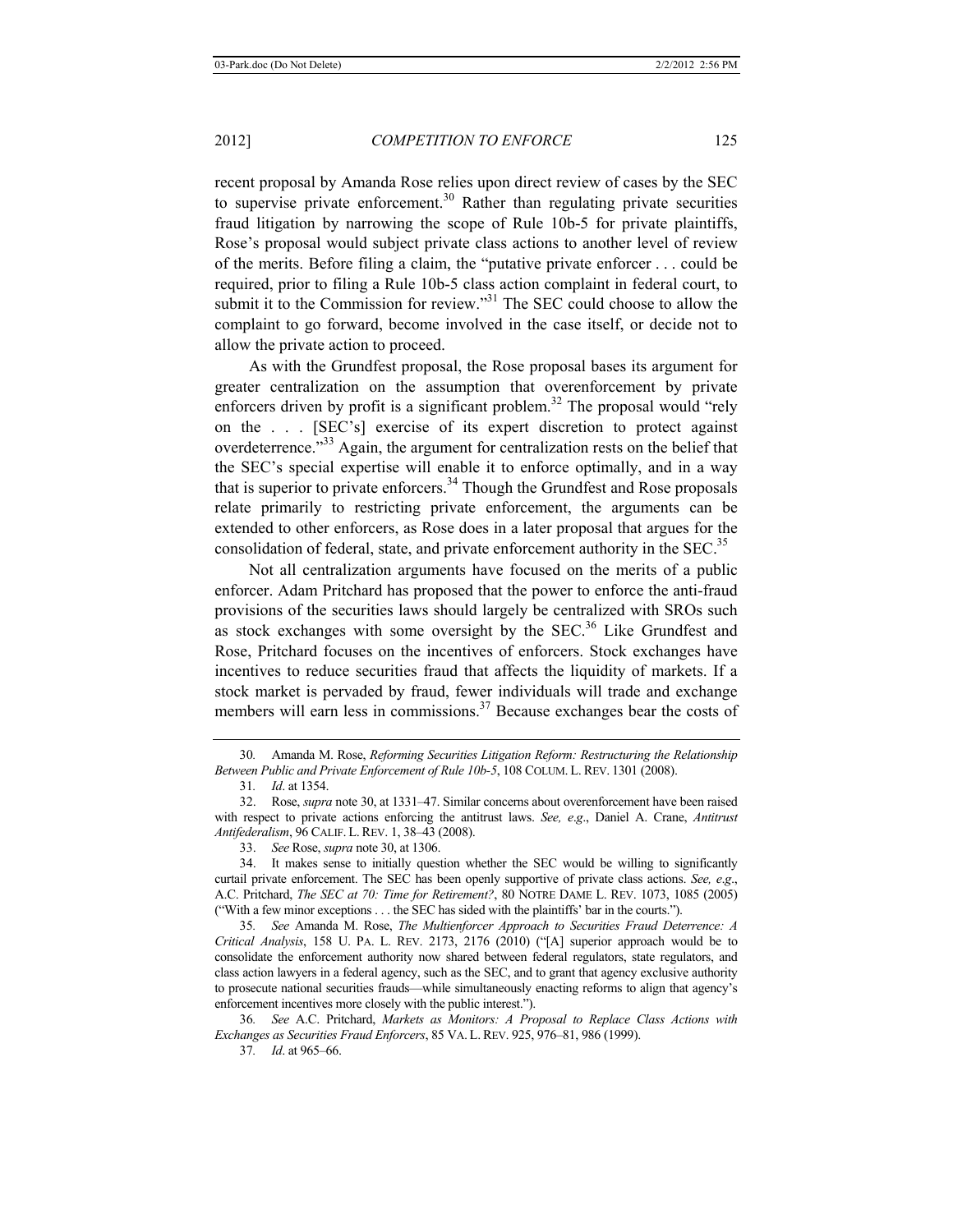recent proposal by Amanda Rose relies upon direct review of cases by the SEC to supervise private enforcement.[30] Rather than regulating private securities fraud litigation by narrowing the scope of Rule 10b-5 for private plaintiffs, Rose's proposal would subject private class actions to another level of review of the merits. Before filing a claim, the "putative private enforcer . . . could be required, prior to filing a Rule 10b-5 class action complaint in federal court, to submit it to the Commission for review."[31] The SEC could choose to allow the complaint to go forward, become involved in the case itself, or decide not to allow the private action to proceed.

As with the Grundfest proposal, the Rose proposal bases its argument for greater centralization on the assumption that overenforcement by private enforcers driven by profit is a significant problem.[32] The proposal would "rely on the . . . [SEC's] exercise of its expert discretion to protect against overdeterrence."[33] Again, the argument for centralization rests on the belief that the SEC's special expertise will enable it to enforce optimally, and in a way that is superior to private enforcers.[34] Though the Grundfest and Rose proposals relate primarily to restricting private enforcement, the arguments can be extended to other enforcers, as Rose does in a later proposal that argues for the consolidation of federal, state, and private enforcement authority in the SEC.[35]

Not all centralization arguments have focused on the merits of a public enforcer. Adam Pritchard has proposed that the power to enforce the anti-fraud provisions of the securities laws should largely be centralized with SROs such as stock exchanges with some oversight by the SEC.[36] Like Grundfest and Rose, Pritchard focuses on the incentives of enforcers. Stock exchanges have incentives to reduce securities fraud that affects the liquidity of markets. If a stock market is pervaded by fraud, fewer individuals will trade and exchange members will earn less in commissions.[37] Because exchanges bear the costs of

---

30. Amanda M. Rose, *Reforming Securities Litigation Reform: Restructuring the Relationship Between Public and Private Enforcement of Rule 10b-5*, 108 COLUM. L. REV. 1301 (2008).

31. *Id*. at 1354.

32. Rose, *supra* note 30, at 1331–47. Similar concerns about overenforcement have been raised with respect to private actions enforcing the antitrust laws. *See, e.g*., Daniel A. Crane, *Antitrust Antifederalism*, 96 CALIF. L. REV. 1, 38–43 (2008).

33. *See* Rose, *supra* note 30, at 1306.

34. It makes sense to initially question whether the SEC would be willing to significantly curtail private enforcement. The SEC has been openly supportive of private class actions. *See, e.g*., A.C. Pritchard, *The SEC at 70: Time for Retirement?*, 80 NOTRE DAME L. REV. 1073, 1085 (2005) ("With a few minor exceptions . . . the SEC has sided with the plaintiffs' bar in the courts.").

35. *See* Amanda M. Rose, *The Multienforcer Approach to Securities Fraud Deterrence: A Critical Analysis*, 158 U. PA. L. REV. 2173, 2176 (2010) ("[A] superior approach would be to consolidate the enforcement authority now shared between federal regulators, state regulators, and class action lawyers in a federal agency, such as the SEC, and to grant that agency exclusive authority to prosecute national securities frauds—while simultaneously enacting reforms to align that agency's enforcement incentives more closely with the public interest.").

36. *See* A.C. Pritchard, *Markets as Monitors: A Proposal to Replace Class Actions with Exchanges as Securities Fraud Enforcers*, 85 VA. L. REV. 925, 976–81, 986 (1999).

37. *Id*. at 965–66.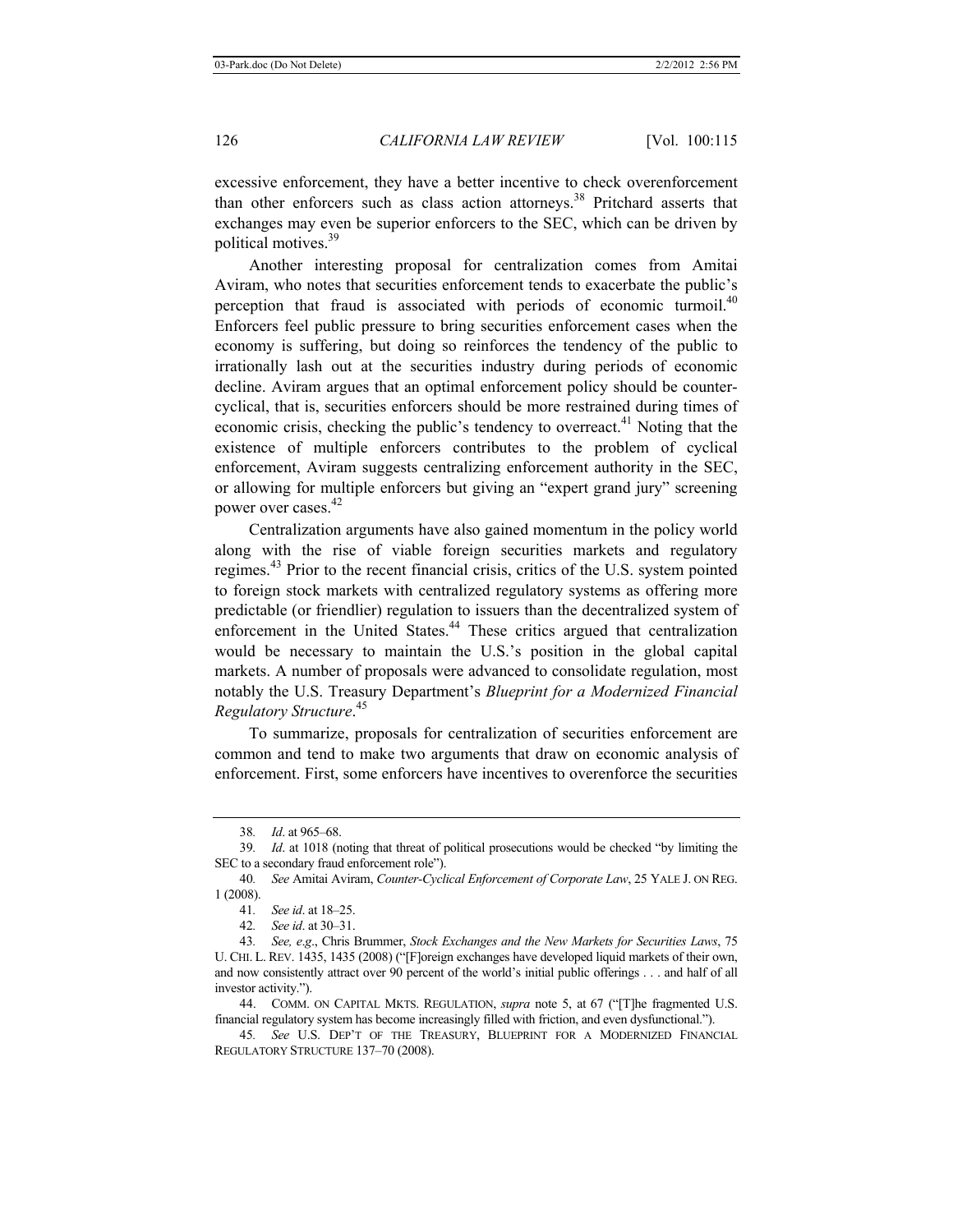excessive enforcement, they have a better incentive to check overenforcement than other enforcers such as class action attorneys.[38] Pritchard asserts that exchanges may even be superior enforcers to the SEC, which can be driven by political motives.[39]

Another interesting proposal for centralization comes from Amitai Aviram, who notes that securities enforcement tends to exacerbate the public's perception that fraud is associated with periods of economic turmoil.[40] Enforcers feel public pressure to bring securities enforcement cases when the economy is suffering, but doing so reinforces the tendency of the public to irrationally lash out at the securities industry during periods of economic decline. Aviram argues that an optimal enforcement policy should be counter-cyclical, that is, securities enforcers should be more restrained during times of economic crisis, checking the public's tendency to overreact.[41] Noting that the existence of multiple enforcers contributes to the problem of cyclical enforcement, Aviram suggests centralizing enforcement authority in the SEC, or allowing for multiple enforcers but giving an "expert grand jury" screening power over cases.[42]

Centralization arguments have also gained momentum in the policy world along with the rise of viable foreign securities markets and regulatory regimes.[43] Prior to the recent financial crisis, critics of the U.S. system pointed to foreign stock markets with centralized regulatory systems as offering more predictable (or friendlier) regulation to issuers than the decentralized system of enforcement in the United States.[44] These critics argued that centralization would be necessary to maintain the U.S.'s position in the global capital markets. A number of proposals were advanced to consolidate regulation, most notably the U.S. Treasury Department's *Blueprint for a Modernized Financial Regulatory Structure*.[45]

To summarize, proposals for centralization of securities enforcement are common and tend to make two arguments that draw on economic analysis of enforcement. First, some enforcers have incentives to overenforce the securities

---

38. *Id*. at 965–68.

39. *Id*. at 1018 (noting that threat of political prosecutions would be checked "by limiting the SEC to a secondary fraud enforcement role").

40. *See* Amitai Aviram, *Counter-Cyclical Enforcement of Corporate Law*, 25 YALE J. ON REG. 1 (2008).

41. *See id*. at 18–25.

42. *See id*. at 30–31.

43. *See, e.g*., Chris Brummer, *Stock Exchanges and the New Markets for Securities Laws*, 75 U. CHI. L. REV. 1435, 1435 (2008) ("[F]oreign exchanges have developed liquid markets of their own, and now consistently attract over 90 percent of the world's initial public offerings . . . and half of all investor activity.").

44. COMM. ON CAPITAL MKTS. REGULATION, *supra* note 5, at 67 ("[T]he fragmented U.S. financial regulatory system has become increasingly filled with friction, and even dysfunctional.").

45. *See* U.S. DEP'T OF THE TREASURY, BLUEPRINT FOR A MODERNIZED FINANCIAL REGULATORY STRUCTURE 137–70 (2008).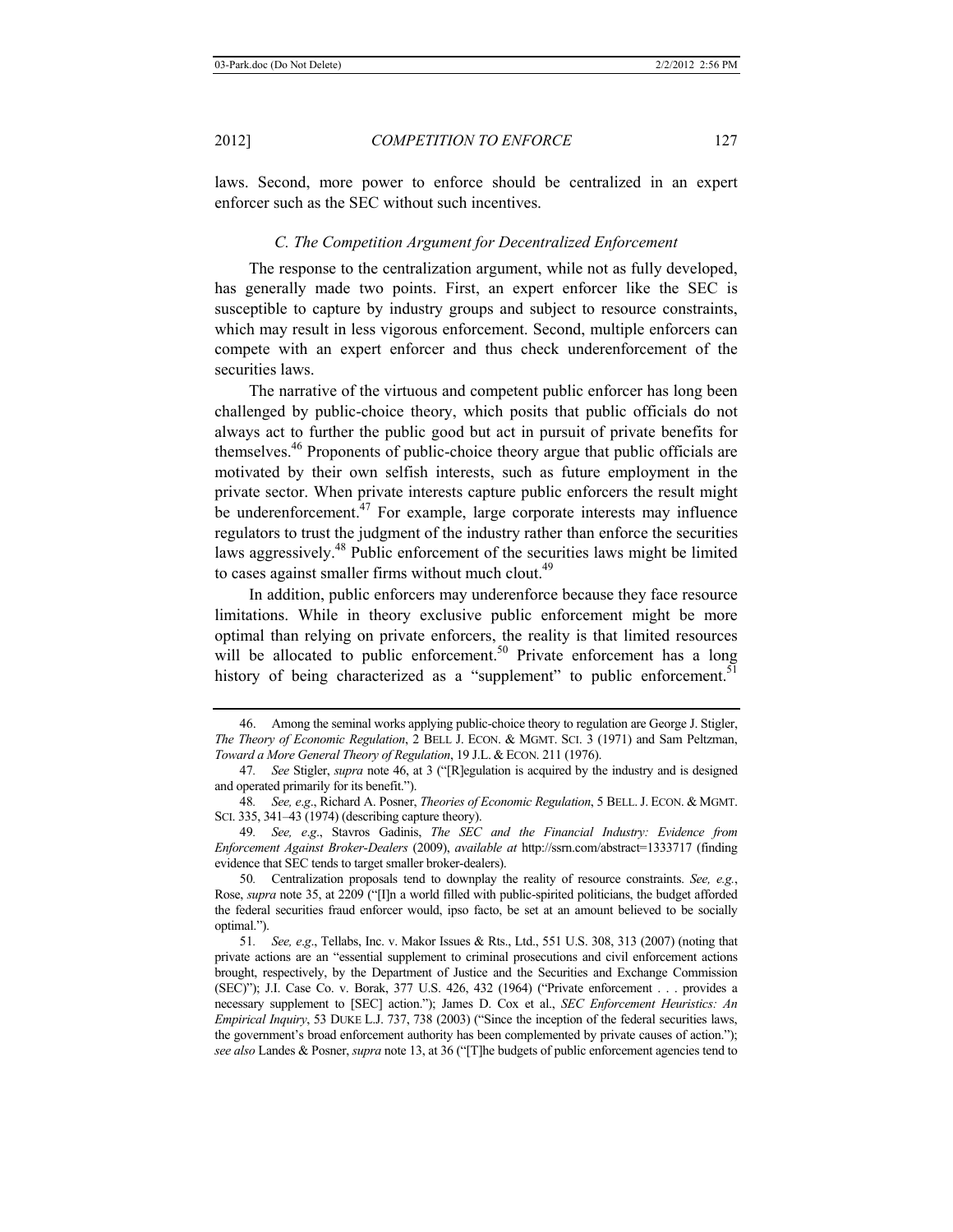laws. Second, more power to enforce should be centralized in an expert enforcer such as the SEC without such incentives.

### *C. The Competition Argument for Decentralized Enforcement*

The response to the centralization argument, while not as fully developed, has generally made two points. First, an expert enforcer like the SEC is susceptible to capture by industry groups and subject to resource constraints, which may result in less vigorous enforcement. Second, multiple enforcers can compete with an expert enforcer and thus check underenforcement of the securities laws.

The narrative of the virtuous and competent public enforcer has long been challenged by public-choice theory, which posits that public officials do not always act to further the public good but act in pursuit of private benefits for themselves.[46] Proponents of public-choice theory argue that public officials are motivated by their own selfish interests, such as future employment in the private sector. When private interests capture public enforcers the result might be underenforcement.[47] For example, large corporate interests may influence regulators to trust the judgment of the industry rather than enforce the securities laws aggressively.[48] Public enforcement of the securities laws might be limited to cases against smaller firms without much clout.[49]

In addition, public enforcers may underenforce because they face resource limitations. While in theory exclusive public enforcement might be more optimal than relying on private enforcers, the reality is that limited resources will be allocated to public enforcement.[50] Private enforcement has a long history of being characterized as a "supplement" to public enforcement.[51]

---

46. Among the seminal works applying public-choice theory to regulation are George J. Stigler, *The Theory of Economic Regulation*, 2 BELL J. ECON. & MGMT. SCI. 3 (1971) and Sam Peltzman, *Toward a More General Theory of Regulation*, 19 J.L. & ECON. 211 (1976).

47. *See* Stigler, *supra* note 46, at 3 ("[R]egulation is acquired by the industry and is designed and operated primarily for its benefit.").

48. *See, e.g*., Richard A. Posner, *Theories of Economic Regulation*, 5 BELL. J. ECON. & MGMT. SCI. 335, 341–43 (1974) (describing capture theory).

49. *See, e.g*., Stavros Gadinis, *The SEC and the Financial Industry: Evidence from Enforcement Against Broker-Dealers* (2009), *available at* http://ssrn.com/abstract=1333717 (finding evidence that SEC tends to target smaller broker-dealers).

50. Centralization proposals tend to downplay the reality of resource constraints. *See, e.g.*, Rose, *supra* note 35, at 2209 ("[I]n a world filled with public-spirited politicians, the budget afforded the federal securities fraud enforcer would, ipso facto, be set at an amount believed to be socially optimal.").

51. *See, e.g*., Tellabs, Inc. v. Makor Issues & Rts., Ltd., 551 U.S. 308, 313 (2007) (noting that private actions are an "essential supplement to criminal prosecutions and civil enforcement actions brought, respectively, by the Department of Justice and the Securities and Exchange Commission (SEC)"); J.I. Case Co. v. Borak, 377 U.S. 426, 432 (1964) ("Private enforcement . . . provides a necessary supplement to [SEC] action."); James D. Cox et al., *SEC Enforcement Heuristics: An Empirical Inquiry*, 53 DUKE L.J. 737, 738 (2003) ("Since the inception of the federal securities laws, the government's broad enforcement authority has been complemented by private causes of action."); *see also* Landes & Posner, *supra* note 13, at 36 ("[T]he budgets of public enforcement agencies tend to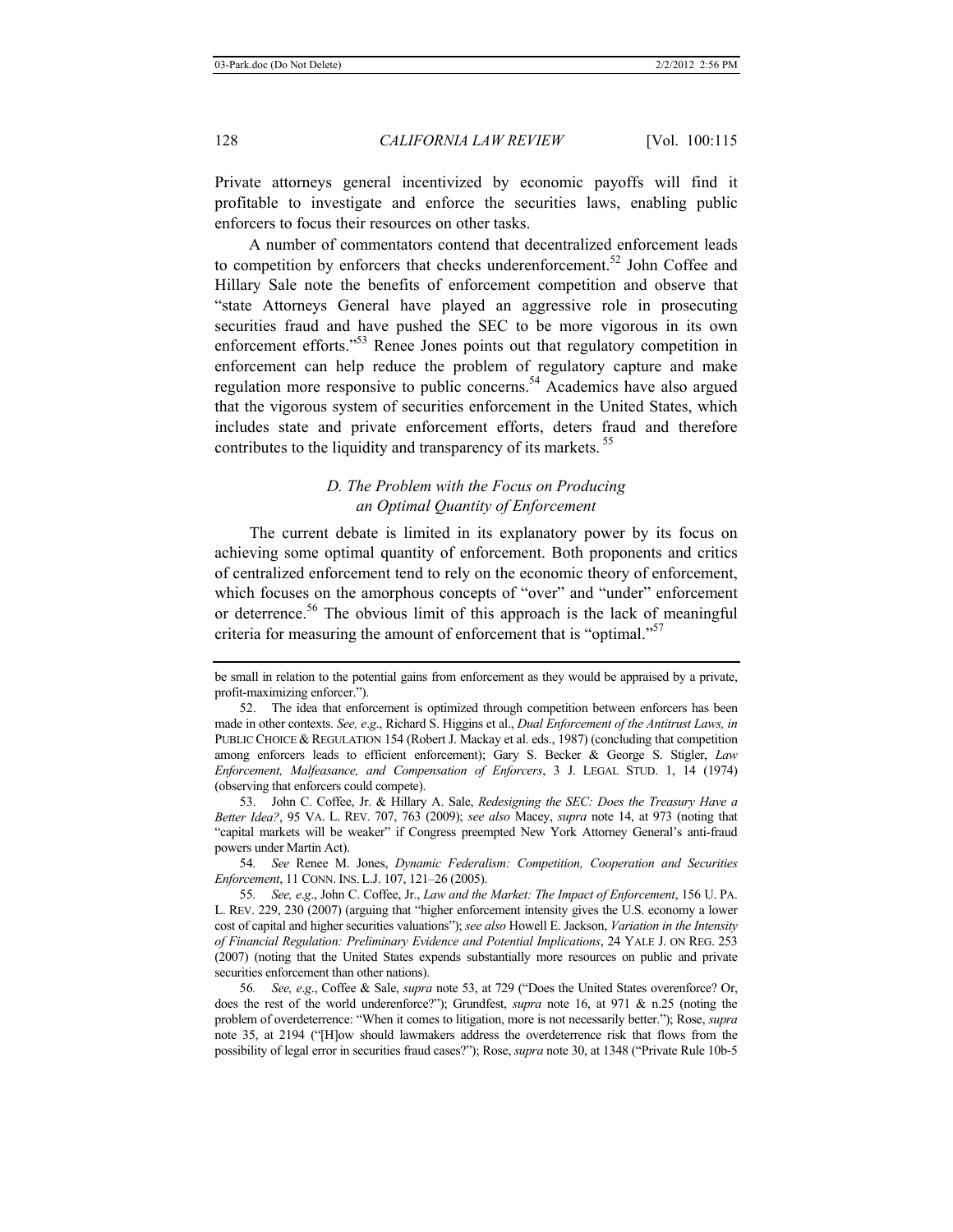Private attorneys general incentivized by economic payoffs will find it profitable to investigate and enforce the securities laws, enabling public enforcers to focus their resources on other tasks.

A number of commentators contend that decentralized enforcement leads to competition by enforcers that checks underenforcement.[52] John Coffee and Hillary Sale note the benefits of enforcement competition and observe that "state Attorneys General have played an aggressive role in prosecuting securities fraud and have pushed the SEC to be more vigorous in its own enforcement efforts."[53] Renee Jones points out that regulatory competition in enforcement can help reduce the problem of regulatory capture and make regulation more responsive to public concerns.[54] Academics have also argued that the vigorous system of securities enforcement in the United States, which includes state and private enforcement efforts, deters fraud and therefore contributes to the liquidity and transparency of its markets.[55]

### *D. The Problem with the Focus on Producing an Optimal Quantity of Enforcement*

The current debate is limited in its explanatory power by its focus on achieving some optimal quantity of enforcement. Both proponents and critics of centralized enforcement tend to rely on the economic theory of enforcement, which focuses on the amorphous concepts of "over" and "under" enforcement or deterrence.[56] The obvious limit of this approach is the lack of meaningful criteria for measuring the amount of enforcement that is "optimal."[57]

---

be small in relation to the potential gains from enforcement as they would be appraised by a private, profit-maximizing enforcer.").

52. The idea that enforcement is optimized through competition between enforcers has been made in other contexts. *See, e.g*., Richard S. Higgins et al., *Dual Enforcement of the Antitrust Laws, in* PUBLIC CHOICE & REGULATION 154 (Robert J. Mackay et al. eds., 1987) (concluding that competition among enforcers leads to efficient enforcement); Gary S. Becker & George S. Stigler, *Law Enforcement, Malfeasance, and Compensation of Enforcers*, 3 J. LEGAL STUD. 1, 14 (1974) (observing that enforcers could compete).

53. John C. Coffee, Jr. & Hillary A. Sale, *Redesigning the SEC: Does the Treasury Have a Better Idea?*, 95 VA. L. REV. 707, 763 (2009); *see also* Macey, *supra* note 14, at 973 (noting that "capital markets will be weaker" if Congress preempted New York Attorney General's anti-fraud powers under Martin Act).

54. *See* Renee M. Jones, *Dynamic Federalism: Competition, Cooperation and Securities Enforcement*, 11 CONN. INS. L.J. 107, 121–26 (2005).

55. *See, e.g*., John C. Coffee, Jr., *Law and the Market: The Impact of Enforcement*, 156 U. PA. L. REV. 229, 230 (2007) (arguing that "higher enforcement intensity gives the U.S. economy a lower cost of capital and higher securities valuations"); *see also* Howell E. Jackson, *Variation in the Intensity of Financial Regulation: Preliminary Evidence and Potential Implications*, 24 YALE J. ON REG. 253 (2007) (noting that the United States expends substantially more resources on public and private securities enforcement than other nations).

56. *See, e.g*., Coffee & Sale, *supra* note 53, at 729 ("Does the United States overenforce? Or, does the rest of the world underenforce?"); Grundfest, *supra* note 16, at 971 & n.25 (noting the problem of overdeterrence: "When it comes to litigation, more is not necessarily better."); Rose, *supra* note 35, at 2194 ("[H]ow should lawmakers address the overdeterrence risk that flows from the possibility of legal error in securities fraud cases?"); Rose, *supra* note 30, at 1348 ("Private Rule 10b-5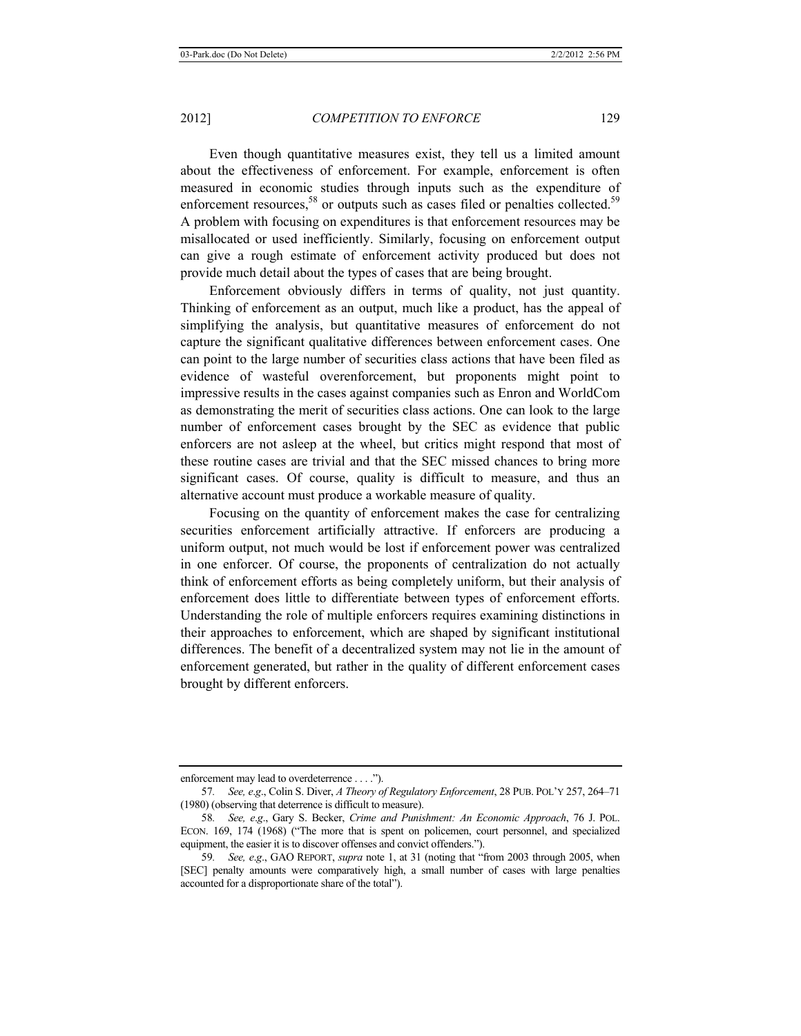Even though quantitative measures exist, they tell us a limited amount about the effectiveness of enforcement. For example, enforcement is often measured in economic studies through inputs such as the expenditure of enforcement resources,[58] or outputs such as cases filed or penalties collected.[59] A problem with focusing on expenditures is that enforcement resources may be misallocated or used inefficiently. Similarly, focusing on enforcement output can give a rough estimate of enforcement activity produced but does not provide much detail about the types of cases that are being brought.

Enforcement obviously differs in terms of quality, not just quantity. Thinking of enforcement as an output, much like a product, has the appeal of simplifying the analysis, but quantitative measures of enforcement do not capture the significant qualitative differences between enforcement cases. One can point to the large number of securities class actions that have been filed as evidence of wasteful overenforcement, but proponents might point to impressive results in the cases against companies such as Enron and WorldCom as demonstrating the merit of securities class actions. One can look to the large number of enforcement cases brought by the SEC as evidence that public enforcers are not asleep at the wheel, but critics might respond that most of these routine cases are trivial and that the SEC missed chances to bring more significant cases. Of course, quality is difficult to measure, and thus an alternative account must produce a workable measure of quality.

Focusing on the quantity of enforcement makes the case for centralizing securities enforcement artificially attractive. If enforcers are producing a uniform output, not much would be lost if enforcement power was centralized in one enforcer. Of course, the proponents of centralization do not actually think of enforcement efforts as being completely uniform, but their analysis of enforcement does little to differentiate between types of enforcement efforts. Understanding the role of multiple enforcers requires examining distinctions in their approaches to enforcement, which are shaped by significant institutional differences. The benefit of a decentralized system may not lie in the amount of enforcement generated, but rather in the quality of different enforcement cases brought by different enforcers.

---

enforcement may lead to overdeterrence . . . .").

57. *See, e.g.*, Colin S. Diver, *A Theory of Regulatory Enforcement*, 28 PUB. POL'Y 257, 264–71 (1980) (observing that deterrence is difficult to measure).

58. *See, e.g.*, Gary S. Becker, *Crime and Punishment: An Economic Approach*, 76 J. POL. ECON. 169, 174 (1968) ("The more that is spent on policemen, court personnel, and specialized equipment, the easier it is to discover offenses and convict offenders.").

59. *See, e.g.*, GAO REPORT, *supra* note 1, at 31 (noting that "from 2003 through 2005, when [SEC] penalty amounts were comparatively high, a small number of cases with large penalties accounted for a disproportionate share of the total").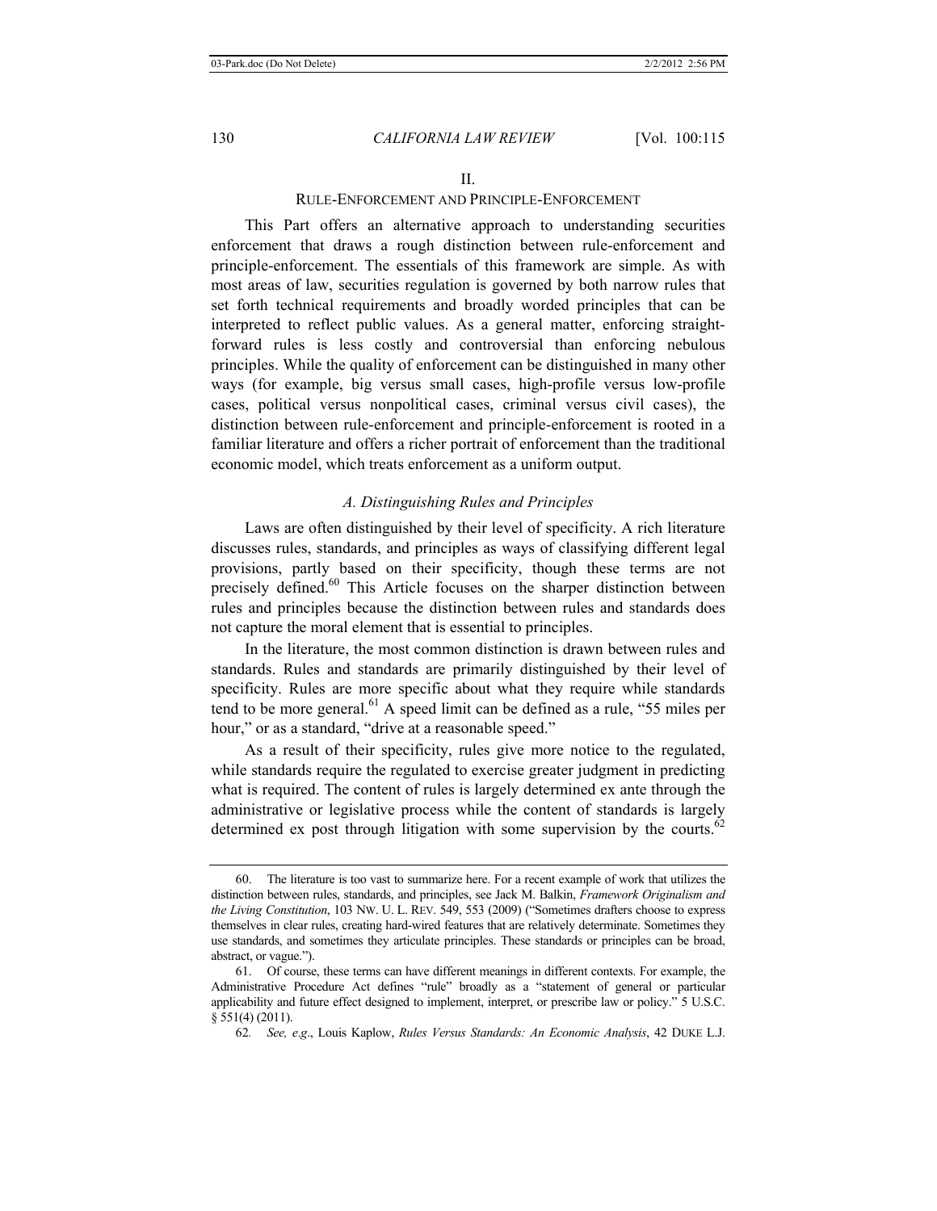## II.
## RULE-ENFORCEMENT AND PRINCIPLE-ENFORCEMENT

This Part offers an alternative approach to understanding securities enforcement that draws a rough distinction between rule-enforcement and principle-enforcement. The essentials of this framework are simple. As with most areas of law, securities regulation is governed by both narrow rules that set forth technical requirements and broadly worded principles that can be interpreted to reflect public values. As a general matter, enforcing straight-forward rules is less costly and controversial than enforcing nebulous principles. While the quality of enforcement can be distinguished in many other ways (for example, big versus small cases, high-profile versus low-profile cases, political versus nonpolitical cases, criminal versus civil cases), the distinction between rule-enforcement and principle-enforcement is rooted in a familiar literature and offers a richer portrait of enforcement than the traditional economic model, which treats enforcement as a uniform output.

### *A. Distinguishing Rules and Principles*

Laws are often distinguished by their level of specificity. A rich literature discusses rules, standards, and principles as ways of classifying different legal provisions, partly based on their specificity, though these terms are not precisely defined.[60] This Article focuses on the sharper distinction between rules and principles because the distinction between rules and standards does not capture the moral element that is essential to principles.

In the literature, the most common distinction is drawn between rules and standards. Rules and standards are primarily distinguished by their level of specificity. Rules are more specific about what they require while standards tend to be more general.[61] A speed limit can be defined as a rule, "55 miles per hour," or as a standard, "drive at a reasonable speed."

As a result of their specificity, rules give more notice to the regulated, while standards require the regulated to exercise greater judgment in predicting what is required. The content of rules is largely determined ex ante through the administrative or legislative process while the content of standards is largely determined ex post through litigation with some supervision by the courts.[62]

---

60. The literature is too vast to summarize here. For a recent example of work that utilizes the distinction between rules, standards, and principles, see Jack M. Balkin, *Framework Originalism and the Living Constitution*, 103 NW. U. L. REV. 549, 553 (2009) ("Sometimes drafters choose to express themselves in clear rules, creating hard-wired features that are relatively determinate. Sometimes they use standards, and sometimes they articulate principles. These standards or principles can be broad, abstract, or vague.").

61. Of course, these terms can have different meanings in different contexts. For example, the Administrative Procedure Act defines "rule" broadly as a "statement of general or particular applicability and future effect designed to implement, interpret, or prescribe law or policy." 5 U.S.C. § 551(4) (2011).

62. *See, e.g.*, Louis Kaplow, *Rules Versus Standards: An Economic Analysis*, 42 DUKE L.J.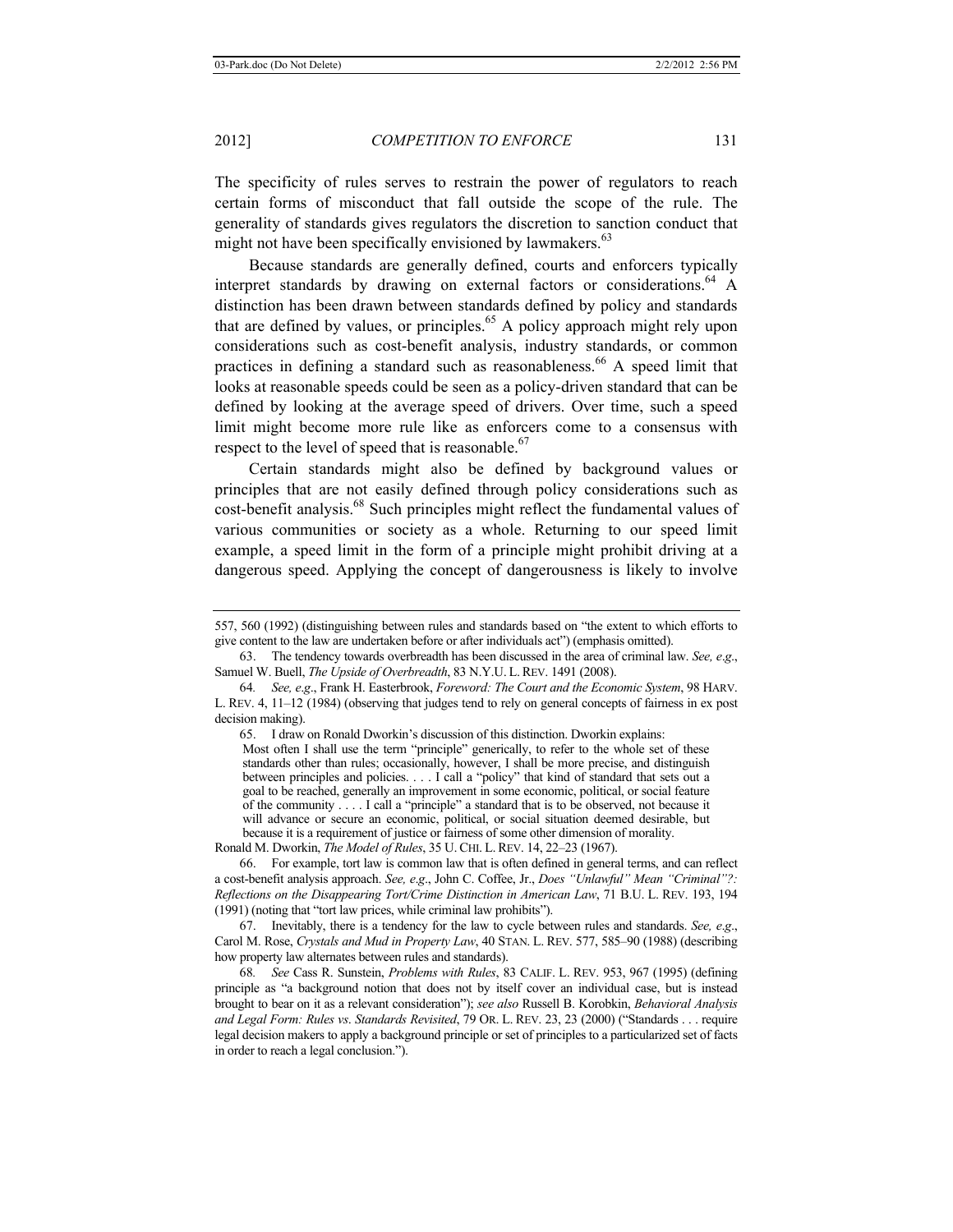The specificity of rules serves to restrain the power of regulators to reach certain forms of misconduct that fall outside the scope of the rule. The generality of standards gives regulators the discretion to sanction conduct that might not have been specifically envisioned by lawmakers.[63]

Because standards are generally defined, courts and enforcers typically interpret standards by drawing on external factors or considerations.[64] A distinction has been drawn between standards defined by policy and standards that are defined by values, or principles.[65] A policy approach might rely upon considerations such as cost-benefit analysis, industry standards, or common practices in defining a standard such as reasonableness.[66] A speed limit that looks at reasonable speeds could be seen as a policy-driven standard that can be defined by looking at the average speed of drivers. Over time, such a speed limit might become more rule like as enforcers come to a consensus with respect to the level of speed that is reasonable.[67]

Certain standards might also be defined by background values or principles that are not easily defined through policy considerations such as cost-benefit analysis.[68] Such principles might reflect the fundamental values of various communities or society as a whole. Returning to our speed limit example, a speed limit in the form of a principle might prohibit driving at a dangerous speed. Applying the concept of dangerousness is likely to involve

---

557, 560 (1992) (distinguishing between rules and standards based on "the extent to which efforts to give content to the law are undertaken before or after individuals act") (emphasis omitted).

63. The tendency towards overbreadth has been discussed in the area of criminal law. *See, e.g.*, Samuel W. Buell, *The Upside of Overbreadth*, 83 N.Y.U. L. REV. 1491 (2008).

64. *See, e.g.*, Frank H. Easterbrook, *Foreword: The Court and the Economic System*, 98 HARV. L. REV. 4, 11–12 (1984) (observing that judges tend to rely on general concepts of fairness in ex post decision making).

65. I draw on Ronald Dworkin's discussion of this distinction. Dworkin explains:

> Most often I shall use the term "principle" generically, to refer to the whole set of these standards other than rules; occasionally, however, I shall be more precise, and distinguish between principles and policies. . . . I call a "policy" that kind of standard that sets out a goal to be reached, generally an improvement in some economic, political, or social feature of the community . . . . I call a "principle" a standard that is to be observed, not because it will advance or secure an economic, political, or social situation deemed desirable, but because it is a requirement of justice or fairness of some other dimension of morality.

Ronald M. Dworkin, *The Model of Rules*, 35 U. CHI. L. REV. 14, 22–23 (1967).

66. For example, tort law is common law that is often defined in general terms, and can reflect a cost-benefit analysis approach. *See, e.g.*, John C. Coffee, Jr., *Does "Unlawful" Mean "Criminal"?: Reflections on the Disappearing Tort/Crime Distinction in American Law*, 71 B.U. L. REV. 193, 194 (1991) (noting that "tort law prices, while criminal law prohibits").

67. Inevitably, there is a tendency for the law to cycle between rules and standards. *See, e.g.*, Carol M. Rose, *Crystals and Mud in Property Law*, 40 STAN. L. REV. 577, 585–90 (1988) (describing how property law alternates between rules and standards).

68. *See* Cass R. Sunstein, *Problems with Rules*, 83 CALIF. L. REV. 953, 967 (1995) (defining principle as "a background notion that does not by itself cover an individual case, but is instead brought to bear on it as a relevant consideration"); *see also* Russell B. Korobkin, *Behavioral Analysis and Legal Form: Rules vs. Standards Revisited*, 79 OR. L. REV. 23, 23 (2000) ("Standards . . . require legal decision makers to apply a background principle or set of principles to a particularized set of facts in order to reach a legal conclusion.").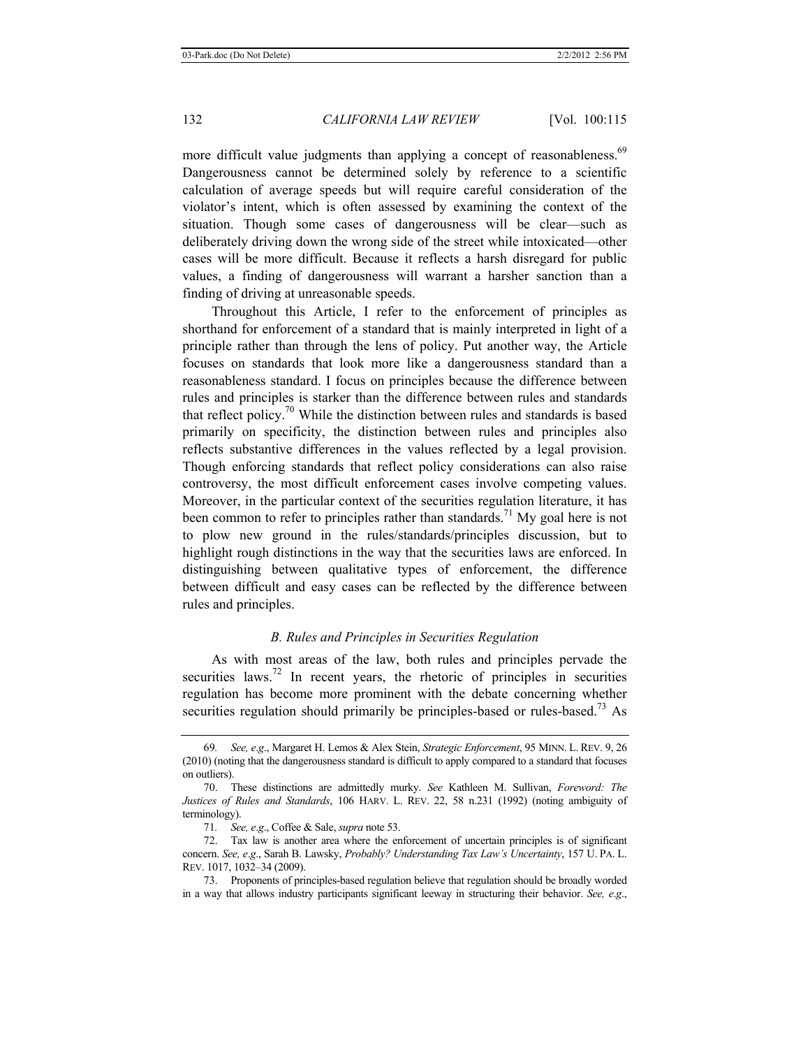more difficult value judgments than applying a concept of reasonableness.[69] Dangerousness cannot be determined solely by reference to a scientific calculation of average speeds but will require careful consideration of the violator's intent, which is often assessed by examining the context of the situation. Though some cases of dangerousness will be clear—such as deliberately driving down the wrong side of the street while intoxicated—other cases will be more difficult. Because it reflects a harsh disregard for public values, a finding of dangerousness will warrant a harsher sanction than a finding of driving at unreasonable speeds.

Throughout this Article, I refer to the enforcement of principles as shorthand for enforcement of a standard that is mainly interpreted in light of a principle rather than through the lens of policy. Put another way, the Article focuses on standards that look more like a dangerousness standard than a reasonableness standard. I focus on principles because the difference between rules and principles is starker than the difference between rules and standards that reflect policy.[70] While the distinction between rules and standards is based primarily on specificity, the distinction between rules and principles also reflects substantive differences in the values reflected by a legal provision. Though enforcing standards that reflect policy considerations can also raise controversy, the most difficult enforcement cases involve competing values. Moreover, in the particular context of the securities regulation literature, it has been common to refer to principles rather than standards.[71] My goal here is not to plow new ground in the rules/standards/principles discussion, but to highlight rough distinctions in the way that the securities laws are enforced. In distinguishing between qualitative types of enforcement, the difference between difficult and easy cases can be reflected by the difference between rules and principles.

### *B. Rules and Principles in Securities Regulation*

As with most areas of the law, both rules and principles pervade the securities laws.[72] In recent years, the rhetoric of principles in securities regulation has become more prominent with the debate concerning whether securities regulation should primarily be principles-based or rules-based.[73] As

---

69. *See, e.g*., Margaret H. Lemos & Alex Stein, *Strategic Enforcement*, 95 MINN. L. REV. 9, 26 (2010) (noting that the dangerousness standard is difficult to apply compared to a standard that focuses on outliers).

70. These distinctions are admittedly murky. *See* Kathleen M. Sullivan, *Foreword: The Justices of Rules and Standards*, 106 HARV. L. REV. 22, 58 n.231 (1992) (noting ambiguity of terminology).

71. *See, e.g*., Coffee & Sale, *supra* note 53.

72. Tax law is another area where the enforcement of uncertain principles is of significant concern. *See, e.g*., Sarah B. Lawsky, *Probably? Understanding Tax Law's Uncertainty*, 157 U. PA. L. REV. 1017, 1032–34 (2009).

73. Proponents of principles-based regulation believe that regulation should be broadly worded in a way that allows industry participants significant leeway in structuring their behavior. *See, e.g*.,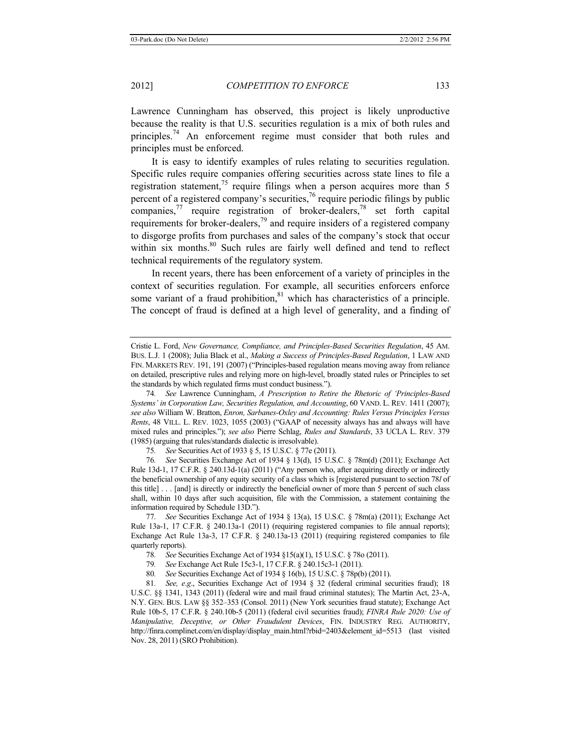Lawrence Cunningham has observed, this project is likely unproductive because the reality is that U.S. securities regulation is a mix of both rules and principles.[74] An enforcement regime must consider that both rules and principles must be enforced.

It is easy to identify examples of rules relating to securities regulation. Specific rules require companies offering securities across state lines to file a registration statement,[75] require filings when a person acquires more than 5 percent of a registered company's securities,[76] require periodic filings by public companies,[77] require registration of broker-dealers,[78] set forth capital requirements for broker-dealers,[79] and require insiders of a registered company to disgorge profits from purchases and sales of the company's stock that occur within six months.[80] Such rules are fairly well defined and tend to reflect technical requirements of the regulatory system.

In recent years, there has been enforcement of a variety of principles in the context of securities regulation. For example, all securities enforcers enforce some variant of a fraud prohibition,[81] which has characteristics of a principle. The concept of fraud is defined at a high level of generality, and a finding of

---

Cristie L. Ford, *New Governance, Compliance, and Principles-Based Securities Regulation*, 45 AM. BUS. L.J. 1 (2008); Julia Black et al., *Making a Success of Principles-Based Regulation*, 1 LAW AND FIN. MARKETS REV. 191, 191 (2007) ("Principles-based regulation means moving away from reliance on detailed, prescriptive rules and relying more on high-level, broadly stated rules or Principles to set the standards by which regulated firms must conduct business.").

74. *See* Lawrence Cunningham, *A Prescription to Retire the Rhetoric of 'Principles-Based Systems' in Corporation Law, Securities Regulation, and Accounting*, 60 VAND. L. REV. 1411 (2007); *see also* William W. Bratton, *Enron, Sarbanes-Oxley and Accounting: Rules Versus Principles Versus Rents*, 48 VILL. L. REV. 1023, 1055 (2003) ("GAAP of necessity always has and always will have mixed rules and principles."); *see also* Pierre Schlag, *Rules and Standards*, 33 UCLA L. REV. 379 (1985) (arguing that rules/standards dialectic is irresolvable).

75. *See* Securities Act of 1933 § 5, 15 U.S.C. § 77e (2011).

76. *See* Securities Exchange Act of 1934 § 13(d), 15 U.S.C. § 78m(d) (2011); Exchange Act Rule 13d-1, 17 C.F.R. § 240.13d-1(a) (2011) ("Any person who, after acquiring directly or indirectly the beneficial ownership of any equity security of a class which is [registered pursuant to section 78*l* of this title] . . . [and] is directly or indirectly the beneficial owner of more than 5 percent of such class shall, within 10 days after such acquisition, file with the Commission, a statement containing the information required by Schedule 13D.").

77. *See* Securities Exchange Act of 1934 § 13(a), 15 U.S.C. § 78m(a) (2011); Exchange Act Rule 13a-1, 17 C.F.R. § 240.13a-1 (2011) (requiring registered companies to file annual reports); Exchange Act Rule 13a-3, 17 C.F.R. § 240.13a-13 (2011) (requiring registered companies to file quarterly reports).

78. *See* Securities Exchange Act of 1934 §15(a)(1), 15 U.S.C. § 78o (2011).

79. *See* Exchange Act Rule 15c3-1, 17 C.F.R. § 240.15c3-1 (2011).

80. *See* Securities Exchange Act of 1934 § 16(b), 15 U.S.C. § 78p(b) (2011).

81. *See, e.g*., Securities Exchange Act of 1934 § 32 (federal criminal securities fraud); 18 U.S.C. §§ 1341, 1343 (2011) (federal wire and mail fraud criminal statutes); The Martin Act, 23-A, N.Y. GEN. BUS. LAW §§ 352–353 (Consol. 2011) (New York securities fraud statute); Exchange Act Rule 10b-5, 17 C.F.R. § 240.10b-5 (2011) (federal civil securities fraud); *FINRA Rule 2020: Use of Manipulative, Deceptive, or Other Fraudulent Devices*, FIN. INDUSTRY REG. AUTHORITY, http://finra.complinet.com/en/display/display_main.html?rbid=2403&element_id=5513 (last visited Nov. 28, 2011) (SRO Prohibition).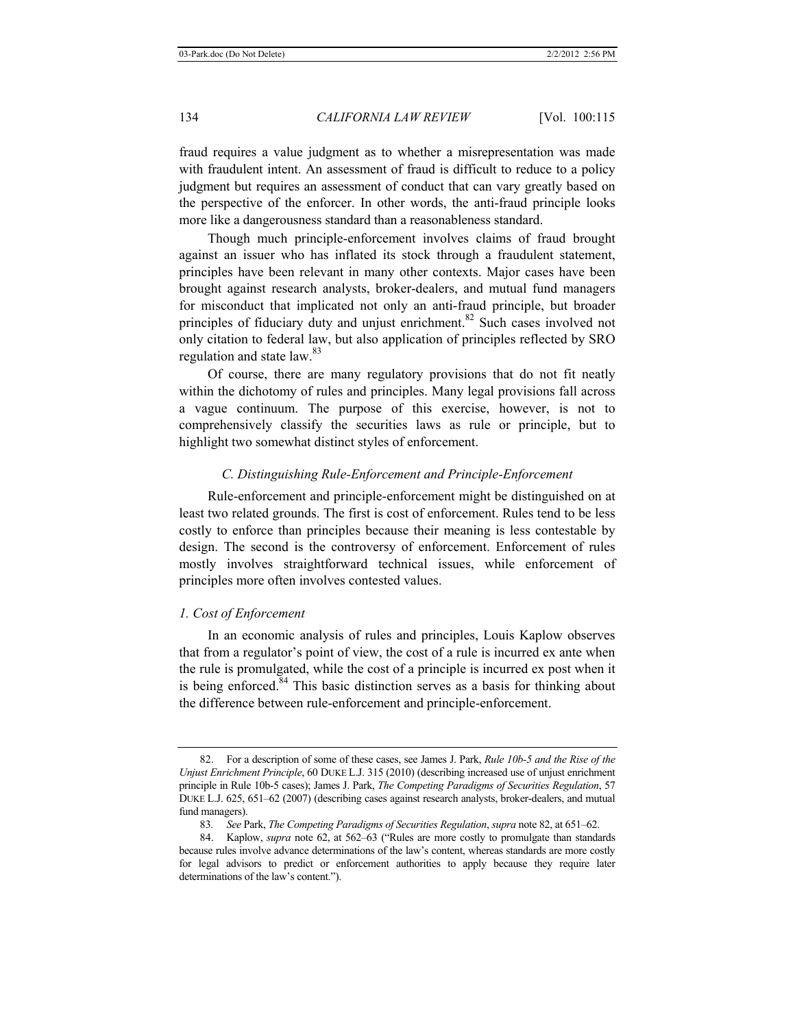fraud requires a value judgment as to whether a misrepresentation was made with fraudulent intent. An assessment of fraud is difficult to reduce to a policy judgment but requires an assessment of conduct that can vary greatly based on the perspective of the enforcer. In other words, the anti-fraud principle looks more like a dangerousness standard than a reasonableness standard.

Though much principle-enforcement involves claims of fraud brought against an issuer who has inflated its stock through a fraudulent statement, principles have been relevant in many other contexts. Major cases have been brought against research analysts, broker-dealers, and mutual fund managers for misconduct that implicated not only an anti-fraud principle, but broader principles of fiduciary duty and unjust enrichment.[82] Such cases involved not only citation to federal law, but also application of principles reflected by SRO regulation and state law.[83]

Of course, there are many regulatory provisions that do not fit neatly within the dichotomy of rules and principles. Many legal provisions fall across a vague continuum. The purpose of this exercise, however, is not to comprehensively classify the securities laws as rule or principle, but to highlight two somewhat distinct styles of enforcement.

### *C. Distinguishing Rule-Enforcement and Principle-Enforcement*

Rule-enforcement and principle-enforcement might be distinguished on at least two related grounds. The first is cost of enforcement. Rules tend to be less costly to enforce than principles because their meaning is less contestable by design. The second is the controversy of enforcement. Enforcement of rules mostly involves straightforward technical issues, while enforcement of principles more often involves contested values.

#### *1. Cost of Enforcement*

In an economic analysis of rules and principles, Louis Kaplow observes that from a regulator's point of view, the cost of a rule is incurred ex ante when the rule is promulgated, while the cost of a principle is incurred ex post when it is being enforced.[84] This basic distinction serves as a basis for thinking about the difference between rule-enforcement and principle-enforcement.

---

82. For a description of some of these cases, see James J. Park, *Rule 10b-5 and the Rise of the Unjust Enrichment Principle*, 60 DUKE L.J. 315 (2010) (describing increased use of unjust enrichment principle in Rule 10b-5 cases); James J. Park, *The Competing Paradigms of Securities Regulation*, 57 DUKE L.J. 625, 651–62 (2007) (describing cases against research analysts, broker-dealers, and mutual fund managers).

83. *See* Park, *The Competing Paradigms of Securities Regulation*, *supra* note 82, at 651–62.

84. Kaplow, *supra* note 62, at 562–63 ("Rules are more costly to promulgate than standards because rules involve advance determinations of the law's content, whereas standards are more costly for legal advisors to predict or enforcement authorities to apply because they require later determinations of the law's content.").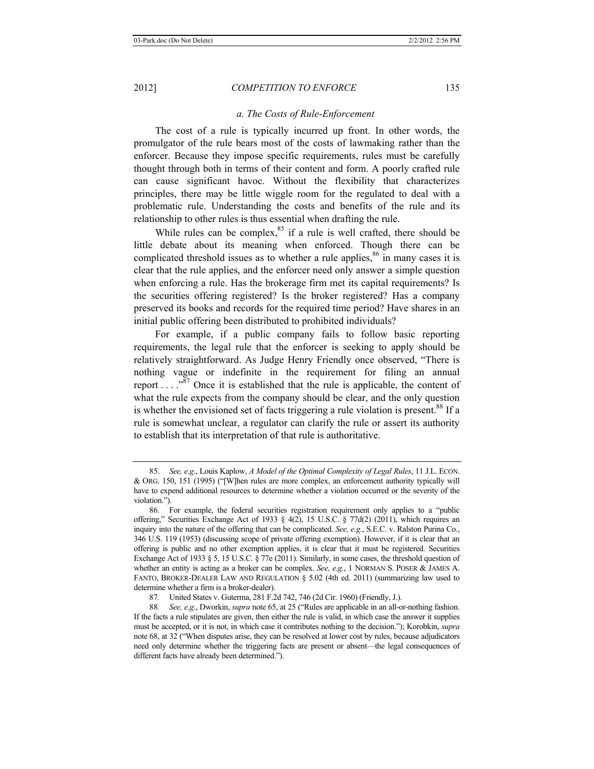### *a. The Costs of Rule-Enforcement*

The cost of a rule is typically incurred up front. In other words, the promulgator of the rule bears most of the costs of lawmaking rather than the enforcer. Because they impose specific requirements, rules must be carefully thought through both in terms of their content and form. A poorly crafted rule can cause significant havoc. Without the flexibility that characterizes principles, there may be little wiggle room for the regulated to deal with a problematic rule. Understanding the costs and benefits of the rule and its relationship to other rules is thus essential when drafting the rule.

While rules can be complex,[85] if a rule is well crafted, there should be little debate about its meaning when enforced. Though there can be complicated threshold issues as to whether a rule applies,[86] in many cases it is clear that the rule applies, and the enforcer need only answer a simple question when enforcing a rule. Has the brokerage firm met its capital requirements? Is the securities offering registered? Is the broker registered? Has a company preserved its books and records for the required time period? Have shares in an initial public offering been distributed to prohibited individuals?

For example, if a public company fails to follow basic reporting requirements, the legal rule that the enforcer is seeking to apply should be relatively straightforward. As Judge Henry Friendly once observed, "There is nothing vague or indefinite in the requirement for filing an annual report . . . ."[87] Once it is established that the rule is applicable, the content of what the rule expects from the company should be clear, and the only question is whether the envisioned set of facts triggering a rule violation is present.[88] If a rule is somewhat unclear, a regulator can clarify the rule or assert its authority to establish that its interpretation of that rule is authoritative.

---

85. *See, e.g*., Louis Kaplow, *A Model of the Optimal Complexity of Legal Rules*, 11 J.L. ECON. & ORG. 150, 151 (1995) ("[W]hen rules are more complex, an enforcement authority typically will have to expend additional resources to determine whether a violation occurred or the severity of the violation.").

86. For example, the federal securities registration requirement only applies to a "public offering," Securities Exchange Act of 1933 § 4(2), 15 U.S.C. § 77d(2) (2011), which requires an inquiry into the nature of the offering that can be complicated. *See, e.g.*, S.E.C. v. Ralston Purina Co., 346 U.S. 119 (1953) (discussing scope of private offering exemption). However, if it is clear that an offering is public and no other exemption applies, it is clear that it must be registered. Securities Exchange Act of 1933 § 5, 15 U.S.C. § 77e (2011). Similarly, in some cases, the threshold question of whether an entity is acting as a broker can be complex. *See, e.g.*, 1 NORMAN S. POSER & JAMES A. FANTO, BROKER-DEALER LAW AND REGULATION § 5.02 (4th ed. 2011) (summarizing law used to determine whether a firm is a broker-dealer).

87. United States v. Guterma, 281 F.2d 742, 746 (2d Cir. 1960) (Friendly, J.).

88. *See, e.g*., Dworkin, *supra* note 65, at 25 ("Rules are applicable in an all-or-nothing fashion. If the facts a rule stipulates are given, then either the rule is valid, in which case the answer it supplies must be accepted, or it is not, in which case it contributes nothing to the decision."); Korobkin, *supra* note 68, at 32 ("When disputes arise, they can be resolved at lower cost by rules, because adjudicators need only determine whether the triggering facts are present or absent—the legal consequences of different facts have already been determined.").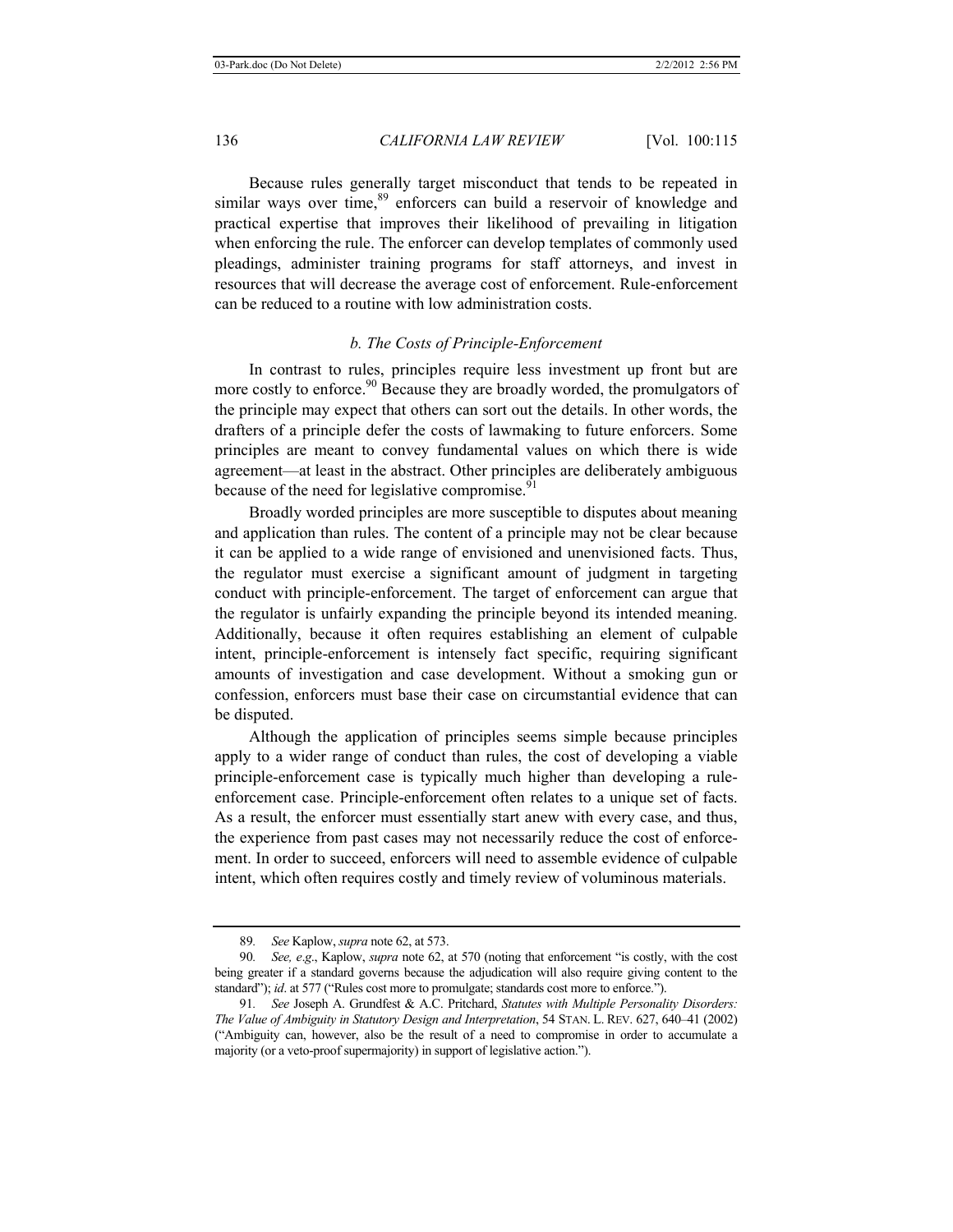Because rules generally target misconduct that tends to be repeated in similar ways over time,[89] enforcers can build a reservoir of knowledge and practical expertise that improves their likelihood of prevailing in litigation when enforcing the rule. The enforcer can develop templates of commonly used pleadings, administer training programs for staff attorneys, and invest in resources that will decrease the average cost of enforcement. Rule-enforcement can be reduced to a routine with low administration costs.

### *b. The Costs of Principle-Enforcement*

In contrast to rules, principles require less investment up front but are more costly to enforce.[90] Because they are broadly worded, the promulgators of the principle may expect that others can sort out the details. In other words, the drafters of a principle defer the costs of lawmaking to future enforcers. Some principles are meant to convey fundamental values on which there is wide agreement—at least in the abstract. Other principles are deliberately ambiguous because of the need for legislative compromise.[91]

Broadly worded principles are more susceptible to disputes about meaning and application than rules. The content of a principle may not be clear because it can be applied to a wide range of envisioned and unenvisioned facts. Thus, the regulator must exercise a significant amount of judgment in targeting conduct with principle-enforcement. The target of enforcement can argue that the regulator is unfairly expanding the principle beyond its intended meaning. Additionally, because it often requires establishing an element of culpable intent, principle-enforcement is intensely fact specific, requiring significant amounts of investigation and case development. Without a smoking gun or confession, enforcers must base their case on circumstantial evidence that can be disputed.

Although the application of principles seems simple because principles apply to a wider range of conduct than rules, the cost of developing a viable principle-enforcement case is typically much higher than developing a rule-enforcement case. Principle-enforcement often relates to a unique set of facts. As a result, the enforcer must essentially start anew with every case, and thus, the experience from past cases may not necessarily reduce the cost of enforcement. In order to succeed, enforcers will need to assemble evidence of culpable intent, which often requires costly and timely review of voluminous materials.

---

89. *See* Kaplow, *supra* note 62, at 573.

90. *See, e.g*., Kaplow, *supra* note 62, at 570 (noting that enforcement "is costly, with the cost being greater if a standard governs because the adjudication will also require giving content to the standard"); *id*. at 577 ("Rules cost more to promulgate; standards cost more to enforce.").

91. *See* Joseph A. Grundfest & A.C. Pritchard, *Statutes with Multiple Personality Disorders: The Value of Ambiguity in Statutory Design and Interpretation*, 54 STAN. L. REV. 627, 640–41 (2002) ("Ambiguity can, however, also be the result of a need to compromise in order to accumulate a majority (or a veto-proof supermajority) in support of legislative action.").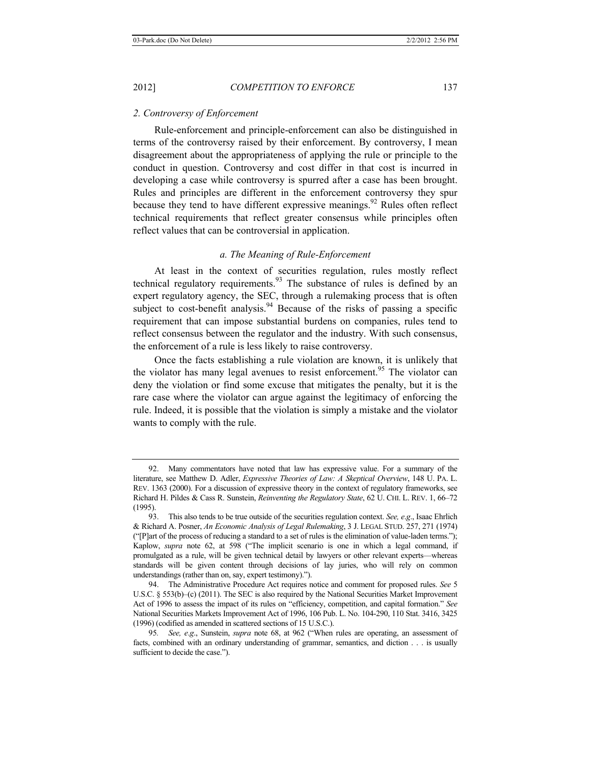### *2. Controversy of Enforcement*

Rule-enforcement and principle-enforcement can also be distinguished in terms of the controversy raised by their enforcement. By controversy, I mean disagreement about the appropriateness of applying the rule or principle to the conduct in question. Controversy and cost differ in that cost is incurred in developing a case while controversy is spurred after a case has been brought. Rules and principles are different in the enforcement controversy they spur because they tend to have different expressive meanings.[92] Rules often reflect technical requirements that reflect greater consensus while principles often reflect values that can be controversial in application.

#### *a. The Meaning of Rule-Enforcement*

At least in the context of securities regulation, rules mostly reflect technical regulatory requirements.[93] The substance of rules is defined by an expert regulatory agency, the SEC, through a rulemaking process that is often subject to cost-benefit analysis.[94] Because of the risks of passing a specific requirement that can impose substantial burdens on companies, rules tend to reflect consensus between the regulator and the industry. With such consensus, the enforcement of a rule is less likely to raise controversy.

Once the facts establishing a rule violation are known, it is unlikely that the violator has many legal avenues to resist enforcement.[95] The violator can deny the violation or find some excuse that mitigates the penalty, but it is the rare case where the violator can argue against the legitimacy of enforcing the rule. Indeed, it is possible that the violation is simply a mistake and the violator wants to comply with the rule.

---

92. Many commentators have noted that law has expressive value. For a summary of the literature, see Matthew D. Adler, *Expressive Theories of Law: A Skeptical Overview*, 148 U. PA. L. REV. 1363 (2000). For a discussion of expressive theory in the context of regulatory frameworks, see Richard H. Pildes & Cass R. Sunstein, *Reinventing the Regulatory State*, 62 U. CHI. L. REV. 1, 66–72 (1995).

93. This also tends to be true outside of the securities regulation context. *See, e.g*., Isaac Ehrlich & Richard A. Posner, *An Economic Analysis of Legal Rulemaking*, 3 J. LEGAL STUD. 257, 271 (1974) ("[P]art of the process of reducing a standard to a set of rules is the elimination of value-laden terms."); Kaplow, *supra* note 62, at 598 ("The implicit scenario is one in which a legal command, if promulgated as a rule, will be given technical detail by lawyers or other relevant experts—whereas standards will be given content through decisions of lay juries, who will rely on common understandings (rather than on, say, expert testimony).").

94. The Administrative Procedure Act requires notice and comment for proposed rules. *See* 5 U.S.C. § 553(b)–(c) (2011). The SEC is also required by the National Securities Market Improvement Act of 1996 to assess the impact of its rules on "efficiency, competition, and capital formation." *See* National Securities Markets Improvement Act of 1996, 106 Pub. L. No. 104-290, 110 Stat. 3416, 3425 (1996) (codified as amended in scattered sections of 15 U.S.C.).

95. *See, e.g*., Sunstein, *supra* note 68, at 962 ("When rules are operating, an assessment of facts, combined with an ordinary understanding of grammar, semantics, and diction . . . is usually sufficient to decide the case.").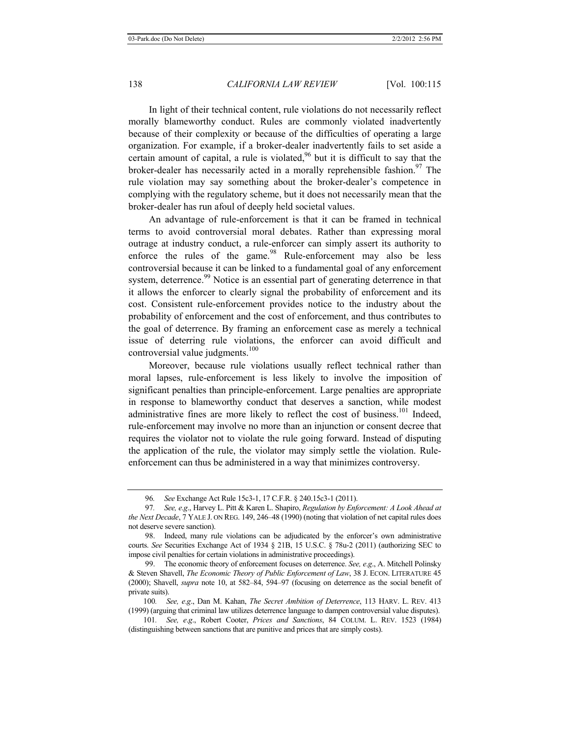In light of their technical content, rule violations do not necessarily reflect morally blameworthy conduct. Rules are commonly violated inadvertently because of their complexity or because of the difficulties of operating a large organization. For example, if a broker-dealer inadvertently fails to set aside a certain amount of capital, a rule is violated,[96] but it is difficult to say that the broker-dealer has necessarily acted in a morally reprehensible fashion.[97] The rule violation may say something about the broker-dealer's competence in complying with the regulatory scheme, but it does not necessarily mean that the broker-dealer has run afoul of deeply held societal values.

An advantage of rule-enforcement is that it can be framed in technical terms to avoid controversial moral debates. Rather than expressing moral outrage at industry conduct, a rule-enforcer can simply assert its authority to enforce the rules of the game.[98] Rule-enforcement may also be less controversial because it can be linked to a fundamental goal of any enforcement system, deterrence.[99] Notice is an essential part of generating deterrence in that it allows the enforcer to clearly signal the probability of enforcement and its cost. Consistent rule-enforcement provides notice to the industry about the probability of enforcement and the cost of enforcement, and thus contributes to the goal of deterrence. By framing an enforcement case as merely a technical issue of deterring rule violations, the enforcer can avoid difficult and controversial value judgments.[100]

Moreover, because rule violations usually reflect technical rather than moral lapses, rule-enforcement is less likely to involve the imposition of significant penalties than principle-enforcement. Large penalties are appropriate in response to blameworthy conduct that deserves a sanction, while modest administrative fines are more likely to reflect the cost of business.[101] Indeed, rule-enforcement may involve no more than an injunction or consent decree that requires the violator not to violate the rule going forward. Instead of disputing the application of the rule, the violator may simply settle the violation. Rule-enforcement can thus be administered in a way that minimizes controversy.

---

96. *See* Exchange Act Rule 15c3-1, 17 C.F.R. § 240.15c3-1 (2011).

97. *See, e.g.*, Harvey L. Pitt & Karen L. Shapiro, *Regulation by Enforcement: A Look Ahead at the Next Decade*, 7 YALE J. ON REG. 149, 246–48 (1990) (noting that violation of net capital rules does not deserve severe sanction).

98. Indeed, many rule violations can be adjudicated by the enforcer's own administrative courts. *See* Securities Exchange Act of 1934 § 21B, 15 U.S.C. § 78u-2 (2011) (authorizing SEC to impose civil penalties for certain violations in administrative proceedings).

99. The economic theory of enforcement focuses on deterrence. *See, e.g.*, A. Mitchell Polinsky & Steven Shavell, *The Economic Theory of Public Enforcement of Law*, 38 J. ECON. LITERATURE 45 (2000); Shavell, *supra* note 10, at 582–84, 594–97 (focusing on deterrence as the social benefit of private suits).

100. *See, e.g.*, Dan M. Kahan, *The Secret Ambition of Deterrence*, 113 HARV. L. REV. 413 (1999) (arguing that criminal law utilizes deterrence language to dampen controversial value disputes).

101. *See, e.g.*, Robert Cooter, *Prices and Sanctions*, 84 COLUM. L. REV. 1523 (1984) (distinguishing between sanctions that are punitive and prices that are simply costs).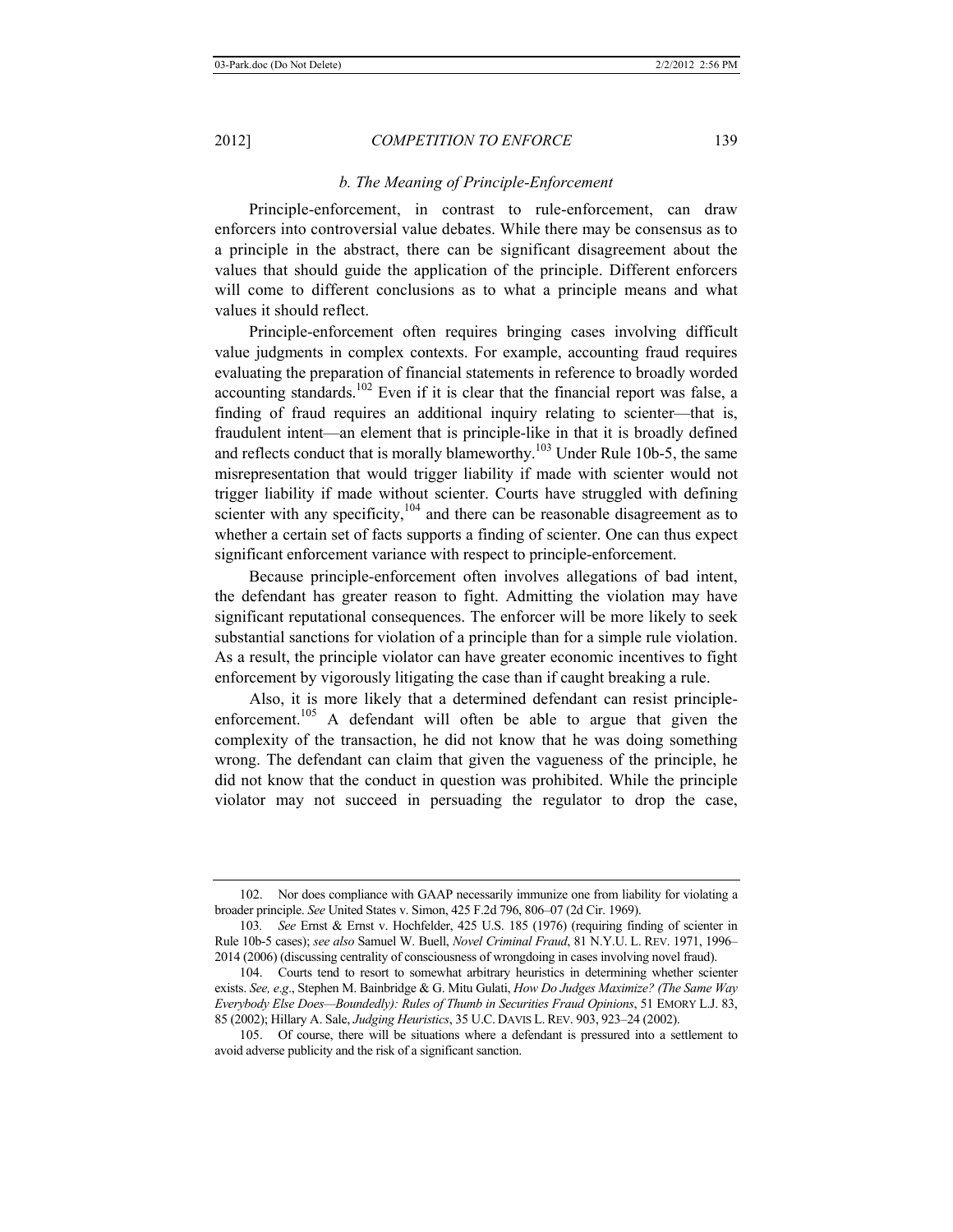### *b. The Meaning of Principle-Enforcement*

Principle-enforcement, in contrast to rule-enforcement, can draw enforcers into controversial value debates. While there may be consensus as to a principle in the abstract, there can be significant disagreement about the values that should guide the application of the principle. Different enforcers will come to different conclusions as to what a principle means and what values it should reflect.

Principle-enforcement often requires bringing cases involving difficult value judgments in complex contexts. For example, accounting fraud requires evaluating the preparation of financial statements in reference to broadly worded accounting standards.[102] Even if it is clear that the financial report was false, a finding of fraud requires an additional inquiry relating to scienter—that is, fraudulent intent—an element that is principle-like in that it is broadly defined and reflects conduct that is morally blameworthy.[103] Under Rule 10b-5, the same misrepresentation that would trigger liability if made with scienter would not trigger liability if made without scienter. Courts have struggled with defining scienter with any specificity,[104] and there can be reasonable disagreement as to whether a certain set of facts supports a finding of scienter. One can thus expect significant enforcement variance with respect to principle-enforcement.

Because principle-enforcement often involves allegations of bad intent, the defendant has greater reason to fight. Admitting the violation may have significant reputational consequences. The enforcer will be more likely to seek substantial sanctions for violation of a principle than for a simple rule violation. As a result, the principle violator can have greater economic incentives to fight enforcement by vigorously litigating the case than if caught breaking a rule.

Also, it is more likely that a determined defendant can resist principle-enforcement.[105] A defendant will often be able to argue that given the complexity of the transaction, he did not know that he was doing something wrong. The defendant can claim that given the vagueness of the principle, he did not know that the conduct in question was prohibited. While the principle violator may not succeed in persuading the regulator to drop the case,

---

102. Nor does compliance with GAAP necessarily immunize one from liability for violating a broader principle. *See* United States v. Simon, 425 F.2d 796, 806–07 (2d Cir. 1969).

103. *See* Ernst & Ernst v. Hochfelder, 425 U.S. 185 (1976) (requiring finding of scienter in Rule 10b-5 cases); *see also* Samuel W. Buell, *Novel Criminal Fraud*, 81 N.Y.U. L. REV. 1971, 1996–2014 (2006) (discussing centrality of consciousness of wrongdoing in cases involving novel fraud).

104. Courts tend to resort to somewhat arbitrary heuristics in determining whether scienter exists. *See, e.g*., Stephen M. Bainbridge & G. Mitu Gulati, *How Do Judges Maximize? (The Same Way Everybody Else Does—Boundedly): Rules of Thumb in Securities Fraud Opinions*, 51 EMORY L.J. 83, 85 (2002); Hillary A. Sale, *Judging Heuristics*, 35 U.C. DAVIS L. REV. 903, 923–24 (2002).

105. Of course, there will be situations where a defendant is pressured into a settlement to avoid adverse publicity and the risk of a significant sanction.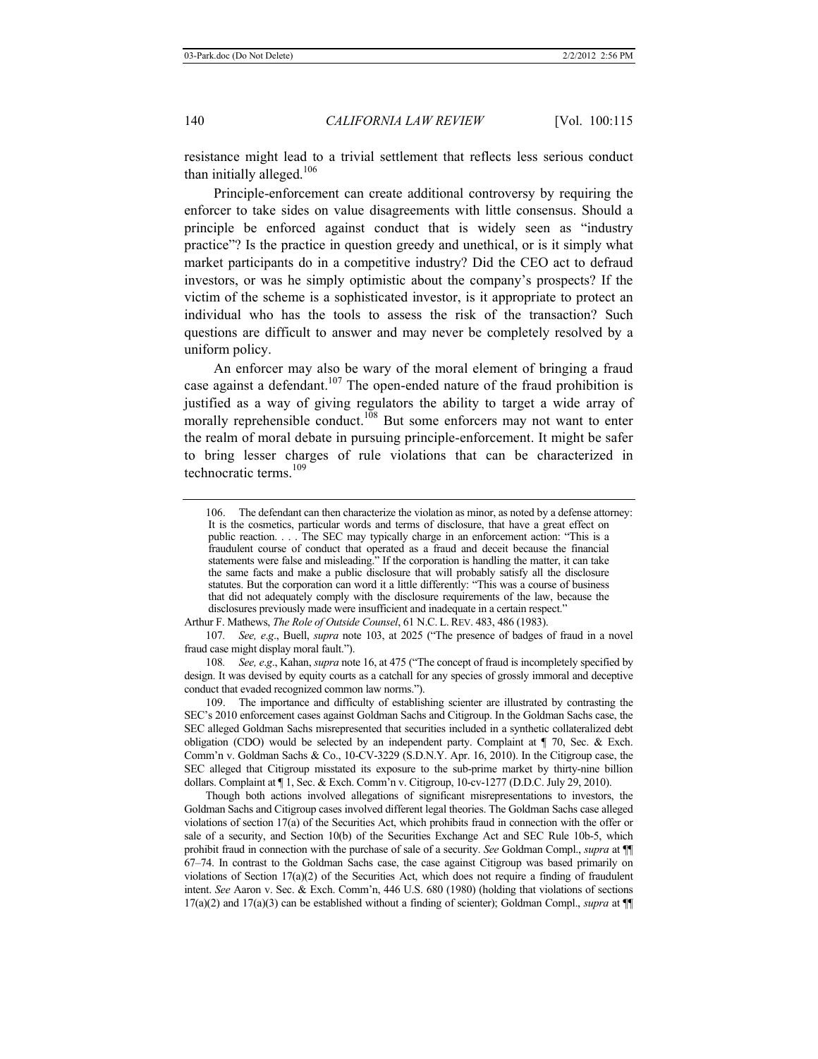resistance might lead to a trivial settlement that reflects less serious conduct than initially alleged.[106]

Principle-enforcement can create additional controversy by requiring the enforcer to take sides on value disagreements with little consensus. Should a principle be enforced against conduct that is widely seen as "industry practice"? Is the practice in question greedy and unethical, or is it simply what market participants do in a competitive industry? Did the CEO act to defraud investors, or was he simply optimistic about the company's prospects? If the victim of the scheme is a sophisticated investor, is it appropriate to protect an individual who has the tools to assess the risk of the transaction? Such questions are difficult to answer and may never be completely resolved by a uniform policy.

An enforcer may also be wary of the moral element of bringing a fraud case against a defendant.[107] The open-ended nature of the fraud prohibition is justified as a way of giving regulators the ability to target a wide array of morally reprehensible conduct.[108] But some enforcers may not want to enter the realm of moral debate in pursuing principle-enforcement. It might be safer to bring lesser charges of rule violations that can be characterized in technocratic terms.[109]

---

106. The defendant can then characterize the violation as minor, as noted by a defense attorney:

> It is the cosmetics, particular words and terms of disclosure, that have a great effect on public reaction. . . . The SEC may typically charge in an enforcement action: "This is a fraudulent course of conduct that operated as a fraud and deceit because the financial statements were false and misleading." If the corporation is handling the matter, it can take the same facts and make a public disclosure that will probably satisfy all the disclosure statutes. But the corporation can word it a little differently: "This was a course of business that did not adequately comply with the disclosure requirements of the law, because the disclosures previously made were insufficient and inadequate in a certain respect."

Arthur F. Mathews, *The Role of Outside Counsel*, 61 N.C. L. REV. 483, 486 (1983).

107. *See, e.g.*, Buell, *supra* note 103, at 2025 ("The presence of badges of fraud in a novel fraud case might display moral fault.").

108. *See, e.g.*, Kahan, *supra* note 16, at 475 ("The concept of fraud is incompletely specified by design. It was devised by equity courts as a catchall for any species of grossly immoral and deceptive conduct that evaded recognized common law norms.").

109. The importance and difficulty of establishing scienter are illustrated by contrasting the SEC's 2010 enforcement cases against Goldman Sachs and Citigroup. In the Goldman Sachs case, the SEC alleged Goldman Sachs misrepresented that securities included in a synthetic collateralized debt obligation (CDO) would be selected by an independent party. Complaint at ¶ 70, Sec. & Exch. Comm'n v. Goldman Sachs & Co., 10-CV-3229 (S.D.N.Y. Apr. 16, 2010). In the Citigroup case, the SEC alleged that Citigroup misstated its exposure to the sub-prime market by thirty-nine billion dollars. Complaint at ¶ 1, Sec. & Exch. Comm'n v. Citigroup, 10-cv-1277 (D.D.C. July 29, 2010).

Though both actions involved allegations of significant misrepresentations to investors, the Goldman Sachs and Citigroup cases involved different legal theories. The Goldman Sachs case alleged violations of section 17(a) of the Securities Act, which prohibits fraud in connection with the offer or sale of a security, and Section 10(b) of the Securities Exchange Act and SEC Rule 10b-5, which prohibit fraud in connection with the purchase of sale of a security. *See* Goldman Compl., *supra* at ¶¶ 67–74. In contrast to the Goldman Sachs case, the case against Citigroup was based primarily on violations of Section 17(a)(2) of the Securities Act, which does not require a finding of fraudulent intent. *See* Aaron v. Sec. & Exch. Comm'n, 446 U.S. 680 (1980) (holding that violations of sections 17(a)(2) and 17(a)(3) can be established without a finding of scienter); Goldman Compl., *supra* at ¶¶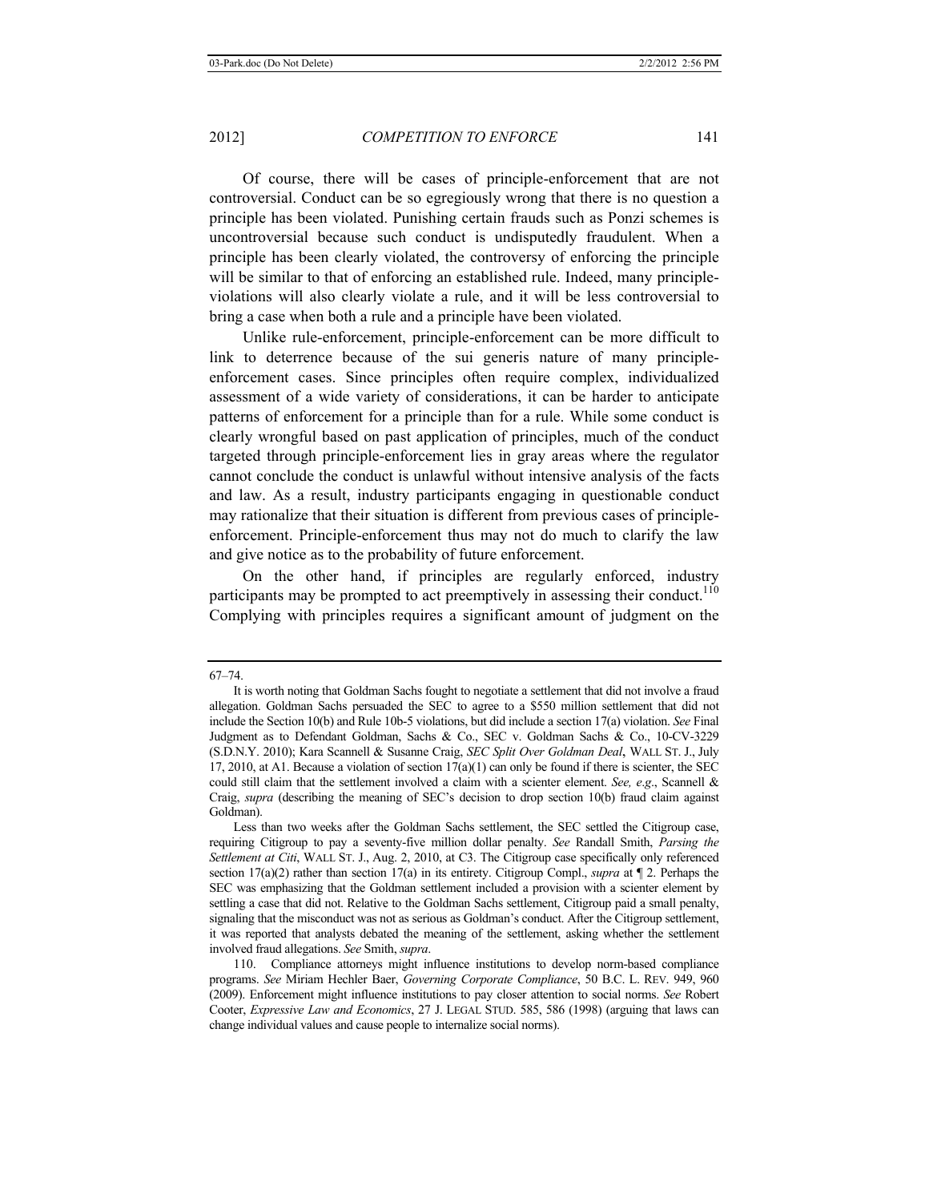Of course, there will be cases of principle-enforcement that are not controversial. Conduct can be so egregiously wrong that there is no question a principle has been violated. Punishing certain frauds such as Ponzi schemes is uncontroversial because such conduct is undisputedly fraudulent. When a principle has been clearly violated, the controversy of enforcing the principle will be similar to that of enforcing an established rule. Indeed, many principle-violations will also clearly violate a rule, and it will be less controversial to bring a case when both a rule and a principle have been violated.

Unlike rule-enforcement, principle-enforcement can be more difficult to link to deterrence because of the sui generis nature of many principle-enforcement cases. Since principles often require complex, individualized assessment of a wide variety of considerations, it can be harder to anticipate patterns of enforcement for a principle than for a rule. While some conduct is clearly wrongful based on past application of principles, much of the conduct targeted through principle-enforcement lies in gray areas where the regulator cannot conclude the conduct is unlawful without intensive analysis of the facts and law. As a result, industry participants engaging in questionable conduct may rationalize that their situation is different from previous cases of principle-enforcement. Principle-enforcement thus may not do much to clarify the law and give notice as to the probability of future enforcement.

On the other hand, if principles are regularly enforced, industry participants may be prompted to act preemptively in assessing their conduct.[110] Complying with principles requires a significant amount of judgment on the

---

67–74.

It is worth noting that Goldman Sachs fought to negotiate a settlement that did not involve a fraud allegation. Goldman Sachs persuaded the SEC to agree to a $550 million settlement that did not include the Section 10(b) and Rule 10b-5 violations, but did include a section 17(a) violation. *See* Final Judgment as to Defendant Goldman, Sachs & Co., SEC v. Goldman Sachs & Co., 10-CV-3229 (S.D.N.Y. 2010); Kara Scannell & Susanne Craig, *SEC Split Over Goldman Deal*, WALL ST. J., July 17, 2010, at A1. Because a violation of section 17(a)(1) can only be found if there is scienter, the SEC could still claim that the settlement involved a claim with a scienter element. *See, e.g*., Scannell & Craig, *supra* (describing the meaning of SEC's decision to drop section 10(b) fraud claim against Goldman).

Less than two weeks after the Goldman Sachs settlement, the SEC settled the Citigroup case, requiring Citigroup to pay a seventy-five million dollar penalty. *See* Randall Smith, *Parsing the Settlement at Citi*, WALL ST. J., Aug. 2, 2010, at C3. The Citigroup case specifically only referenced section 17(a)(2) rather than section 17(a) in its entirety. Citigroup Compl., *supra* at ¶ 2. Perhaps the SEC was emphasizing that the Goldman settlement included a provision with a scienter element by settling a case that did not. Relative to the Goldman Sachs settlement, Citigroup paid a small penalty, signaling that the misconduct was not as serious as Goldman's conduct. After the Citigroup settlement, it was reported that analysts debated the meaning of the settlement, asking whether the settlement involved fraud allegations. *See* Smith, *supra*.

110. Compliance attorneys might influence institutions to develop norm-based compliance programs. *See* Miriam Hechler Baer, *Governing Corporate Compliance*, 50 B.C. L. REV. 949, 960 (2009). Enforcement might influence institutions to pay closer attention to social norms. *See* Robert Cooter, *Expressive Law and Economics*, 27 J. LEGAL STUD. 585, 586 (1998) (arguing that laws can change individual values and cause people to internalize social norms).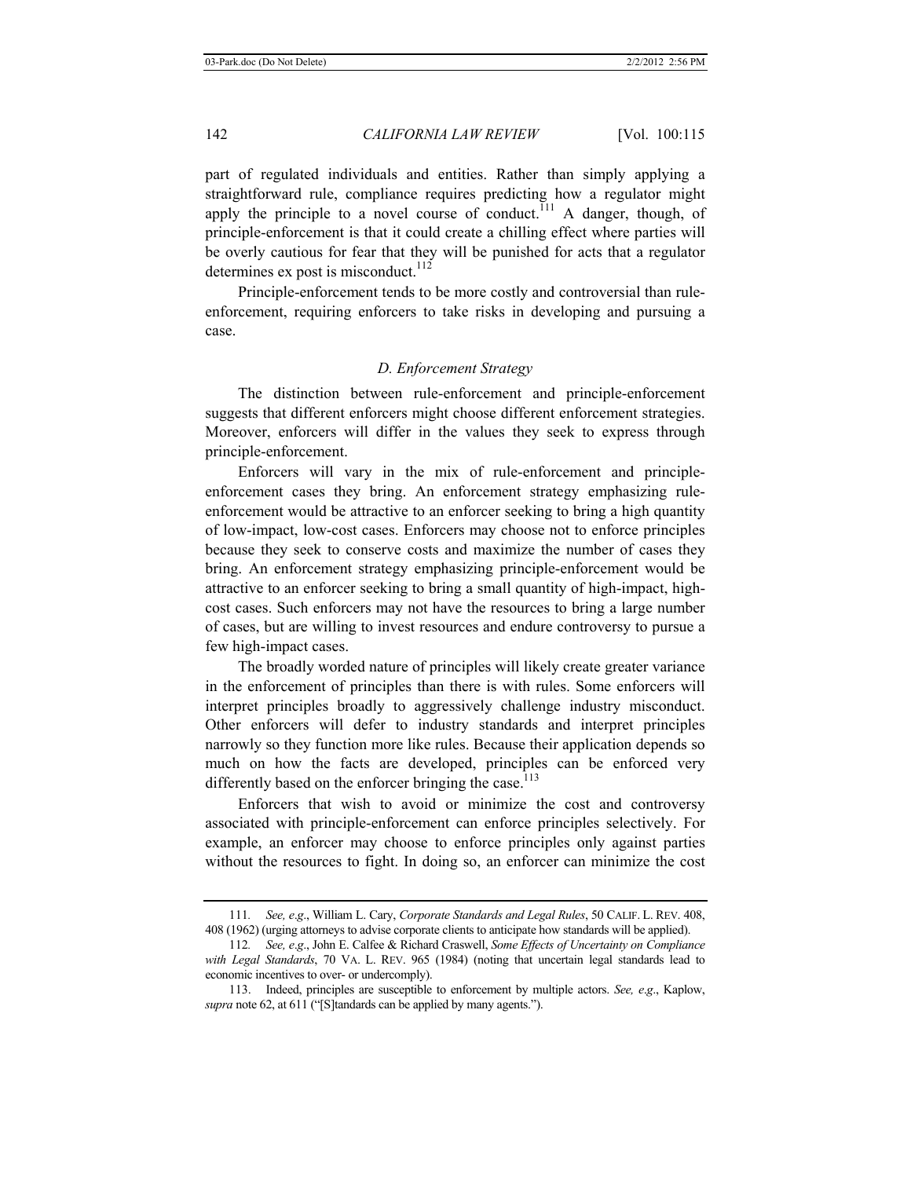part of regulated individuals and entities. Rather than simply applying a straightforward rule, compliance requires predicting how a regulator might apply the principle to a novel course of conduct.[111] A danger, though, of principle-enforcement is that it could create a chilling effect where parties will be overly cautious for fear that they will be punished for acts that a regulator determines ex post is misconduct.[112]

Principle-enforcement tends to be more costly and controversial than rule-enforcement, requiring enforcers to take risks in developing and pursuing a case.

### *D. Enforcement Strategy*

The distinction between rule-enforcement and principle-enforcement suggests that different enforcers might choose different enforcement strategies. Moreover, enforcers will differ in the values they seek to express through principle-enforcement.

Enforcers will vary in the mix of rule-enforcement and principle-enforcement cases they bring. An enforcement strategy emphasizing rule-enforcement would be attractive to an enforcer seeking to bring a high quantity of low-impact, low-cost cases. Enforcers may choose not to enforce principles because they seek to conserve costs and maximize the number of cases they bring. An enforcement strategy emphasizing principle-enforcement would be attractive to an enforcer seeking to bring a small quantity of high-impact, high-cost cases. Such enforcers may not have the resources to bring a large number of cases, but are willing to invest resources and endure controversy to pursue a few high-impact cases.

The broadly worded nature of principles will likely create greater variance in the enforcement of principles than there is with rules. Some enforcers will interpret principles broadly to aggressively challenge industry misconduct. Other enforcers will defer to industry standards and interpret principles narrowly so they function more like rules. Because their application depends so much on how the facts are developed, principles can be enforced very differently based on the enforcer bringing the case.[113]

Enforcers that wish to avoid or minimize the cost and controversy associated with principle-enforcement can enforce principles selectively. For example, an enforcer may choose to enforce principles only against parties without the resources to fight. In doing so, an enforcer can minimize the cost

---

111. *See, e.g.*, William L. Cary, *Corporate Standards and Legal Rules*, 50 CALIF. L. REV. 408, 408 (1962) (urging attorneys to advise corporate clients to anticipate how standards will be applied).

112. *See, e.g.*, John E. Calfee & Richard Craswell, *Some Effects of Uncertainty on Compliance with Legal Standards*, 70 VA. L. REV. 965 (1984) (noting that uncertain legal standards lead to economic incentives to over- or undercomply).

113. Indeed, principles are susceptible to enforcement by multiple actors. *See, e.g.*, Kaplow, *supra* note 62, at 611 ("[S]tandards can be applied by many agents.").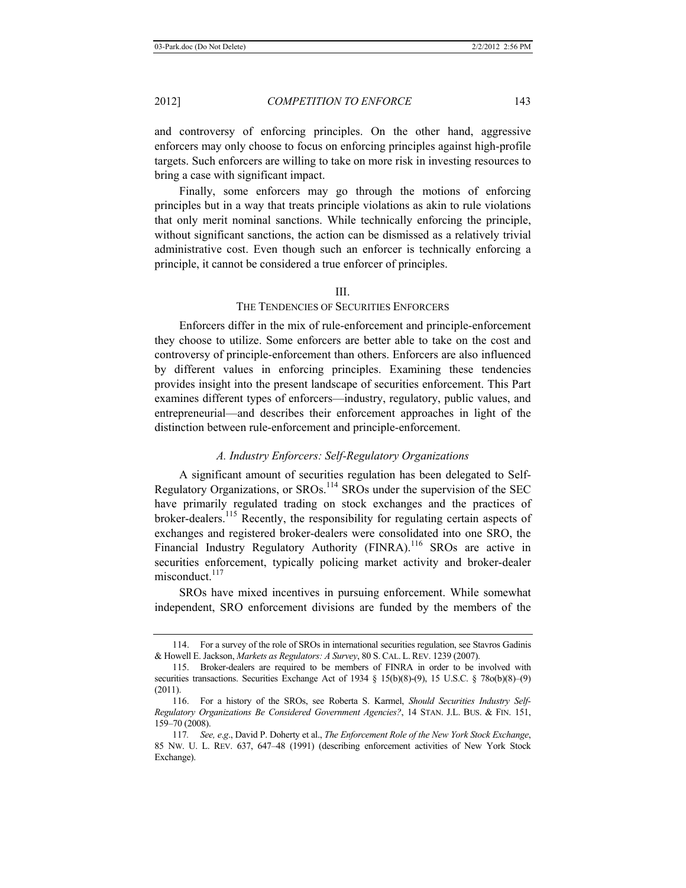and controversy of enforcing principles. On the other hand, aggressive enforcers may only choose to focus on enforcing principles against high-profile targets. Such enforcers are willing to take on more risk in investing resources to bring a case with significant impact.

Finally, some enforcers may go through the motions of enforcing principles but in a way that treats principle violations as akin to rule violations that only merit nominal sanctions. While technically enforcing the principle, without significant sanctions, the action can be dismissed as a relatively trivial administrative cost. Even though such an enforcer is technically enforcing a principle, it cannot be considered a true enforcer of principles.

## III. THE TENDENCIES OF SECURITIES ENFORCERS

Enforcers differ in the mix of rule-enforcement and principle-enforcement they choose to utilize. Some enforcers are better able to take on the cost and controversy of principle-enforcement than others. Enforcers are also influenced by different values in enforcing principles. Examining these tendencies provides insight into the present landscape of securities enforcement. This Part examines different types of enforcers—industry, regulatory, public values, and entrepreneurial—and describes their enforcement approaches in light of the distinction between rule-enforcement and principle-enforcement.

### *A. Industry Enforcers: Self-Regulatory Organizations*

A significant amount of securities regulation has been delegated to Self-Regulatory Organizations, or SROs.[114] SROs under the supervision of the SEC have primarily regulated trading on stock exchanges and the practices of broker-dealers.[115] Recently, the responsibility for regulating certain aspects of exchanges and registered broker-dealers were consolidated into one SRO, the Financial Industry Regulatory Authority (FINRA).[116] SROs are active in securities enforcement, typically policing market activity and broker-dealer misconduct.[117]

SROs have mixed incentives in pursuing enforcement. While somewhat independent, SRO enforcement divisions are funded by the members of the

---

114. For a survey of the role of SROs in international securities regulation, see Stavros Gadinis & Howell E. Jackson, *Markets as Regulators: A Survey*, 80 S. CAL. L. REV. 1239 (2007).

115. Broker-dealers are required to be members of FINRA in order to be involved with securities transactions. Securities Exchange Act of 1934 § 15(b)(8)-(9), 15 U.S.C. § 78o(b)(8)–(9) (2011).

116. For a history of the SROs, see Roberta S. Karmel, *Should Securities Industry Self-Regulatory Organizations Be Considered Government Agencies?*, 14 STAN. J.L. BUS. & FIN. 151, 159–70 (2008).

117. *See, e.g*., David P. Doherty et al., *The Enforcement Role of the New York Stock Exchange*, 85 NW. U. L. REV. 637, 647–48 (1991) (describing enforcement activities of New York Stock Exchange).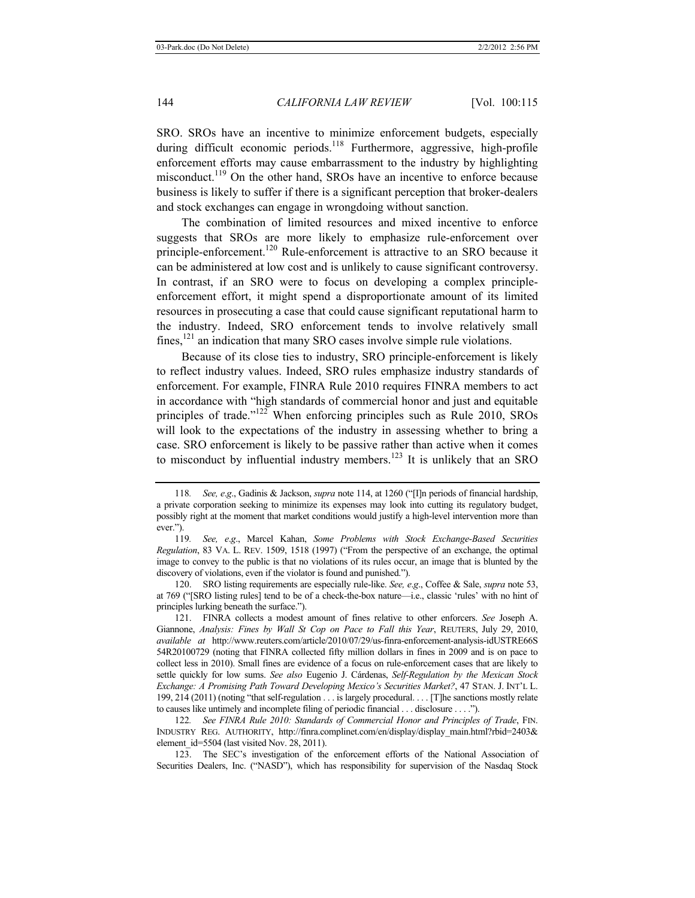SRO. SROs have an incentive to minimize enforcement budgets, especially during difficult economic periods.[118] Furthermore, aggressive, high-profile enforcement efforts may cause embarrassment to the industry by highlighting misconduct.[119] On the other hand, SROs have an incentive to enforce because business is likely to suffer if there is a significant perception that broker-dealers and stock exchanges can engage in wrongdoing without sanction.

The combination of limited resources and mixed incentive to enforce suggests that SROs are more likely to emphasize rule-enforcement over principle-enforcement.[120] Rule-enforcement is attractive to an SRO because it can be administered at low cost and is unlikely to cause significant controversy. In contrast, if an SRO were to focus on developing a complex principle-enforcement effort, it might spend a disproportionate amount of its limited resources in prosecuting a case that could cause significant reputational harm to the industry. Indeed, SRO enforcement tends to involve relatively small fines,[121] an indication that many SRO cases involve simple rule violations.

Because of its close ties to industry, SRO principle-enforcement is likely to reflect industry values. Indeed, SRO rules emphasize industry standards of enforcement. For example, FINRA Rule 2010 requires FINRA members to act in accordance with "high standards of commercial honor and just and equitable principles of trade."[122] When enforcing principles such as Rule 2010, SROs will look to the expectations of the industry in assessing whether to bring a case. SRO enforcement is likely to be passive rather than active when it comes to misconduct by influential industry members.[123] It is unlikely that an SRO

---

118. *See, e.g*., Gadinis & Jackson, *supra* note 114, at 1260 ("[I]n periods of financial hardship, a private corporation seeking to minimize its expenses may look into cutting its regulatory budget, possibly right at the moment that market conditions would justify a high-level intervention more than ever.").

119. *See, e.g*., Marcel Kahan, *Some Problems with Stock Exchange-Based Securities Regulation*, 83 VA. L. REV. 1509, 1518 (1997) ("From the perspective of an exchange, the optimal image to convey to the public is that no violations of its rules occur, an image that is blunted by the discovery of violations, even if the violator is found and punished.").

120. SRO listing requirements are especially rule-like. *See, e.g*., Coffee & Sale, *supra* note 53, at 769 ("[SRO listing rules] tend to be of a check-the-box nature—i.e., classic 'rules' with no hint of principles lurking beneath the surface.").

121. FINRA collects a modest amount of fines relative to other enforcers. *See* Joseph A. Giannone, *Analysis: Fines by Wall St Cop on Pace to Fall this Year*, REUTERS, July 29, 2010, *available at* http://www.reuters.com/article/2010/07/29/us-finra-enforcement-analysis-idUSTRE66S54R20100729 (noting that FINRA collected fifty million dollars in fines in 2009 and is on pace to collect less in 2010). Small fines are evidence of a focus on rule-enforcement cases that are likely to settle quickly for low sums. *See also* Eugenio J. Cárdenas, *Self-Regulation by the Mexican Stock Exchange: A Promising Path Toward Developing Mexico's Securities Market?*, 47 STAN. J. INT'L L. 199, 214 (2011) (noting "that self-regulation . . . is largely procedural. . . . [T]he sanctions mostly relate to causes like untimely and incomplete filing of periodic financial . . . disclosure . . . .").

122. *See FINRA Rule 2010: Standards of Commercial Honor and Principles of Trade*, FIN. INDUSTRY REG. AUTHORITY, http://finra.complinet.com/en/display/display_main.html?rbid=2403&element_id=5504 (last visited Nov. 28, 2011).

123. The SEC's investigation of the enforcement efforts of the National Association of Securities Dealers, Inc. ("NASD"), which has responsibility for supervision of the Nasdaq Stock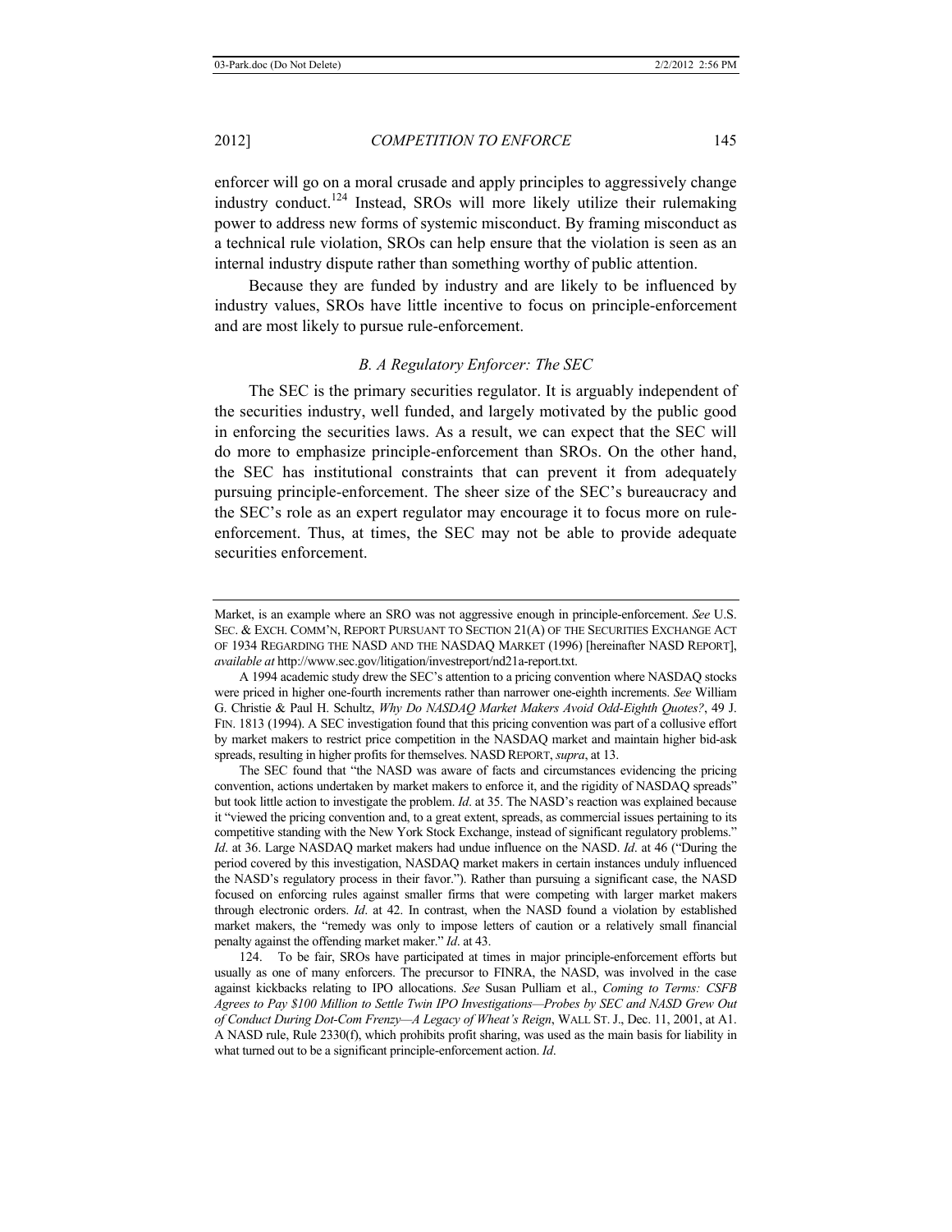enforcer will go on a moral crusade and apply principles to aggressively change industry conduct.[124] Instead, SROs will more likely utilize their rulemaking power to address new forms of systemic misconduct. By framing misconduct as a technical rule violation, SROs can help ensure that the violation is seen as an internal industry dispute rather than something worthy of public attention.

Because they are funded by industry and are likely to be influenced by industry values, SROs have little incentive to focus on principle-enforcement and are most likely to pursue rule-enforcement.

### *B. A Regulatory Enforcer: The SEC*

The SEC is the primary securities regulator. It is arguably independent of the securities industry, well funded, and largely motivated by the public good in enforcing the securities laws. As a result, we can expect that the SEC will do more to emphasize principle-enforcement than SROs. On the other hand, the SEC has institutional constraints that can prevent it from adequately pursuing principle-enforcement. The sheer size of the SEC's bureaucracy and the SEC's role as an expert regulator may encourage it to focus more on rule-enforcement. Thus, at times, the SEC may not be able to provide adequate securities enforcement.

---

Market, is an example where an SRO was not aggressive enough in principle-enforcement. *See* U.S. SEC. & EXCH. COMM'N, REPORT PURSUANT TO SECTION 21(A) OF THE SECURITIES EXCHANGE ACT OF 1934 REGARDING THE NASD AND THE NASDAQ MARKET (1996) [hereinafter NASD REPORT], *available at* http://www.sec.gov/litigation/investreport/nd21a-report.txt.

A 1994 academic study drew the SEC's attention to a pricing convention where NASDAQ stocks were priced in higher one-fourth increments rather than narrower one-eighth increments. *See* William G. Christie & Paul H. Schultz, *Why Do NASDAQ Market Makers Avoid Odd-Eighth Quotes?*, 49 J. FIN. 1813 (1994). A SEC investigation found that this pricing convention was part of a collusive effort by market makers to restrict price competition in the NASDAQ market and maintain higher bid-ask spreads, resulting in higher profits for themselves. NASD REPORT, *supra*, at 13.

The SEC found that "the NASD was aware of facts and circumstances evidencing the pricing convention, actions undertaken by market makers to enforce it, and the rigidity of NASDAQ spreads" but took little action to investigate the problem. *Id*. at 35. The NASD's reaction was explained because it "viewed the pricing convention and, to a great extent, spreads, as commercial issues pertaining to its competitive standing with the New York Stock Exchange, instead of significant regulatory problems." *Id*. at 36. Large NASDAQ market makers had undue influence on the NASD. *Id*. at 46 ("During the period covered by this investigation, NASDAQ market makers in certain instances unduly influenced the NASD's regulatory process in their favor."). Rather than pursuing a significant case, the NASD focused on enforcing rules against smaller firms that were competing with larger market makers through electronic orders. *Id*. at 42. In contrast, when the NASD found a violation by established market makers, the "remedy was only to impose letters of caution or a relatively small financial penalty against the offending market maker." *Id*. at 43.

124. To be fair, SROs have participated at times in major principle-enforcement efforts but usually as one of many enforcers. The precursor to FINRA, the NASD, was involved in the case against kickbacks relating to IPO allocations. *See* Susan Pulliam et al., *Coming to Terms: CSFB Agrees to Pay $100 Million to Settle Twin IPO Investigations—Probes by SEC and NASD Grew Out of Conduct During Dot-Com Frenzy—A Legacy of Wheat's Reign*, WALL ST. J., Dec. 11, 2001, at A1. A NASD rule, Rule 2330(f), which prohibits profit sharing, was used as the main basis for liability in what turned out to be a significant principle-enforcement action. *Id*.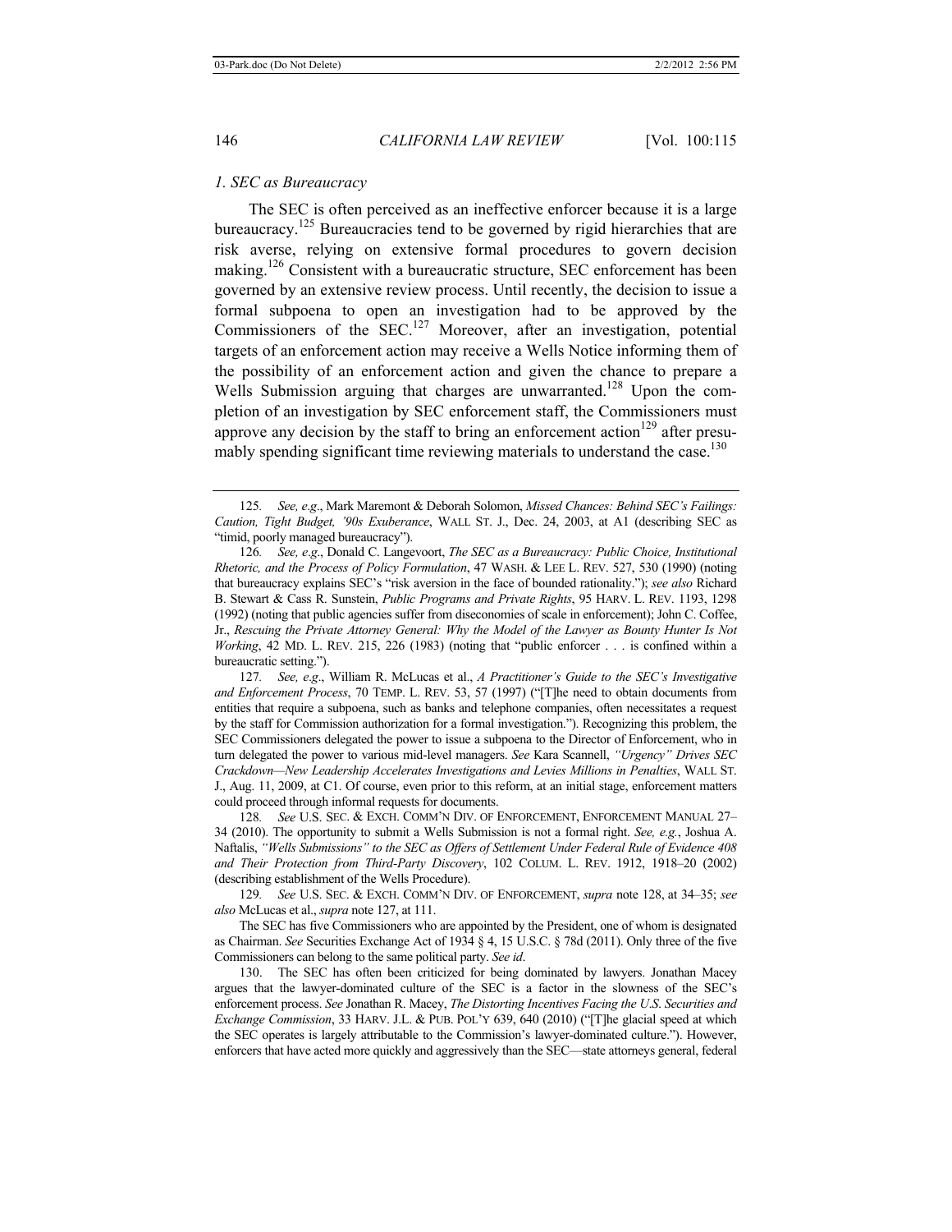### *1. SEC as Bureaucracy*

The SEC is often perceived as an ineffective enforcer because it is a large bureaucracy.[125] Bureaucracies tend to be governed by rigid hierarchies that are risk averse, relying on extensive formal procedures to govern decision making.[126] Consistent with a bureaucratic structure, SEC enforcement has been governed by an extensive review process. Until recently, the decision to issue a formal subpoena to open an investigation had to be approved by the Commissioners of the SEC.[127] Moreover, after an investigation, potential targets of an enforcement action may receive a Wells Notice informing them of the possibility of an enforcement action and given the chance to prepare a Wells Submission arguing that charges are unwarranted.[128] Upon the completion of an investigation by SEC enforcement staff, the Commissioners must approve any decision by the staff to bring an enforcement action[129] after presumably spending significant time reviewing materials to understand the case.[130]

---

125. *See, e.g*., Mark Maremont & Deborah Solomon, *Missed Chances: Behind SEC's Failings: Caution, Tight Budget, '90s Exuberance*, WALL ST. J., Dec. 24, 2003, at A1 (describing SEC as "timid, poorly managed bureaucracy").

126. *See, e.g*., Donald C. Langevoort, *The SEC as a Bureaucracy: Public Choice, Institutional Rhetoric, and the Process of Policy Formulation*, 47 WASH. & LEE L. REV. 527, 530 (1990) (noting that bureaucracy explains SEC's "risk aversion in the face of bounded rationality."); *see also* Richard B. Stewart & Cass R. Sunstein, *Public Programs and Private Rights*, 95 HARV. L. REV. 1193, 1298 (1992) (noting that public agencies suffer from diseconomies of scale in enforcement); John C. Coffee, Jr., *Rescuing the Private Attorney General: Why the Model of the Lawyer as Bounty Hunter Is Not Working*, 42 MD. L. REV. 215, 226 (1983) (noting that "public enforcer . . . is confined within a bureaucratic setting.").

127. *See, e.g*., William R. McLucas et al., *A Practitioner's Guide to the SEC's Investigative and Enforcement Process*, 70 TEMP. L. REV. 53, 57 (1997) ("[T]he need to obtain documents from entities that require a subpoena, such as banks and telephone companies, often necessitates a request by the staff for Commission authorization for a formal investigation."). Recognizing this problem, the SEC Commissioners delegated the power to issue a subpoena to the Director of Enforcement, who in turn delegated the power to various mid-level managers. *See* Kara Scannell, *"Urgency" Drives SEC Crackdown—New Leadership Accelerates Investigations and Levies Millions in Penalties*, WALL ST. J., Aug. 11, 2009, at C1. Of course, even prior to this reform, at an initial stage, enforcement matters could proceed through informal requests for documents.

128. *See* U.S. SEC. & EXCH. COMM'N DIV. OF ENFORCEMENT, ENFORCEMENT MANUAL 27–34 (2010). The opportunity to submit a Wells Submission is not a formal right. *See, e.g.*, Joshua A. Naftalis, *"Wells Submissions" to the SEC as Offers of Settlement Under Federal Rule of Evidence 408 and Their Protection from Third-Party Discovery*, 102 COLUM. L. REV. 1912, 1918–20 (2002) (describing establishment of the Wells Procedure).

129. *See* U.S. SEC. & EXCH. COMM'N DIV. OF ENFORCEMENT, *supra* note 128, at 34–35; *see also* McLucas et al., *supra* note 127, at 111.

The SEC has five Commissioners who are appointed by the President, one of whom is designated as Chairman. *See* Securities Exchange Act of 1934 § 4, 15 U.S.C. § 78d (2011). Only three of the five Commissioners can belong to the same political party. *See id*.

130. The SEC has often been criticized for being dominated by lawyers. Jonathan Macey argues that the lawyer-dominated culture of the SEC is a factor in the slowness of the SEC's enforcement process. *See* Jonathan R. Macey, *The Distorting Incentives Facing the U.S. Securities and Exchange Commission*, 33 HARV. J.L. & PUB. POL'Y 639, 640 (2010) ("[T]he glacial speed at which the SEC operates is largely attributable to the Commission's lawyer-dominated culture."). However, enforcers that have acted more quickly and aggressively than the SEC—state attorneys general, federal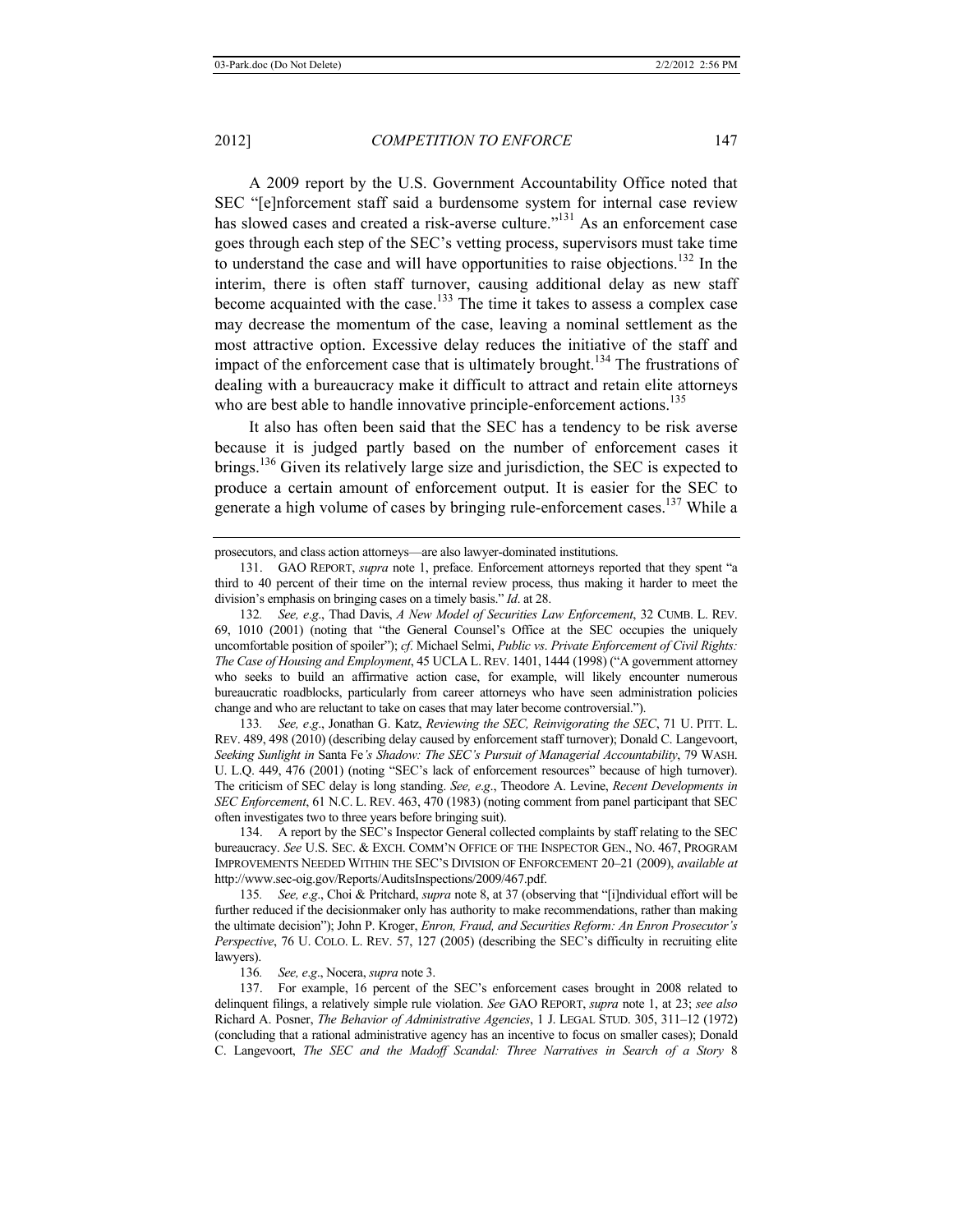A 2009 report by the U.S. Government Accountability Office noted that SEC "[e]nforcement staff said a burdensome system for internal case review has slowed cases and created a risk-averse culture."[131] As an enforcement case goes through each step of the SEC's vetting process, supervisors must take time to understand the case and will have opportunities to raise objections.[132] In the interim, there is often staff turnover, causing additional delay as new staff become acquainted with the case.[133] The time it takes to assess a complex case may decrease the momentum of the case, leaving a nominal settlement as the most attractive option. Excessive delay reduces the initiative of the staff and impact of the enforcement case that is ultimately brought.[134] The frustrations of dealing with a bureaucracy make it difficult to attract and retain elite attorneys who are best able to handle innovative principle-enforcement actions.[135]

It also has often been said that the SEC has a tendency to be risk averse because it is judged partly based on the number of enforcement cases it brings.[136] Given its relatively large size and jurisdiction, the SEC is expected to produce a certain amount of enforcement output. It is easier for the SEC to generate a high volume of cases by bringing rule-enforcement cases.[137] While a

---

prosecutors, and class action attorneys—are also lawyer-dominated institutions.

131. GAO REPORT, *supra* note 1, preface. Enforcement attorneys reported that they spent "a third to 40 percent of their time on the internal review process, thus making it harder to meet the division's emphasis on bringing cases on a timely basis." *Id*. at 28.

132. *See, e.g*., Thad Davis, *A New Model of Securities Law Enforcement*, 32 CUMB. L. REV. 69, 1010 (2001) (noting that "the General Counsel's Office at the SEC occupies the uniquely uncomfortable position of spoiler"); *cf*. Michael Selmi, *Public vs. Private Enforcement of Civil Rights: The Case of Housing and Employment*, 45 UCLA L. REV. 1401, 1444 (1998) ("A government attorney who seeks to build an affirmative action case, for example, will likely encounter numerous bureaucratic roadblocks, particularly from career attorneys who have seen administration policies change and who are reluctant to take on cases that may later become controversial.").

133. *See, e.g*., Jonathan G. Katz, *Reviewing the SEC, Reinvigorating the SEC*, 71 U. PITT. L. REV. 489, 498 (2010) (describing delay caused by enforcement staff turnover); Donald C. Langevoort, *Seeking Sunlight in* Santa Fe*'s Shadow: The SEC's Pursuit of Managerial Accountability*, 79 WASH. U. L.Q. 449, 476 (2001) (noting "SEC's lack of enforcement resources" because of high turnover). The criticism of SEC delay is long standing. *See, e.g*., Theodore A. Levine, *Recent Developments in SEC Enforcement*, 61 N.C. L. REV. 463, 470 (1983) (noting comment from panel participant that SEC often investigates two to three years before bringing suit).

134. A report by the SEC's Inspector General collected complaints by staff relating to the SEC bureaucracy. *See* U.S. SEC. & EXCH. COMM'N OFFICE OF THE INSPECTOR GEN., NO. 467, PROGRAM IMPROVEMENTS NEEDED WITHIN THE SEC'S DIVISION OF ENFORCEMENT 20–21 (2009), *available at* http://www.sec-oig.gov/Reports/AuditsInspections/2009/467.pdf.

135. *See, e.g*., Choi & Pritchard, *supra* note 8, at 37 (observing that "[i]ndividual effort will be further reduced if the decisionmaker only has authority to make recommendations, rather than making the ultimate decision"); John P. Kroger, *Enron, Fraud, and Securities Reform: An Enron Prosecutor's Perspective*, 76 U. COLO. L. REV. 57, 127 (2005) (describing the SEC's difficulty in recruiting elite lawyers).

136. *See, e.g*., Nocera, *supra* note 3.

137. For example, 16 percent of the SEC's enforcement cases brought in 2008 related to delinquent filings, a relatively simple rule violation. *See* GAO REPORT, *supra* note 1, at 23; *see also* Richard A. Posner, *The Behavior of Administrative Agencies*, 1 J. LEGAL STUD. 305, 311–12 (1972) (concluding that a rational administrative agency has an incentive to focus on smaller cases); Donald C. Langevoort, *The SEC and the Madoff Scandal: Three Narratives in Search of a Story* 8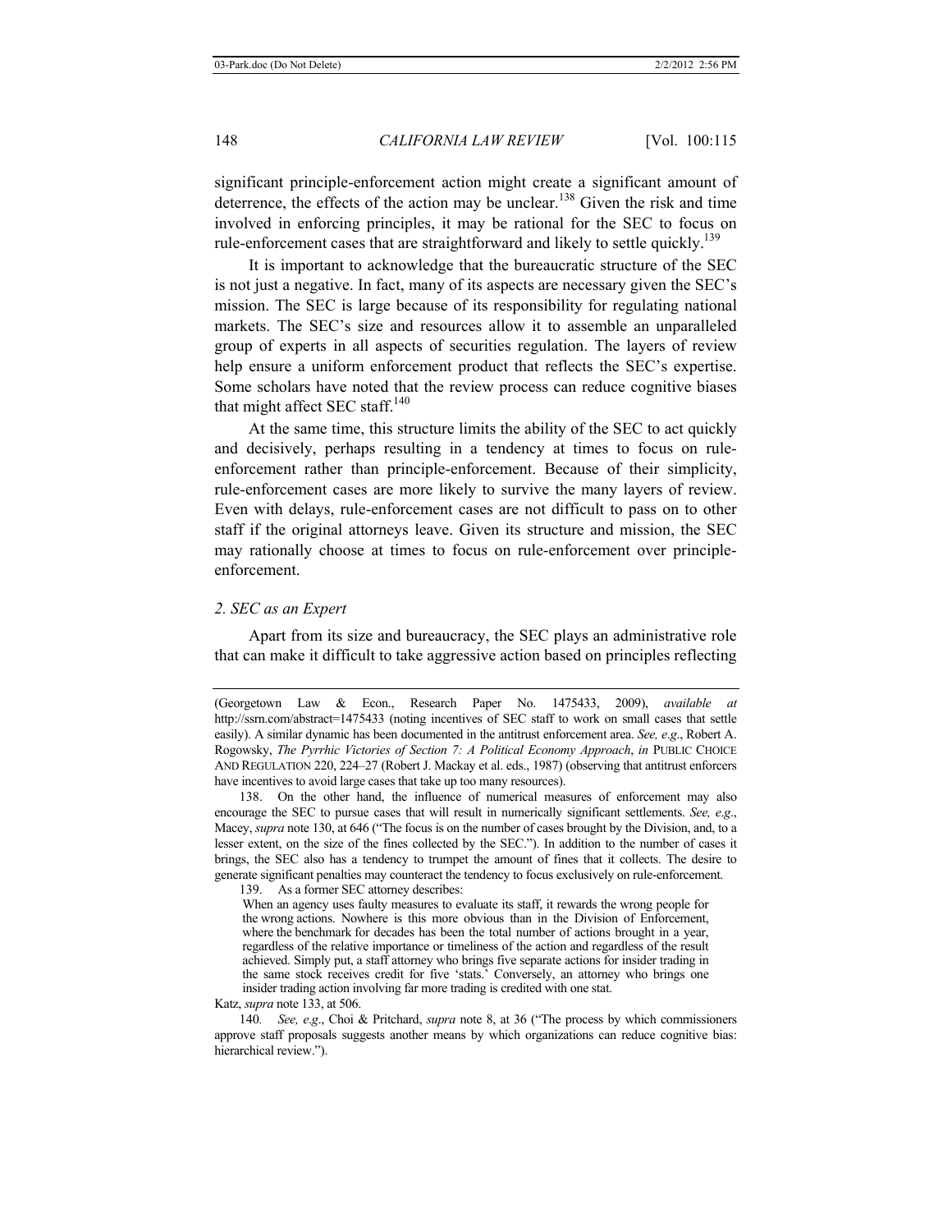significant principle-enforcement action might create a significant amount of deterrence, the effects of the action may be unclear.[138] Given the risk and time involved in enforcing principles, it may be rational for the SEC to focus on rule-enforcement cases that are straightforward and likely to settle quickly.[139]

It is important to acknowledge that the bureaucratic structure of the SEC is not just a negative. In fact, many of its aspects are necessary given the SEC's mission. The SEC is large because of its responsibility for regulating national markets. The SEC's size and resources allow it to assemble an unparalleled group of experts in all aspects of securities regulation. The layers of review help ensure a uniform enforcement product that reflects the SEC's expertise. Some scholars have noted that the review process can reduce cognitive biases that might affect SEC staff.[140]

At the same time, this structure limits the ability of the SEC to act quickly and decisively, perhaps resulting in a tendency at times to focus on rule-enforcement rather than principle-enforcement. Because of their simplicity, rule-enforcement cases are more likely to survive the many layers of review. Even with delays, rule-enforcement cases are not difficult to pass on to other staff if the original attorneys leave. Given its structure and mission, the SEC may rationally choose at times to focus on rule-enforcement over principle-enforcement.

### *2. SEC as an Expert*

Apart from its size and bureaucracy, the SEC plays an administrative role that can make it difficult to take aggressive action based on principles reflecting

---

(Georgetown Law & Econ., Research Paper No. 1475433, 2009), *available at* http://ssrn.com/abstract=1475433 (noting incentives of SEC staff to work on small cases that settle easily). A similar dynamic has been documented in the antitrust enforcement area. *See, e.g*., Robert A. Rogowsky, *The Pyrrhic Victories of Section 7: A Political Economy Approach*, *in* PUBLIC CHOICE AND REGULATION 220, 224–27 (Robert J. Mackay et al. eds., 1987) (observing that antitrust enforcers have incentives to avoid large cases that take up too many resources).

138. On the other hand, the influence of numerical measures of enforcement may also encourage the SEC to pursue cases that will result in numerically significant settlements. *See, e.g*., Macey, *supra* note 130, at 646 ("The focus is on the number of cases brought by the Division, and, to a lesser extent, on the size of the fines collected by the SEC."). In addition to the number of cases it brings, the SEC also has a tendency to trumpet the amount of fines that it collects. The desire to generate significant penalties may counteract the tendency to focus exclusively on rule-enforcement.

139. As a former SEC attorney describes:

> When an agency uses faulty measures to evaluate its staff, it rewards the wrong people for the wrong actions. Nowhere is this more obvious than in the Division of Enforcement, where the benchmark for decades has been the total number of actions brought in a year, regardless of the relative importance or timeliness of the action and regardless of the result achieved. Simply put, a staff attorney who brings five separate actions for insider trading in the same stock receives credit for five 'stats.' Conversely, an attorney who brings one insider trading action involving far more trading is credited with one stat.

Katz, *supra* note 133, at 506.

140. *See, e.g*., Choi & Pritchard, *supra* note 8, at 36 ("The process by which commissioners approve staff proposals suggests another means by which organizations can reduce cognitive bias: hierarchical review.").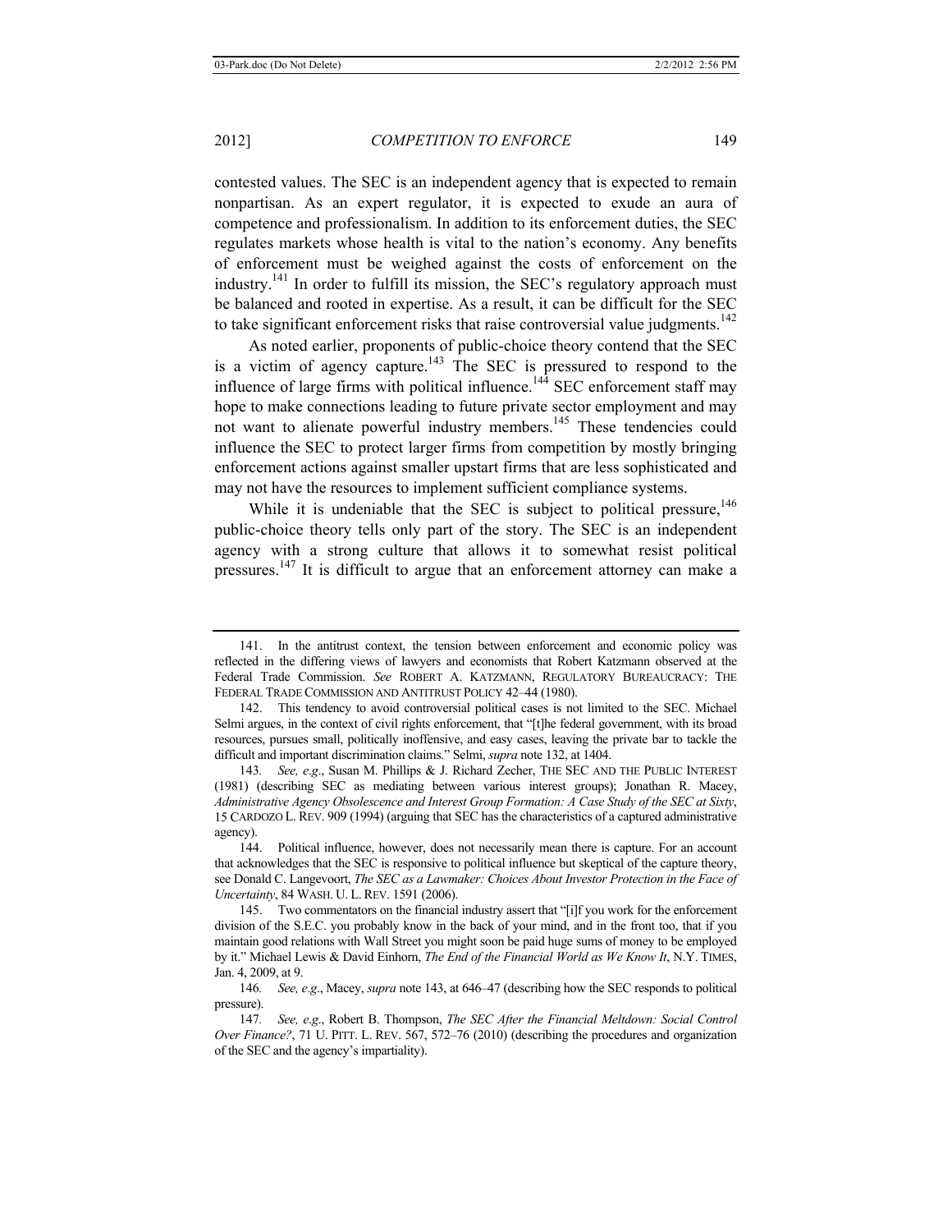contested values. The SEC is an independent agency that is expected to remain nonpartisan. As an expert regulator, it is expected to exude an aura of competence and professionalism. In addition to its enforcement duties, the SEC regulates markets whose health is vital to the nation's economy. Any benefits of enforcement must be weighed against the costs of enforcement on the industry.[141] In order to fulfill its mission, the SEC's regulatory approach must be balanced and rooted in expertise. As a result, it can be difficult for the SEC to take significant enforcement risks that raise controversial value judgments.[142]

As noted earlier, proponents of public-choice theory contend that the SEC is a victim of agency capture.[143] The SEC is pressured to respond to the influence of large firms with political influence.[144] SEC enforcement staff may hope to make connections leading to future private sector employment and may not want to alienate powerful industry members.[145] These tendencies could influence the SEC to protect larger firms from competition by mostly bringing enforcement actions against smaller upstart firms that are less sophisticated and may not have the resources to implement sufficient compliance systems.

While it is undeniable that the SEC is subject to political pressure,[146] public-choice theory tells only part of the story. The SEC is an independent agency with a strong culture that allows it to somewhat resist political pressures.[147] It is difficult to argue that an enforcement attorney can make a

---

141. In the antitrust context, the tension between enforcement and economic policy was reflected in the differing views of lawyers and economists that Robert Katzmann observed at the Federal Trade Commission. *See* ROBERT A. KATZMANN, REGULATORY BUREAUCRACY: THE FEDERAL TRADE COMMISSION AND ANTITRUST POLICY 42–44 (1980).

142. This tendency to avoid controversial political cases is not limited to the SEC. Michael Selmi argues, in the context of civil rights enforcement, that "[t]he federal government, with its broad resources, pursues small, politically inoffensive, and easy cases, leaving the private bar to tackle the difficult and important discrimination claims." Selmi, *supra* note 132, at 1404.

143. *See, e.g.*, Susan M. Phillips & J. Richard Zecher, THE SEC AND THE PUBLIC INTEREST (1981) (describing SEC as mediating between various interest groups); Jonathan R. Macey, *Administrative Agency Obsolescence and Interest Group Formation: A Case Study of the SEC at Sixty*, 15 CARDOZO L. REV. 909 (1994) (arguing that SEC has the characteristics of a captured administrative agency).

144. Political influence, however, does not necessarily mean there is capture. For an account that acknowledges that the SEC is responsive to political influence but skeptical of the capture theory, see Donald C. Langevoort, *The SEC as a Lawmaker: Choices About Investor Protection in the Face of Uncertainty*, 84 WASH. U. L. REV. 1591 (2006).

145. Two commentators on the financial industry assert that "[i]f you work for the enforcement division of the S.E.C. you probably know in the back of your mind, and in the front too, that if you maintain good relations with Wall Street you might soon be paid huge sums of money to be employed by it." Michael Lewis & David Einhorn, *The End of the Financial World as We Know It*, N.Y. TIMES, Jan. 4, 2009, at 9.

146. *See, e.g.*, Macey, *supra* note 143, at 646–47 (describing how the SEC responds to political pressure).

147. *See, e.g.*, Robert B. Thompson, *The SEC After the Financial Meltdown: Social Control Over Finance?*, 71 U. PITT. L. REV. 567, 572–76 (2010) (describing the procedures and organization of the SEC and the agency's impartiality).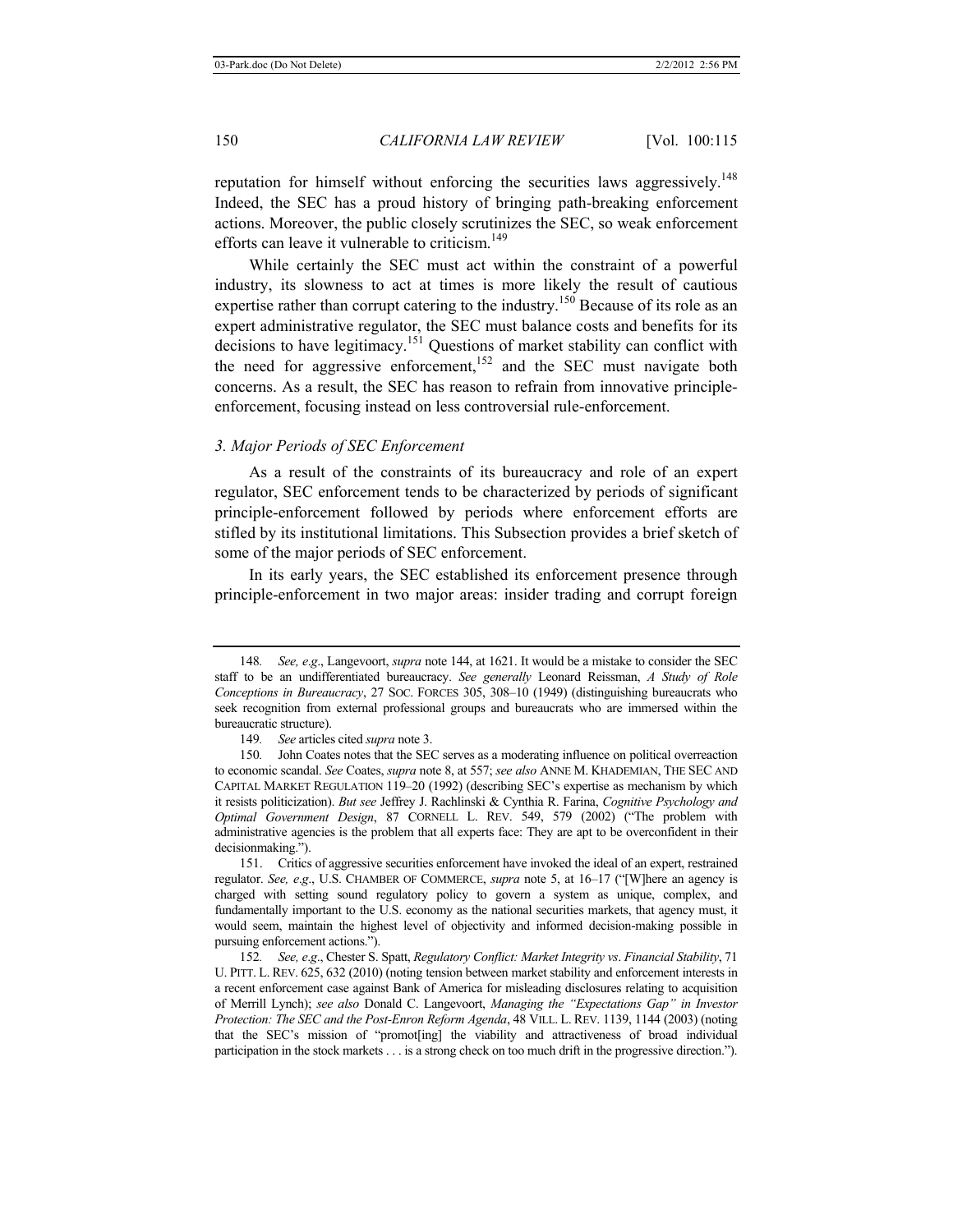reputation for himself without enforcing the securities laws aggressively.[148] Indeed, the SEC has a proud history of bringing path-breaking enforcement actions. Moreover, the public closely scrutinizes the SEC, so weak enforcement efforts can leave it vulnerable to criticism.[149]

While certainly the SEC must act within the constraint of a powerful industry, its slowness to act at times is more likely the result of cautious expertise rather than corrupt catering to the industry.[150] Because of its role as an expert administrative regulator, the SEC must balance costs and benefits for its decisions to have legitimacy.[151] Questions of market stability can conflict with the need for aggressive enforcement,[152] and the SEC must navigate both concerns. As a result, the SEC has reason to refrain from innovative principle-enforcement, focusing instead on less controversial rule-enforcement.

### *3. Major Periods of SEC Enforcement*

As a result of the constraints of its bureaucracy and role of an expert regulator, SEC enforcement tends to be characterized by periods of significant principle-enforcement followed by periods where enforcement efforts are stifled by its institutional limitations. This Subsection provides a brief sketch of some of the major periods of SEC enforcement.

In its early years, the SEC established its enforcement presence through principle-enforcement in two major areas: insider trading and corrupt foreign

---

148. *See, e.g.*, Langevoort, *supra* note 144, at 1621. It would be a mistake to consider the SEC staff to be an undifferentiated bureaucracy. *See generally* Leonard Reissman, *A Study of Role Conceptions in Bureaucracy*, 27 SOC. FORCES 305, 308–10 (1949) (distinguishing bureaucrats who seek recognition from external professional groups and bureaucrats who are immersed within the bureaucratic structure).

149. *See* articles cited *supra* note 3.

150. John Coates notes that the SEC serves as a moderating influence on political overreaction to economic scandal. *See* Coates, *supra* note 8, at 557; *see also* ANNE M. KHADEMIAN, THE SEC AND CAPITAL MARKET REGULATION 119–20 (1992) (describing SEC's expertise as mechanism by which it resists politicization). *But see* Jeffrey J. Rachlinski & Cynthia R. Farina, *Cognitive Psychology and Optimal Government Design*, 87 CORNELL L. REV. 549, 579 (2002) ("The problem with administrative agencies is the problem that all experts face: They are apt to be overconfident in their decisionmaking.").

151. Critics of aggressive securities enforcement have invoked the ideal of an expert, restrained regulator. *See, e.g.*, U.S. CHAMBER OF COMMERCE, *supra* note 5, at 16–17 ("[W]here an agency is charged with setting sound regulatory policy to govern a system as unique, complex, and fundamentally important to the U.S. economy as the national securities markets, that agency must, it would seem, maintain the highest level of objectivity and informed decision-making possible in pursuing enforcement actions.").

152. *See, e.g.*, Chester S. Spatt, *Regulatory Conflict: Market Integrity vs. Financial Stability*, 71 U. PITT. L. REV. 625, 632 (2010) (noting tension between market stability and enforcement interests in a recent enforcement case against Bank of America for misleading disclosures relating to acquisition of Merrill Lynch); *see also* Donald C. Langevoort, *Managing the "Expectations Gap" in Investor Protection: The SEC and the Post-Enron Reform Agenda*, 48 VILL. L. REV. 1139, 1144 (2003) (noting that the SEC's mission of "promot[ing] the viability and attractiveness of broad individual participation in the stock markets . . . is a strong check on too much drift in the progressive direction.").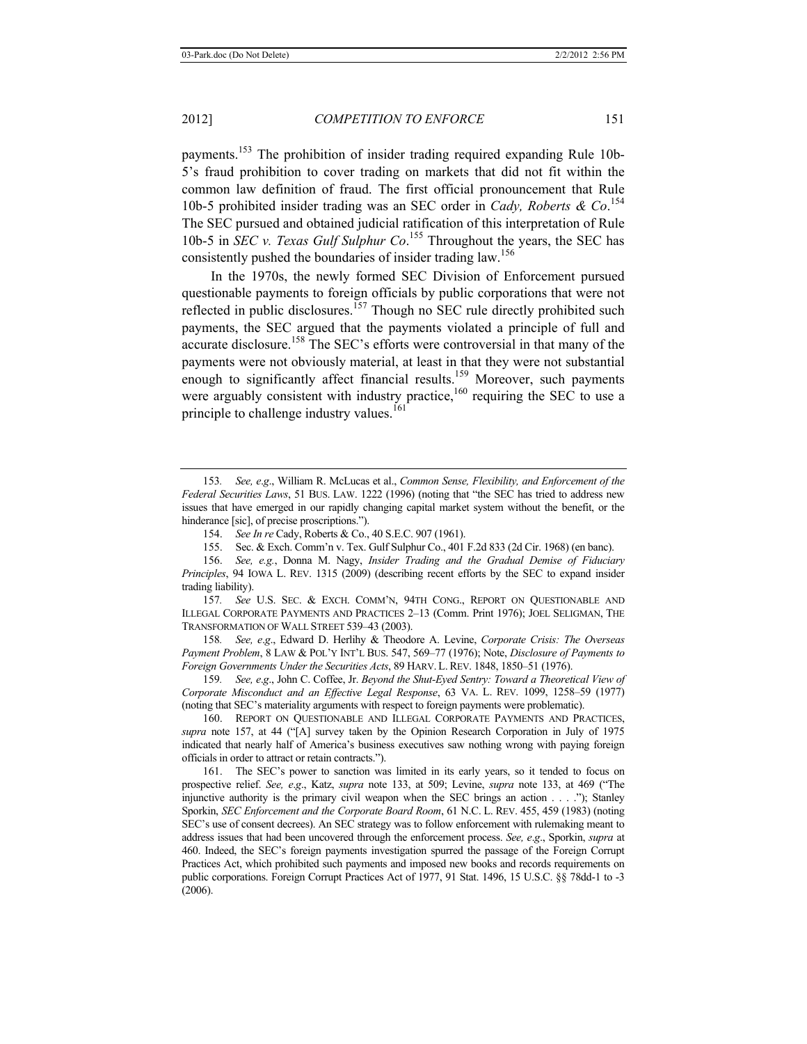payments.[153] The prohibition of insider trading required expanding Rule 10b-5's fraud prohibition to cover trading on markets that did not fit within the common law definition of fraud. The first official pronouncement that Rule 10b-5 prohibited insider trading was an SEC order in *Cady, Roberts & Co*.[154] The SEC pursued and obtained judicial ratification of this interpretation of Rule 10b-5 in *SEC v. Texas Gulf Sulphur Co*.[155] Throughout the years, the SEC has consistently pushed the boundaries of insider trading law.[156]

In the 1970s, the newly formed SEC Division of Enforcement pursued questionable payments to foreign officials by public corporations that were not reflected in public disclosures.[157] Though no SEC rule directly prohibited such payments, the SEC argued that the payments violated a principle of full and accurate disclosure.[158] The SEC's efforts were controversial in that many of the payments were not obviously material, at least in that they were not substantial enough to significantly affect financial results.[159] Moreover, such payments were arguably consistent with industry practice,[160] requiring the SEC to use a principle to challenge industry values.[161]

---

153. *See, e.g*., William R. McLucas et al., *Common Sense, Flexibility, and Enforcement of the Federal Securities Laws*, 51 BUS. LAW. 1222 (1996) (noting that "the SEC has tried to address new issues that have emerged in our rapidly changing capital market system without the benefit, or the hinderance [sic], of precise proscriptions.").

154. *See In re* Cady, Roberts & Co., 40 S.E.C. 907 (1961).

155. Sec. & Exch. Comm'n v. Tex. Gulf Sulphur Co., 401 F.2d 833 (2d Cir. 1968) (en banc).

156. *See, e.g.*, Donna M. Nagy, *Insider Trading and the Gradual Demise of Fiduciary Principles*, 94 IOWA L. REV. 1315 (2009) (describing recent efforts by the SEC to expand insider trading liability).

157. *See* U.S. SEC. & EXCH. COMM'N, 94TH CONG., REPORT ON QUESTIONABLE AND ILLEGAL CORPORATE PAYMENTS AND PRACTICES 2–13 (Comm. Print 1976); JOEL SELIGMAN, THE TRANSFORMATION OF WALL STREET 539–43 (2003).

158. *See, e.g*., Edward D. Herlihy & Theodore A. Levine, *Corporate Crisis: The Overseas Payment Problem*, 8 LAW & POL'Y INT'L BUS. 547, 569–77 (1976); Note, *Disclosure of Payments to Foreign Governments Under the Securities Acts*, 89 HARV. L. REV. 1848, 1850–51 (1976).

159. *See, e.g*., John C. Coffee, Jr. *Beyond the Shut-Eyed Sentry: Toward a Theoretical View of Corporate Misconduct and an Effective Legal Response*, 63 VA. L. REV. 1099, 1258–59 (1977) (noting that SEC's materiality arguments with respect to foreign payments were problematic).

160. REPORT ON QUESTIONABLE AND ILLEGAL CORPORATE PAYMENTS AND PRACTICES, *supra* note 157, at 44 ("[A] survey taken by the Opinion Research Corporation in July of 1975 indicated that nearly half of America's business executives saw nothing wrong with paying foreign officials in order to attract or retain contracts.").

161. The SEC's power to sanction was limited in its early years, so it tended to focus on prospective relief. *See, e.g*., Katz, *supra* note 133, at 509; Levine, *supra* note 133, at 469 ("The injunctive authority is the primary civil weapon when the SEC brings an action . . . ."); Stanley Sporkin, *SEC Enforcement and the Corporate Board Room*, 61 N.C. L. REV. 455, 459 (1983) (noting SEC's use of consent decrees). An SEC strategy was to follow enforcement with rulemaking meant to address issues that had been uncovered through the enforcement process. *See, e.g*., Sporkin, *supra* at 460. Indeed, the SEC's foreign payments investigation spurred the passage of the Foreign Corrupt Practices Act, which prohibited such payments and imposed new books and records requirements on public corporations. Foreign Corrupt Practices Act of 1977, 91 Stat. 1496, 15 U.S.C. §§ 78dd-1 to -3 (2006).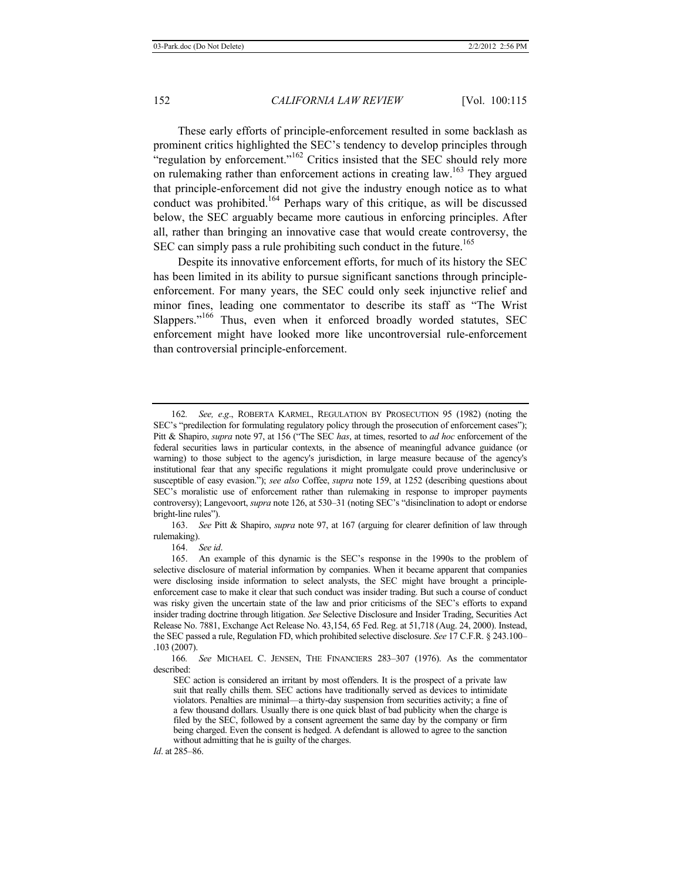These early efforts of principle-enforcement resulted in some backlash as prominent critics highlighted the SEC's tendency to develop principles through "regulation by enforcement."[162] Critics insisted that the SEC should rely more on rulemaking rather than enforcement actions in creating law.[163] They argued that principle-enforcement did not give the industry enough notice as to what conduct was prohibited.[164] Perhaps wary of this critique, as will be discussed below, the SEC arguably became more cautious in enforcing principles. After all, rather than bringing an innovative case that would create controversy, the SEC can simply pass a rule prohibiting such conduct in the future.[165]

Despite its innovative enforcement efforts, for much of its history the SEC has been limited in its ability to pursue significant sanctions through principle-enforcement. For many years, the SEC could only seek injunctive relief and minor fines, leading one commentator to describe its staff as "The Wrist Slappers."[166] Thus, even when it enforced broadly worded statutes, SEC enforcement might have looked more like uncontroversial rule-enforcement than controversial principle-enforcement.

---

162. *See, e.g.*, ROBERTA KARMEL, REGULATION BY PROSECUTION 95 (1982) (noting the SEC's "predilection for formulating regulatory policy through the prosecution of enforcement cases"); Pitt & Shapiro, *supra* note 97, at 156 ("The SEC *has*, at times, resorted to *ad hoc* enforcement of the federal securities laws in particular contexts, in the absence of meaningful advance guidance (or warning) to those subject to the agency's jurisdiction, in large measure because of the agency's institutional fear that any specific regulations it might promulgate could prove underinclusive or susceptible of easy evasion."); *see also* Coffee, *supra* note 159, at 1252 (describing questions about SEC's moralistic use of enforcement rather than rulemaking in response to improper payments controversy); Langevoort, *supra* note 126, at 530–31 (noting SEC's "disinclination to adopt or endorse bright-line rules").

163. *See* Pitt & Shapiro, *supra* note 97, at 167 (arguing for clearer definition of law through rulemaking).

164. *See id*.

165. An example of this dynamic is the SEC's response in the 1990s to the problem of selective disclosure of material information by companies. When it became apparent that companies were disclosing inside information to select analysts, the SEC might have brought a principle-enforcement case to make it clear that such conduct was insider trading. But such a course of conduct was risky given the uncertain state of the law and prior criticisms of the SEC's efforts to expand insider trading doctrine through litigation. *See* Selective Disclosure and Insider Trading, Securities Act Release No. 7881, Exchange Act Release No. 43,154, 65 Fed. Reg. at 51,718 (Aug. 24, 2000). Instead, the SEC passed a rule, Regulation FD, which prohibited selective disclosure. *See* 17 C.F.R. § 243.100–.103 (2007).

166. *See* MICHAEL C. JENSEN, THE FINANCIERS 283–307 (1976). As the commentator described:

> SEC action is considered an irritant by most offenders. It is the prospect of a private law suit that really chills them. SEC actions have traditionally served as devices to intimidate violators. Penalties are minimal—a thirty-day suspension from securities activity; a fine of a few thousand dollars. Usually there is one quick blast of bad publicity when the charge is filed by the SEC, followed by a consent agreement the same day by the company or firm being charged. Even the consent is hedged. A defendant is allowed to agree to the sanction without admitting that he is guilty of the charges.

*Id*. at 285–86.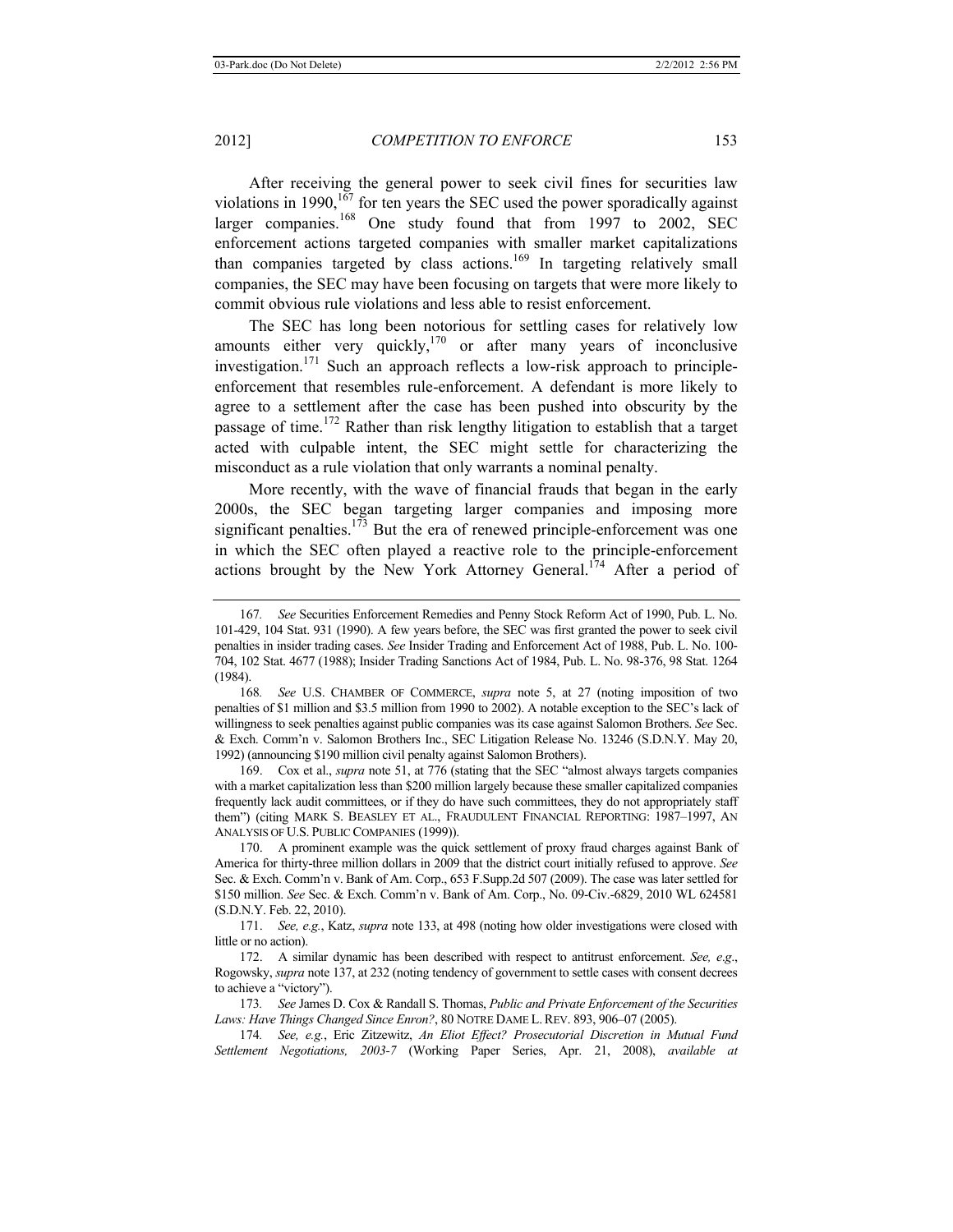After receiving the general power to seek civil fines for securities law violations in 1990,[167] for ten years the SEC used the power sporadically against larger companies.[168] One study found that from 1997 to 2002, SEC enforcement actions targeted companies with smaller market capitalizations than companies targeted by class actions.[169] In targeting relatively small companies, the SEC may have been focusing on targets that were more likely to commit obvious rule violations and less able to resist enforcement.

The SEC has long been notorious for settling cases for relatively low amounts either very quickly,[170] or after many years of inconclusive investigation.[171] Such an approach reflects a low-risk approach to principle-enforcement that resembles rule-enforcement. A defendant is more likely to agree to a settlement after the case has been pushed into obscurity by the passage of time.[172] Rather than risk lengthy litigation to establish that a target acted with culpable intent, the SEC might settle for characterizing the misconduct as a rule violation that only warrants a nominal penalty.

More recently, with the wave of financial frauds that began in the early 2000s, the SEC began targeting larger companies and imposing more significant penalties.[173] But the era of renewed principle-enforcement was one in which the SEC often played a reactive role to the principle-enforcement actions brought by the New York Attorney General.[174] After a period of

---

167. *See* Securities Enforcement Remedies and Penny Stock Reform Act of 1990, Pub. L. No. 101-429, 104 Stat. 931 (1990). A few years before, the SEC was first granted the power to seek civil penalties in insider trading cases. *See* Insider Trading and Enforcement Act of 1988, Pub. L. No. 100-704, 102 Stat. 4677 (1988); Insider Trading Sanctions Act of 1984, Pub. L. No. 98-376, 98 Stat. 1264 (1984).

168. *See* U.S. CHAMBER OF COMMERCE, *supra* note 5, at 27 (noting imposition of two penalties of $1 million and $3.5 million from 1990 to 2002). A notable exception to the SEC's lack of willingness to seek penalties against public companies was its case against Salomon Brothers. *See* Sec. & Exch. Comm'n v. Salomon Brothers Inc., SEC Litigation Release No. 13246 (S.D.N.Y. May 20, 1992) (announcing $190 million civil penalty against Salomon Brothers).

169. Cox et al., *supra* note 51, at 776 (stating that the SEC "almost always targets companies with a market capitalization less than $200 million largely because these smaller capitalized companies frequently lack audit committees, or if they do have such committees, they do not appropriately staff them") (citing MARK S. BEASLEY ET AL., FRAUDULENT FINANCIAL REPORTING: 1987–1997, AN ANALYSIS OF U.S. PUBLIC COMPANIES (1999)).

170. A prominent example was the quick settlement of proxy fraud charges against Bank of America for thirty-three million dollars in 2009 that the district court initially refused to approve. *See* Sec. & Exch. Comm'n v. Bank of Am. Corp., 653 F.Supp.2d 507 (2009). The case was later settled for $150 million. *See* Sec. & Exch. Comm'n v. Bank of Am. Corp., No. 09-Civ.-6829, 2010 WL 624581 (S.D.N.Y. Feb. 22, 2010).

171. *See, e.g.*, Katz, *supra* note 133, at 498 (noting how older investigations were closed with little or no action).

172. A similar dynamic has been described with respect to antitrust enforcement. *See, e.g.*, Rogowsky, *supra* note 137, at 232 (noting tendency of government to settle cases with consent decrees to achieve a "victory").

173. *See* James D. Cox & Randall S. Thomas, *Public and Private Enforcement of the Securities Laws: Have Things Changed Since Enron?*, 80 NOTRE DAME L. REV. 893, 906–07 (2005).

174. *See, e.g.*, Eric Zitzewitz, *An Eliot Effect? Prosecutorial Discretion in Mutual Fund Settlement Negotiations, 2003-7* (Working Paper Series, Apr. 21, 2008), *available at*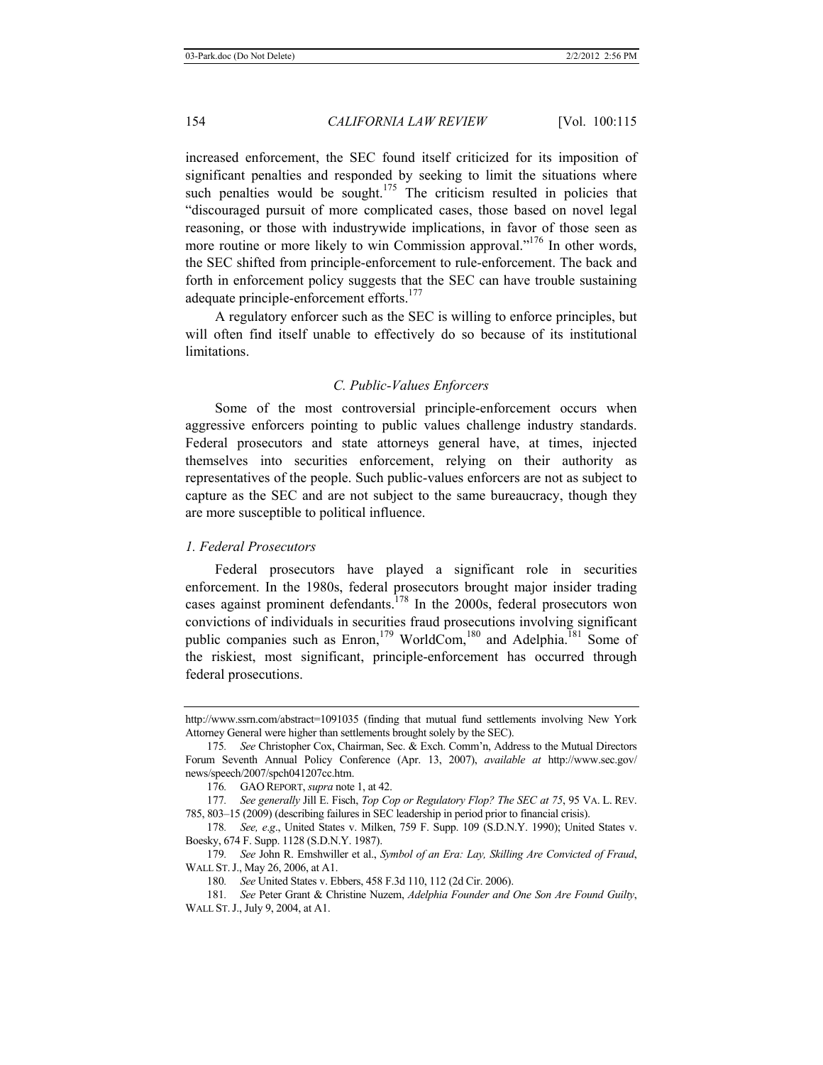increased enforcement, the SEC found itself criticized for its imposition of significant penalties and responded by seeking to limit the situations where such penalties would be sought.[175] The criticism resulted in policies that "discouraged pursuit of more complicated cases, those based on novel legal reasoning, or those with industrywide implications, in favor of those seen as more routine or more likely to win Commission approval."[176] In other words, the SEC shifted from principle-enforcement to rule-enforcement. The back and forth in enforcement policy suggests that the SEC can have trouble sustaining adequate principle-enforcement efforts.[177]

A regulatory enforcer such as the SEC is willing to enforce principles, but will often find itself unable to effectively do so because of its institutional limitations.

### *C. Public-Values Enforcers*

Some of the most controversial principle-enforcement occurs when aggressive enforcers pointing to public values challenge industry standards. Federal prosecutors and state attorneys general have, at times, injected themselves into securities enforcement, relying on their authority as representatives of the people. Such public-values enforcers are not as subject to capture as the SEC and are not subject to the same bureaucracy, though they are more susceptible to political influence.

#### *1. Federal Prosecutors*

Federal prosecutors have played a significant role in securities enforcement. In the 1980s, federal prosecutors brought major insider trading cases against prominent defendants.[178] In the 2000s, federal prosecutors won convictions of individuals in securities fraud prosecutions involving significant public companies such as Enron,[179] WorldCom,[180] and Adelphia.[181] Some of the riskiest, most significant, principle-enforcement has occurred through federal prosecutions.

---

http://www.ssrn.com/abstract=1091035 (finding that mutual fund settlements involving New York Attorney General were higher than settlements brought solely by the SEC).

175. *See* Christopher Cox, Chairman, Sec. & Exch. Comm'n, Address to the Mutual Directors Forum Seventh Annual Policy Conference (Apr. 13, 2007), *available at* http://www.sec.gov/news/speech/2007/spch041207cc.htm.

176. GAO REPORT, *supra* note 1, at 42.

177. *See generally* Jill E. Fisch, *Top Cop or Regulatory Flop? The SEC at 75*, 95 VA. L. REV. 785, 803–15 (2009) (describing failures in SEC leadership in period prior to financial crisis).

178. *See, e.g.*, United States v. Milken, 759 F. Supp. 109 (S.D.N.Y. 1990); United States v. Boesky, 674 F. Supp. 1128 (S.D.N.Y. 1987).

179. *See* John R. Emshwiller et al., *Symbol of an Era: Lay, Skilling Are Convicted of Fraud*, WALL ST. J., May 26, 2006, at A1.

180. *See* United States v. Ebbers, 458 F.3d 110, 112 (2d Cir. 2006).

181. *See* Peter Grant & Christine Nuzem, *Adelphia Founder and One Son Are Found Guilty*, WALL ST. J., July 9, 2004, at A1.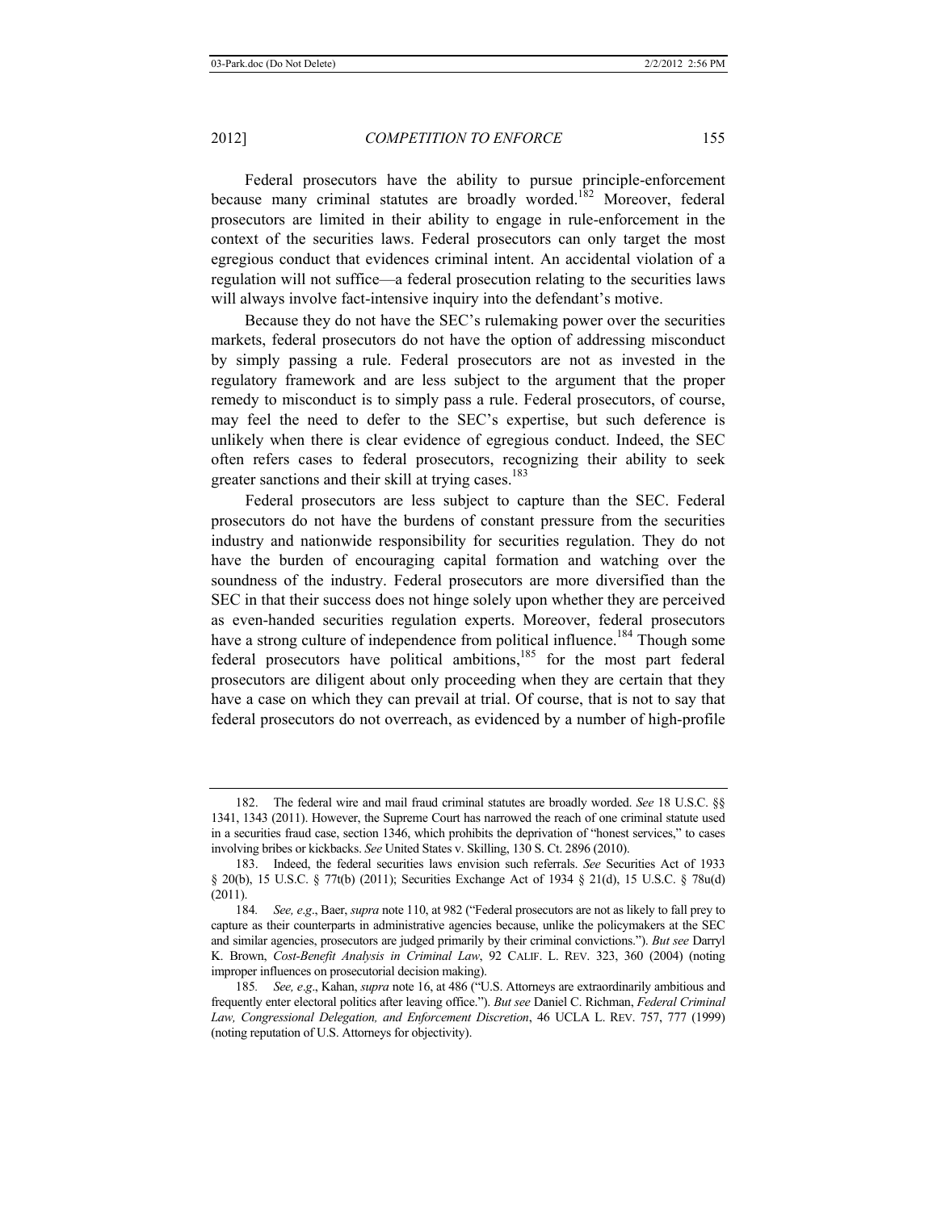Federal prosecutors have the ability to pursue principle-enforcement because many criminal statutes are broadly worded.[182] Moreover, federal prosecutors are limited in their ability to engage in rule-enforcement in the context of the securities laws. Federal prosecutors can only target the most egregious conduct that evidences criminal intent. An accidental violation of a regulation will not suffice—a federal prosecution relating to the securities laws will always involve fact-intensive inquiry into the defendant's motive.

Because they do not have the SEC's rulemaking power over the securities markets, federal prosecutors do not have the option of addressing misconduct by simply passing a rule. Federal prosecutors are not as invested in the regulatory framework and are less subject to the argument that the proper remedy to misconduct is to simply pass a rule. Federal prosecutors, of course, may feel the need to defer to the SEC's expertise, but such deference is unlikely when there is clear evidence of egregious conduct. Indeed, the SEC often refers cases to federal prosecutors, recognizing their ability to seek greater sanctions and their skill at trying cases.[183]

Federal prosecutors are less subject to capture than the SEC. Federal prosecutors do not have the burdens of constant pressure from the securities industry and nationwide responsibility for securities regulation. They do not have the burden of encouraging capital formation and watching over the soundness of the industry. Federal prosecutors are more diversified than the SEC in that their success does not hinge solely upon whether they are perceived as even-handed securities regulation experts. Moreover, federal prosecutors have a strong culture of independence from political influence.[184] Though some federal prosecutors have political ambitions,[185] for the most part federal prosecutors are diligent about only proceeding when they are certain that they have a case on which they can prevail at trial. Of course, that is not to say that federal prosecutors do not overreach, as evidenced by a number of high-profile

---

182. The federal wire and mail fraud criminal statutes are broadly worded. *See* 18 U.S.C. §§ 1341, 1343 (2011). However, the Supreme Court has narrowed the reach of one criminal statute used in a securities fraud case, section 1346, which prohibits the deprivation of "honest services," to cases involving bribes or kickbacks. *See* United States v. Skilling, 130 S. Ct. 2896 (2010).

183. Indeed, the federal securities laws envision such referrals. *See* Securities Act of 1933 § 20(b), 15 U.S.C. § 77t(b) (2011); Securities Exchange Act of 1934 § 21(d), 15 U.S.C. § 78u(d) (2011).

184. *See, e.g.*, Baer, *supra* note 110, at 982 ("Federal prosecutors are not as likely to fall prey to capture as their counterparts in administrative agencies because, unlike the policymakers at the SEC and similar agencies, prosecutors are judged primarily by their criminal convictions."). *But see* Darryl K. Brown, *Cost-Benefit Analysis in Criminal Law*, 92 CALIF. L. REV. 323, 360 (2004) (noting improper influences on prosecutorial decision making).

185. *See, e.g.*, Kahan, *supra* note 16, at 486 ("U.S. Attorneys are extraordinarily ambitious and frequently enter electoral politics after leaving office."). *But see* Daniel C. Richman, *Federal Criminal Law, Congressional Delegation, and Enforcement Discretion*, 46 UCLA L. REV. 757, 777 (1999) (noting reputation of U.S. Attorneys for objectivity).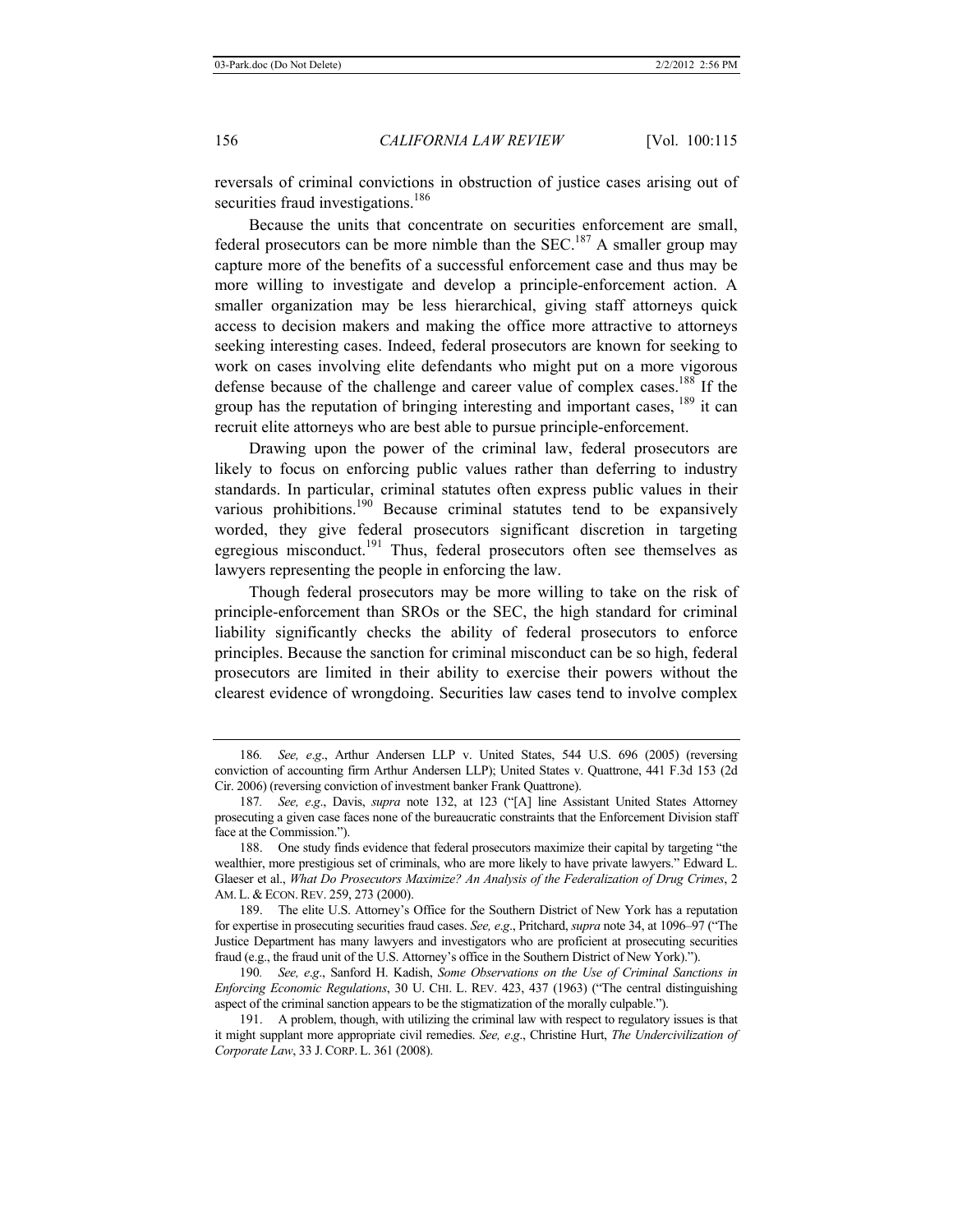reversals of criminal convictions in obstruction of justice cases arising out of securities fraud investigations.[186]

Because the units that concentrate on securities enforcement are small, federal prosecutors can be more nimble than the SEC.[187] A smaller group may capture more of the benefits of a successful enforcement case and thus may be more willing to investigate and develop a principle-enforcement action. A smaller organization may be less hierarchical, giving staff attorneys quick access to decision makers and making the office more attractive to attorneys seeking interesting cases. Indeed, federal prosecutors are known for seeking to work on cases involving elite defendants who might put on a more vigorous defense because of the challenge and career value of complex cases.[188] If the group has the reputation of bringing interesting and important cases, [189] it can recruit elite attorneys who are best able to pursue principle-enforcement.

Drawing upon the power of the criminal law, federal prosecutors are likely to focus on enforcing public values rather than deferring to industry standards. In particular, criminal statutes often express public values in their various prohibitions.[190] Because criminal statutes tend to be expansively worded, they give federal prosecutors significant discretion in targeting egregious misconduct.[191] Thus, federal prosecutors often see themselves as lawyers representing the people in enforcing the law.

Though federal prosecutors may be more willing to take on the risk of principle-enforcement than SROs or the SEC, the high standard for criminal liability significantly checks the ability of federal prosecutors to enforce principles. Because the sanction for criminal misconduct can be so high, federal prosecutors are limited in their ability to exercise their powers without the clearest evidence of wrongdoing. Securities law cases tend to involve complex

---

186. *See, e.g*., Arthur Andersen LLP v. United States, 544 U.S. 696 (2005) (reversing conviction of accounting firm Arthur Andersen LLP); United States v. Quattrone, 441 F.3d 153 (2d Cir. 2006) (reversing conviction of investment banker Frank Quattrone).

187. *See, e.g*., Davis, *supra* note 132, at 123 ("[A] line Assistant United States Attorney prosecuting a given case faces none of the bureaucratic constraints that the Enforcement Division staff face at the Commission.").

188. One study finds evidence that federal prosecutors maximize their capital by targeting "the wealthier, more prestigious set of criminals, who are more likely to have private lawyers." Edward L. Glaeser et al., *What Do Prosecutors Maximize? An Analysis of the Federalization of Drug Crimes*, 2 AM. L. & ECON. REV. 259, 273 (2000).

189. The elite U.S. Attorney's Office for the Southern District of New York has a reputation for expertise in prosecuting securities fraud cases. *See, e.g*., Pritchard, *supra* note 34, at 1096–97 ("The Justice Department has many lawyers and investigators who are proficient at prosecuting securities fraud (e.g., the fraud unit of the U.S. Attorney's office in the Southern District of New York).").

190. *See, e.g*., Sanford H. Kadish, *Some Observations on the Use of Criminal Sanctions in Enforcing Economic Regulations*, 30 U. CHI. L. REV. 423, 437 (1963) ("The central distinguishing aspect of the criminal sanction appears to be the stigmatization of the morally culpable.").

191. A problem, though, with utilizing the criminal law with respect to regulatory issues is that it might supplant more appropriate civil remedies. *See, e.g*., Christine Hurt, *The Undercivilization of Corporate Law*, 33 J. CORP. L. 361 (2008).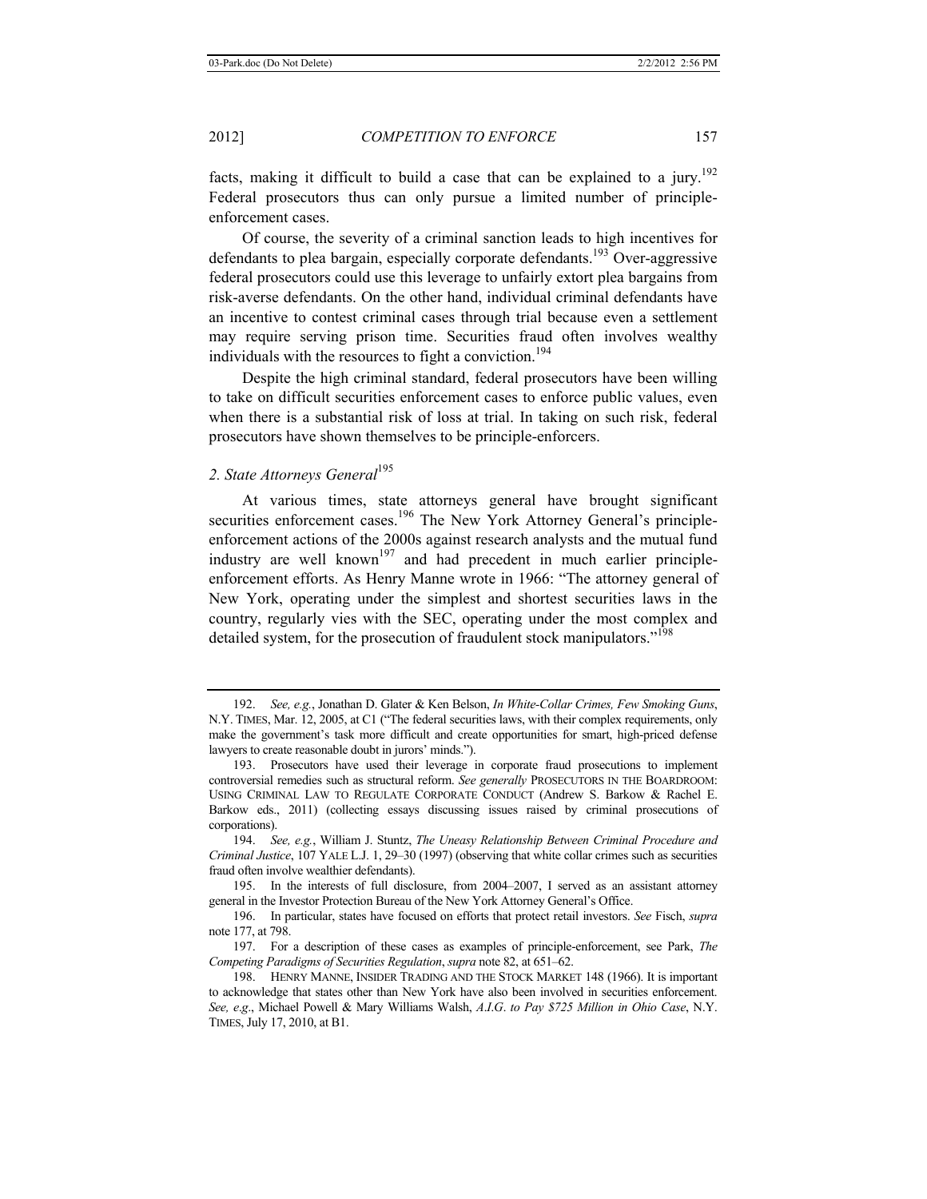facts, making it difficult to build a case that can be explained to a jury.[192] Federal prosecutors thus can only pursue a limited number of principle-enforcement cases.

Of course, the severity of a criminal sanction leads to high incentives for defendants to plea bargain, especially corporate defendants.[193] Over-aggressive federal prosecutors could use this leverage to unfairly extort plea bargains from risk-averse defendants. On the other hand, individual criminal defendants have an incentive to contest criminal cases through trial because even a settlement may require serving prison time. Securities fraud often involves wealthy individuals with the resources to fight a conviction.[194]

Despite the high criminal standard, federal prosecutors have been willing to take on difficult securities enforcement cases to enforce public values, even when there is a substantial risk of loss at trial. In taking on such risk, federal prosecutors have shown themselves to be principle-enforcers.

### *2. State Attorneys General*[195]

At various times, state attorneys general have brought significant securities enforcement cases.[196] The New York Attorney General's principle-enforcement actions of the 2000s against research analysts and the mutual fund industry are well known[197] and had precedent in much earlier principle-enforcement efforts. As Henry Manne wrote in 1966: "The attorney general of New York, operating under the simplest and shortest securities laws in the country, regularly vies with the SEC, operating under the most complex and detailed system, for the prosecution of fraudulent stock manipulators."[198]

---

192. *See, e.g.*, Jonathan D. Glater & Ken Belson, *In White-Collar Crimes, Few Smoking Guns*, N.Y. TIMES, Mar. 12, 2005, at C1 ("The federal securities laws, with their complex requirements, only make the government's task more difficult and create opportunities for smart, high-priced defense lawyers to create reasonable doubt in jurors' minds.").

193. Prosecutors have used their leverage in corporate fraud prosecutions to implement controversial remedies such as structural reform. *See generally* PROSECUTORS IN THE BOARDROOM: USING CRIMINAL LAW TO REGULATE CORPORATE CONDUCT (Andrew S. Barkow & Rachel E. Barkow eds., 2011) (collecting essays discussing issues raised by criminal prosecutions of corporations).

194. *See, e.g.*, William J. Stuntz, *The Uneasy Relationship Between Criminal Procedure and Criminal Justice*, 107 YALE L.J. 1, 29–30 (1997) (observing that white collar crimes such as securities fraud often involve wealthier defendants).

195. In the interests of full disclosure, from 2004–2007, I served as an assistant attorney general in the Investor Protection Bureau of the New York Attorney General's Office.

196. In particular, states have focused on efforts that protect retail investors. *See* Fisch, *supra* note 177, at 798.

197. For a description of these cases as examples of principle-enforcement, see Park, *The Competing Paradigms of Securities Regulation*, *supra* note 82, at 651–62.

198. HENRY MANNE, INSIDER TRADING AND THE STOCK MARKET 148 (1966). It is important to acknowledge that states other than New York have also been involved in securities enforcement. *See, e.g.*, Michael Powell & Mary Williams Walsh, *A.I.G. to Pay $725 Million in Ohio Case*, N.Y. TIMES, July 17, 2010, at B1.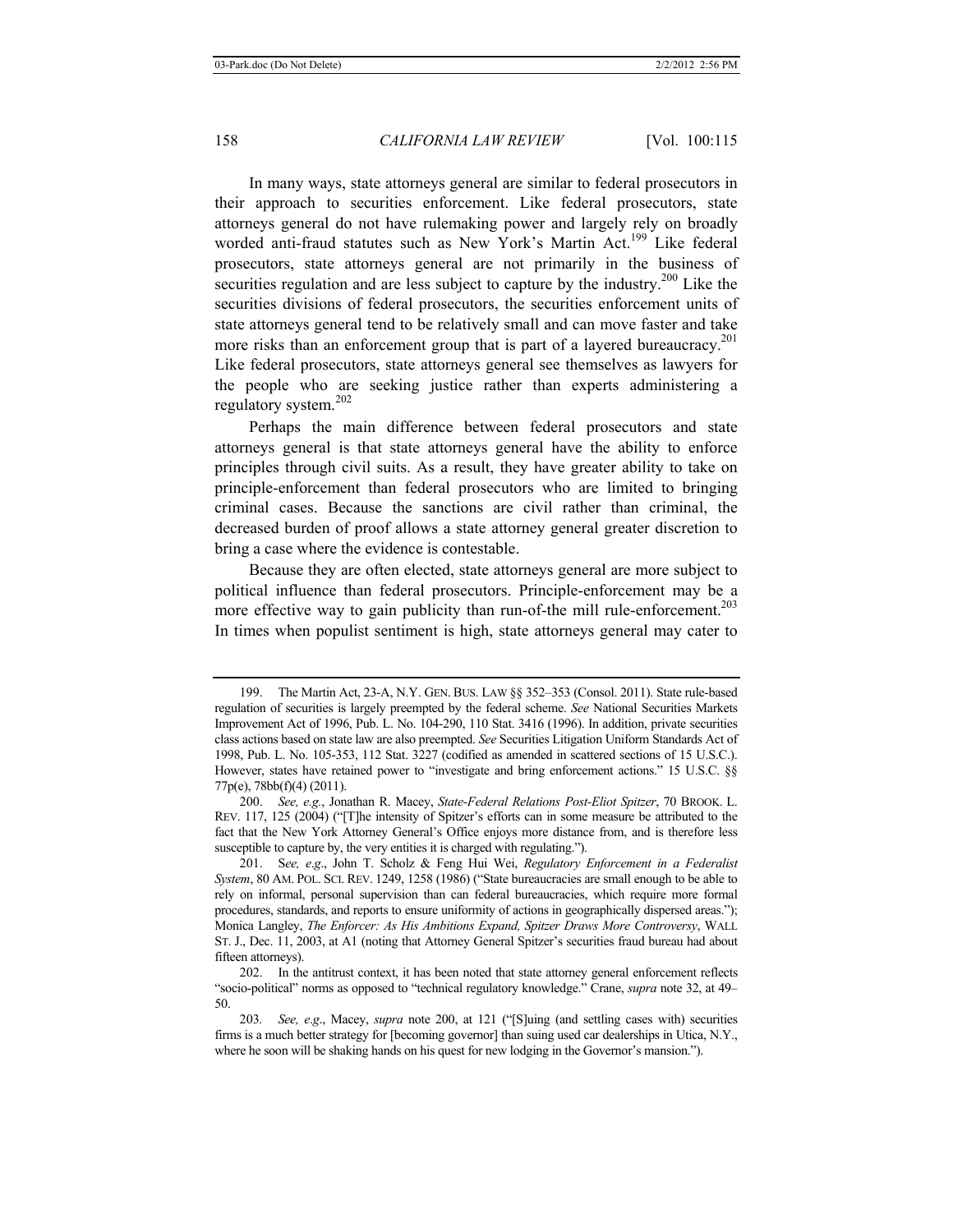In many ways, state attorneys general are similar to federal prosecutors in their approach to securities enforcement. Like federal prosecutors, state attorneys general do not have rulemaking power and largely rely on broadly worded anti-fraud statutes such as New York's Martin Act.[199] Like federal prosecutors, state attorneys general are not primarily in the business of securities regulation and are less subject to capture by the industry.[200] Like the securities divisions of federal prosecutors, the securities enforcement units of state attorneys general tend to be relatively small and can move faster and take more risks than an enforcement group that is part of a layered bureaucracy.[201] Like federal prosecutors, state attorneys general see themselves as lawyers for the people who are seeking justice rather than experts administering a regulatory system.[202]

Perhaps the main difference between federal prosecutors and state attorneys general is that state attorneys general have the ability to enforce principles through civil suits. As a result, they have greater ability to take on principle-enforcement than federal prosecutors who are limited to bringing criminal cases. Because the sanctions are civil rather than criminal, the decreased burden of proof allows a state attorney general greater discretion to bring a case where the evidence is contestable.

Because they are often elected, state attorneys general are more subject to political influence than federal prosecutors. Principle-enforcement may be a more effective way to gain publicity than run-of-the mill rule-enforcement.[203] In times when populist sentiment is high, state attorneys general may cater to

---

199. The Martin Act, 23-A, N.Y. GEN. BUS. LAW §§ 352–353 (Consol. 2011). State rule-based regulation of securities is largely preempted by the federal scheme. *See* National Securities Markets Improvement Act of 1996, Pub. L. No. 104-290, 110 Stat. 3416 (1996). In addition, private securities class actions based on state law are also preempted. *See* Securities Litigation Uniform Standards Act of 1998, Pub. L. No. 105-353, 112 Stat. 3227 (codified as amended in scattered sections of 15 U.S.C.). However, states have retained power to "investigate and bring enforcement actions." 15 U.S.C. §§ 77p(e), 78bb(f)(4) (2011).

200. *See, e.g.*, Jonathan R. Macey, *State-Federal Relations Post-Eliot Spitzer*, 70 BROOK. L. REV. 117, 125 (2004) ("[T]he intensity of Spitzer's efforts can in some measure be attributed to the fact that the New York Attorney General's Office enjoys more distance from, and is therefore less susceptible to capture by, the very entities it is charged with regulating.").

201. S*ee, e.g*., John T. Scholz & Feng Hui Wei, *Regulatory Enforcement in a Federalist System*, 80 AM. POL. SCI. REV. 1249, 1258 (1986) ("State bureaucracies are small enough to be able to rely on informal, personal supervision than can federal bureaucracies, which require more formal procedures, standards, and reports to ensure uniformity of actions in geographically dispersed areas."); Monica Langley, *The Enforcer: As His Ambitions Expand, Spitzer Draws More Controversy*, WALL ST. J., Dec. 11, 2003, at A1 (noting that Attorney General Spitzer's securities fraud bureau had about fifteen attorneys).

202. In the antitrust context, it has been noted that state attorney general enforcement reflects "socio-political" norms as opposed to "technical regulatory knowledge." Crane, *supra* note 32, at 49–50.

203. *See, e.g*., Macey, *supra* note 200, at 121 ("[S]uing (and settling cases with) securities firms is a much better strategy for [becoming governor] than suing used car dealerships in Utica, N.Y., where he soon will be shaking hands on his quest for new lodging in the Governor's mansion.").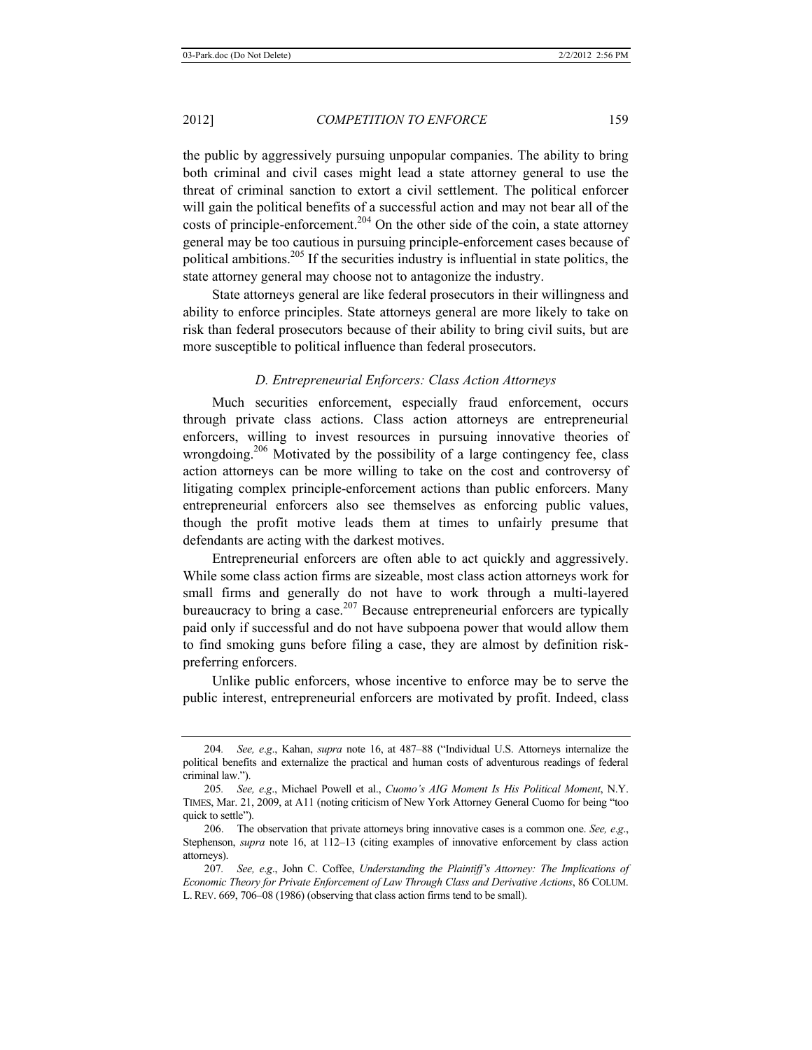the public by aggressively pursuing unpopular companies. The ability to bring both criminal and civil cases might lead a state attorney general to use the threat of criminal sanction to extort a civil settlement. The political enforcer will gain the political benefits of a successful action and may not bear all of the costs of principle-enforcement.[204] On the other side of the coin, a state attorney general may be too cautious in pursuing principle-enforcement cases because of political ambitions.[205] If the securities industry is influential in state politics, the state attorney general may choose not to antagonize the industry.

State attorneys general are like federal prosecutors in their willingness and ability to enforce principles. State attorneys general are more likely to take on risk than federal prosecutors because of their ability to bring civil suits, but are more susceptible to political influence than federal prosecutors.

### *D. Entrepreneurial Enforcers: Class Action Attorneys*

Much securities enforcement, especially fraud enforcement, occurs through private class actions. Class action attorneys are entrepreneurial enforcers, willing to invest resources in pursuing innovative theories of wrongdoing.[206] Motivated by the possibility of a large contingency fee, class action attorneys can be more willing to take on the cost and controversy of litigating complex principle-enforcement actions than public enforcers. Many entrepreneurial enforcers also see themselves as enforcing public values, though the profit motive leads them at times to unfairly presume that defendants are acting with the darkest motives.

Entrepreneurial enforcers are often able to act quickly and aggressively. While some class action firms are sizeable, most class action attorneys work for small firms and generally do not have to work through a multi-layered bureaucracy to bring a case.[207] Because entrepreneurial enforcers are typically paid only if successful and do not have subpoena power that would allow them to find smoking guns before filing a case, they are almost by definition risk-preferring enforcers.

Unlike public enforcers, whose incentive to enforce may be to serve the public interest, entrepreneurial enforcers are motivated by profit. Indeed, class

---

204. *See, e.g.*, Kahan, *supra* note 16, at 487–88 ("Individual U.S. Attorneys internalize the political benefits and externalize the practical and human costs of adventurous readings of federal criminal law.").

205. *See, e.g.*, Michael Powell et al., *Cuomo's AIG Moment Is His Political Moment*, N.Y. TIMES, Mar. 21, 2009, at A11 (noting criticism of New York Attorney General Cuomo for being "too quick to settle").

206. The observation that private attorneys bring innovative cases is a common one. *See, e.g.*, Stephenson, *supra* note 16, at 112–13 (citing examples of innovative enforcement by class action attorneys).

207. *See, e.g.*, John C. Coffee, *Understanding the Plaintiff's Attorney: The Implications of Economic Theory for Private Enforcement of Law Through Class and Derivative Actions*, 86 COLUM. L. REV. 669, 706–08 (1986) (observing that class action firms tend to be small).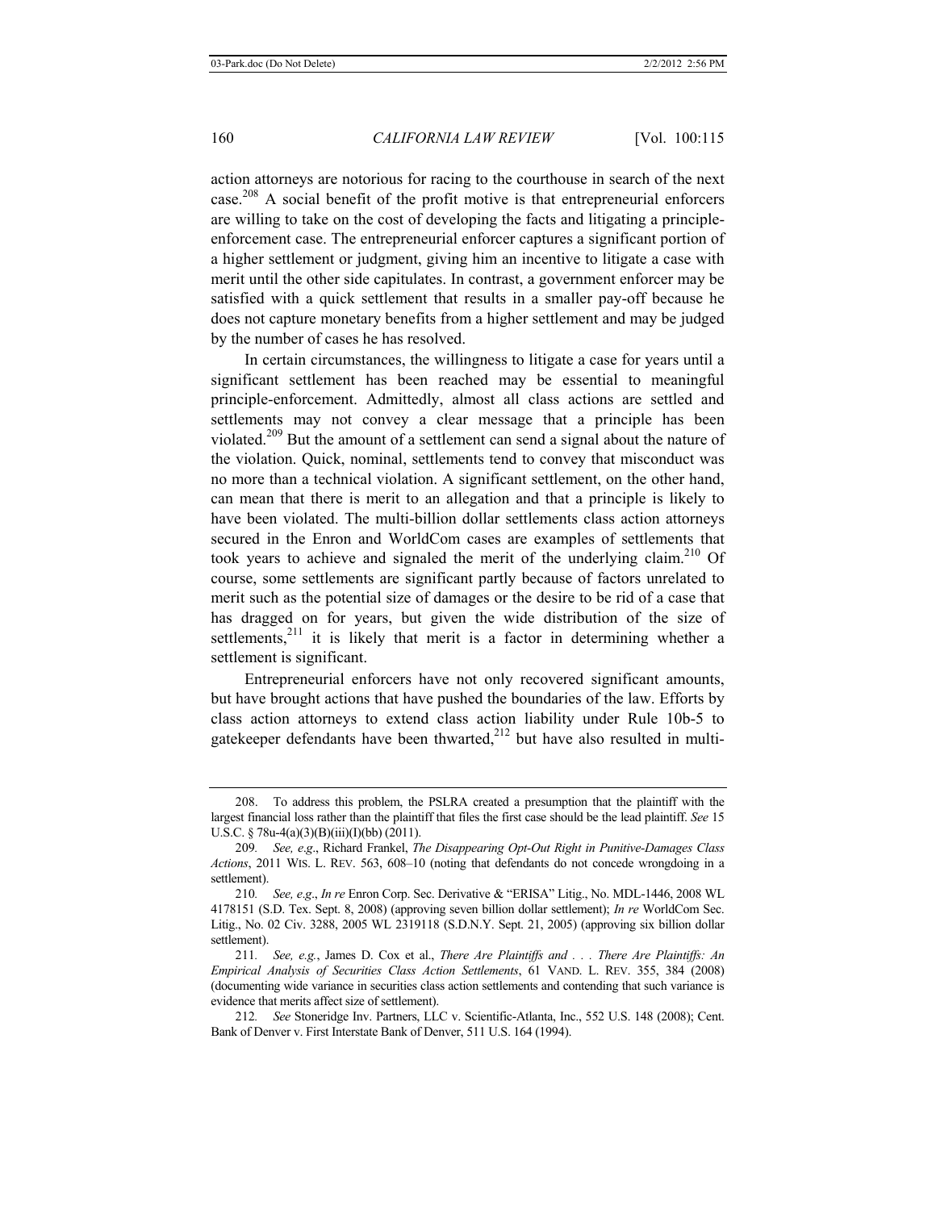action attorneys are notorious for racing to the courthouse in search of the next case.[208] A social benefit of the profit motive is that entrepreneurial enforcers are willing to take on the cost of developing the facts and litigating a principle-enforcement case. The entrepreneurial enforcer captures a significant portion of a higher settlement or judgment, giving him an incentive to litigate a case with merit until the other side capitulates. In contrast, a government enforcer may be satisfied with a quick settlement that results in a smaller pay-off because he does not capture monetary benefits from a higher settlement and may be judged by the number of cases he has resolved.

In certain circumstances, the willingness to litigate a case for years until a significant settlement has been reached may be essential to meaningful principle-enforcement. Admittedly, almost all class actions are settled and settlements may not convey a clear message that a principle has been violated.[209] But the amount of a settlement can send a signal about the nature of the violation. Quick, nominal, settlements tend to convey that misconduct was no more than a technical violation. A significant settlement, on the other hand, can mean that there is merit to an allegation and that a principle is likely to have been violated. The multi-billion dollar settlements class action attorneys secured in the Enron and WorldCom cases are examples of settlements that took years to achieve and signaled the merit of the underlying claim.[210] Of course, some settlements are significant partly because of factors unrelated to merit such as the potential size of damages or the desire to be rid of a case that has dragged on for years, but given the wide distribution of the size of settlements,[211] it is likely that merit is a factor in determining whether a settlement is significant.

Entrepreneurial enforcers have not only recovered significant amounts, but have brought actions that have pushed the boundaries of the law. Efforts by class action attorneys to extend class action liability under Rule 10b-5 to gatekeeper defendants have been thwarted,[212] but have also resulted in multi-

---

208. To address this problem, the PSLRA created a presumption that the plaintiff with the largest financial loss rather than the plaintiff that files the first case should be the lead plaintiff. *See* 15 U.S.C. § 78u-4(a)(3)(B)(iii)(I)(bb) (2011).

209. *See, e.g*., Richard Frankel, *The Disappearing Opt-Out Right in Punitive-Damages Class Actions*, 2011 WIS. L. REV. 563, 608–10 (noting that defendants do not concede wrongdoing in a settlement).

210. *See, e.g*., *In re* Enron Corp. Sec. Derivative & "ERISA" Litig., No. MDL-1446, 2008 WL 4178151 (S.D. Tex. Sept. 8, 2008) (approving seven billion dollar settlement); *In re* WorldCom Sec. Litig., No. 02 Civ. 3288, 2005 WL 2319118 (S.D.N.Y. Sept. 21, 2005) (approving six billion dollar settlement).

211. *See, e.g.*, James D. Cox et al., *There Are Plaintiffs and . . . There Are Plaintiffs: An Empirical Analysis of Securities Class Action Settlements*, 61 VAND. L. REV. 355, 384 (2008) (documenting wide variance in securities class action settlements and contending that such variance is evidence that merits affect size of settlement).

212. *See* Stoneridge Inv. Partners, LLC v. Scientific-Atlanta, Inc., 552 U.S. 148 (2008); Cent. Bank of Denver v. First Interstate Bank of Denver, 511 U.S. 164 (1994).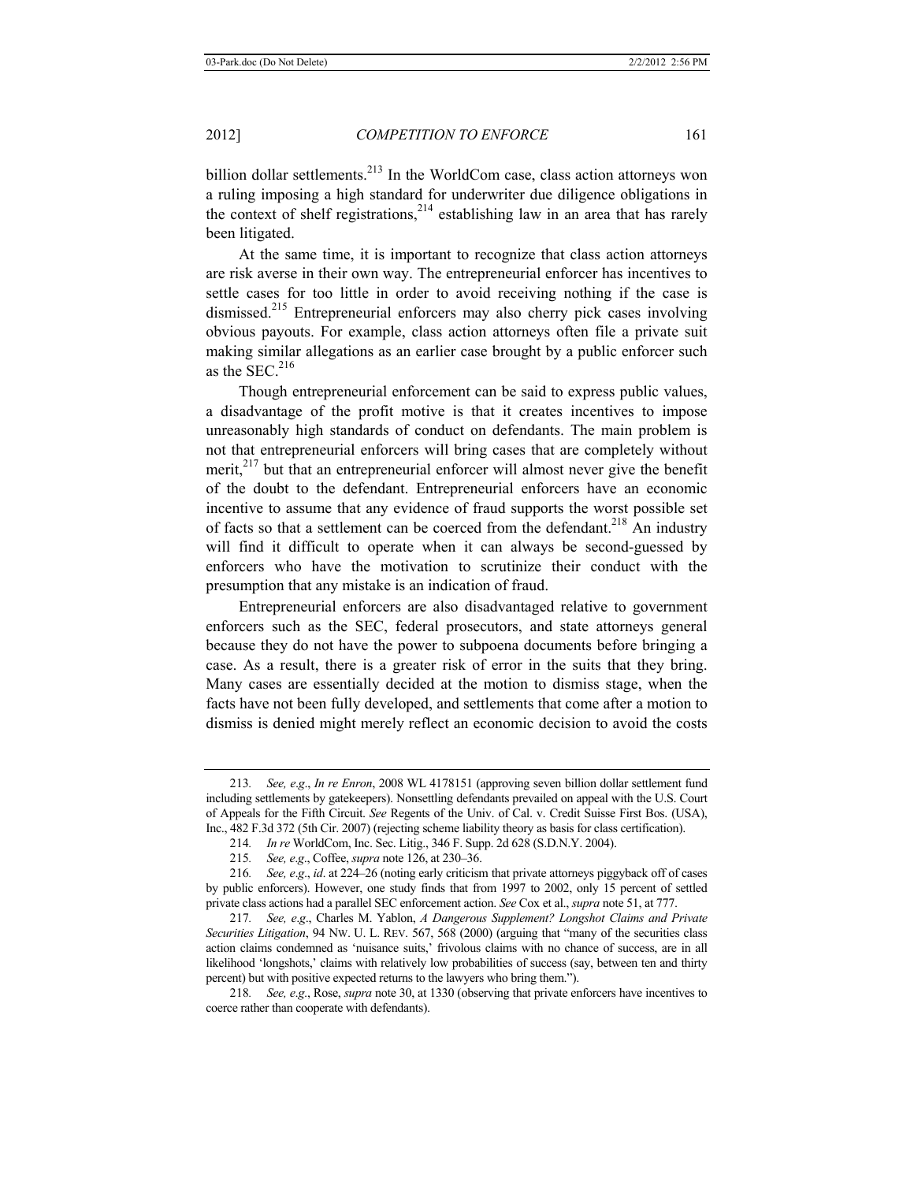billion dollar settlements.[213] In the WorldCom case, class action attorneys won a ruling imposing a high standard for underwriter due diligence obligations in the context of shelf registrations,[214] establishing law in an area that has rarely been litigated.

At the same time, it is important to recognize that class action attorneys are risk averse in their own way. The entrepreneurial enforcer has incentives to settle cases for too little in order to avoid receiving nothing if the case is dismissed.[215] Entrepreneurial enforcers may also cherry pick cases involving obvious payouts. For example, class action attorneys often file a private suit making similar allegations as an earlier case brought by a public enforcer such as the SEC.[216]

Though entrepreneurial enforcement can be said to express public values, a disadvantage of the profit motive is that it creates incentives to impose unreasonably high standards of conduct on defendants. The main problem is not that entrepreneurial enforcers will bring cases that are completely without merit,[217] but that an entrepreneurial enforcer will almost never give the benefit of the doubt to the defendant. Entrepreneurial enforcers have an economic incentive to assume that any evidence of fraud supports the worst possible set of facts so that a settlement can be coerced from the defendant.[218] An industry will find it difficult to operate when it can always be second-guessed by enforcers who have the motivation to scrutinize their conduct with the presumption that any mistake is an indication of fraud.

Entrepreneurial enforcers are also disadvantaged relative to government enforcers such as the SEC, federal prosecutors, and state attorneys general because they do not have the power to subpoena documents before bringing a case. As a result, there is a greater risk of error in the suits that they bring. Many cases are essentially decided at the motion to dismiss stage, when the facts have not been fully developed, and settlements that come after a motion to dismiss is denied might merely reflect an economic decision to avoid the costs

---

213. *See, e.g.*, *In re Enron*, 2008 WL 4178151 (approving seven billion dollar settlement fund including settlements by gatekeepers). Nonsettling defendants prevailed on appeal with the U.S. Court of Appeals for the Fifth Circuit. *See* Regents of the Univ. of Cal. v. Credit Suisse First Bos. (USA), Inc., 482 F.3d 372 (5th Cir. 2007) (rejecting scheme liability theory as basis for class certification).

214. *In re* WorldCom, Inc. Sec. Litig., 346 F. Supp. 2d 628 (S.D.N.Y. 2004).

215. *See, e.g.*, Coffee, *supra* note 126, at 230–36.

216. *See, e.g.*, *id*. at 224–26 (noting early criticism that private attorneys piggyback off of cases by public enforcers). However, one study finds that from 1997 to 2002, only 15 percent of settled private class actions had a parallel SEC enforcement action. *See* Cox et al., *supra* note 51, at 777.

217. *See, e.g.*, Charles M. Yablon, *A Dangerous Supplement? Longshot Claims and Private Securities Litigation*, 94 NW. U. L. REV. 567, 568 (2000) (arguing that "many of the securities class action claims condemned as 'nuisance suits,' frivolous claims with no chance of success, are in all likelihood 'longshots,' claims with relatively low probabilities of success (say, between ten and thirty percent) but with positive expected returns to the lawyers who bring them.").

218. *See, e.g.*, Rose, *supra* note 30, at 1330 (observing that private enforcers have incentives to coerce rather than cooperate with defendants).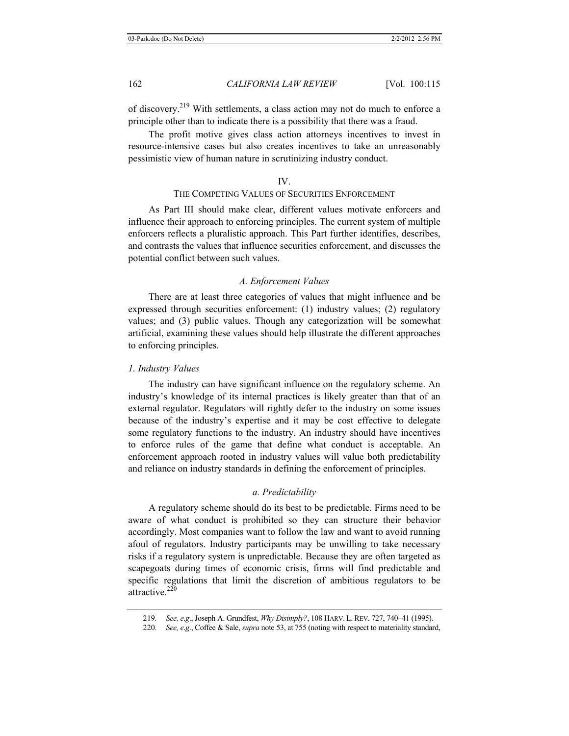of discovery.[219] With settlements, a class action may not do much to enforce a principle other than to indicate there is a possibility that there was a fraud.

The profit motive gives class action attorneys incentives to invest in resource-intensive cases but also creates incentives to take an unreasonably pessimistic view of human nature in scrutinizing industry conduct.

## IV.
## THE COMPETING VALUES OF SECURITIES ENFORCEMENT

As Part III should make clear, different values motivate enforcers and influence their approach to enforcing principles. The current system of multiple enforcers reflects a pluralistic approach. This Part further identifies, describes, and contrasts the values that influence securities enforcement, and discusses the potential conflict between such values.

### *A. Enforcement Values*

There are at least three categories of values that might influence and be expressed through securities enforcement: (1) industry values; (2) regulatory values; and (3) public values. Though any categorization will be somewhat artificial, examining these values should help illustrate the different approaches to enforcing principles.

#### *1. Industry Values*

The industry can have significant influence on the regulatory scheme. An industry's knowledge of its internal practices is likely greater than that of an external regulator. Regulators will rightly defer to the industry on some issues because of the industry's expertise and it may be cost effective to delegate some regulatory functions to the industry. An industry should have incentives to enforce rules of the game that define what conduct is acceptable. An enforcement approach rooted in industry values will value both predictability and reliance on industry standards in defining the enforcement of principles.

##### *a. Predictability*

A regulatory scheme should do its best to be predictable. Firms need to be aware of what conduct is prohibited so they can structure their behavior accordingly. Most companies want to follow the law and want to avoid running afoul of regulators. Industry participants may be unwilling to take necessary risks if a regulatory system is unpredictable. Because they are often targeted as scapegoats during times of economic crisis, firms will find predictable and specific regulations that limit the discretion of ambitious regulators to be attractive.[220]

---

219. *See, e.g.*, Joseph A. Grundfest, *Why Disimply?*, 108 HARV. L. REV. 727, 740–41 (1995).

220. *See, e.g.*, Coffee & Sale, *supra* note 53, at 755 (noting with respect to materiality standard,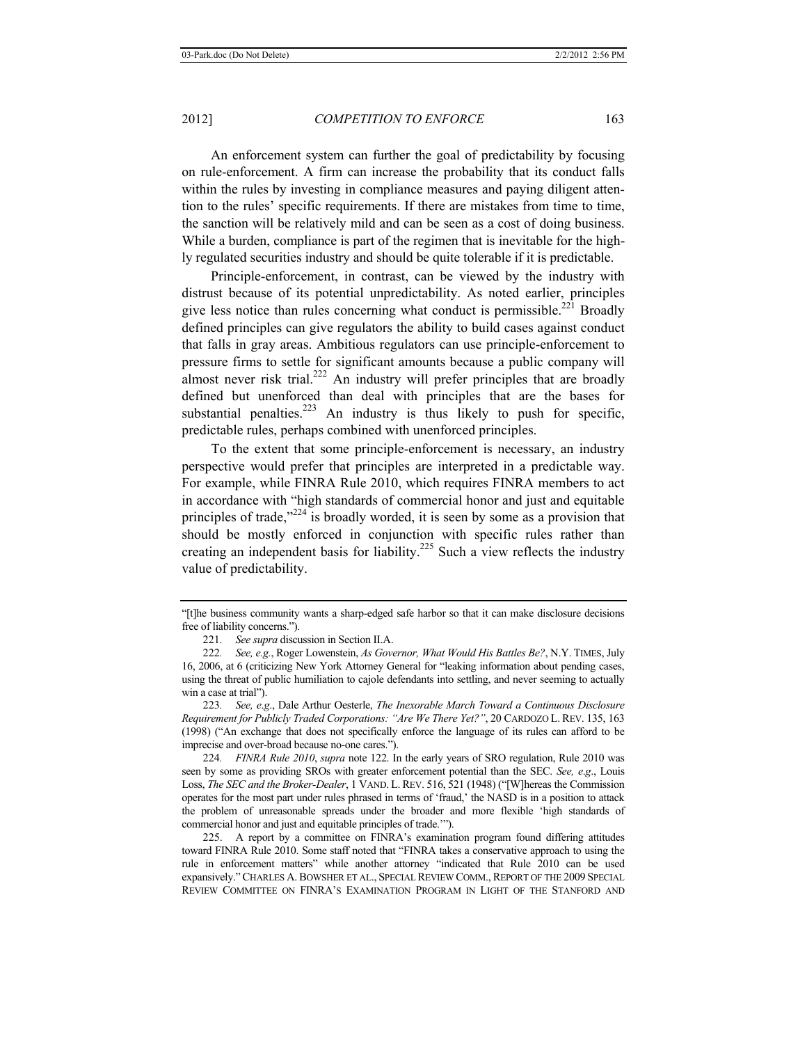An enforcement system can further the goal of predictability by focusing on rule-enforcement. A firm can increase the probability that its conduct falls within the rules by investing in compliance measures and paying diligent attention to the rules' specific requirements. If there are mistakes from time to time, the sanction will be relatively mild and can be seen as a cost of doing business. While a burden, compliance is part of the regimen that is inevitable for the highly regulated securities industry and should be quite tolerable if it is predictable.

Principle-enforcement, in contrast, can be viewed by the industry with distrust because of its potential unpredictability. As noted earlier, principles give less notice than rules concerning what conduct is permissible.[221] Broadly defined principles can give regulators the ability to build cases against conduct that falls in gray areas. Ambitious regulators can use principle-enforcement to pressure firms to settle for significant amounts because a public company will almost never risk trial.[222] An industry will prefer principles that are broadly defined but unenforced than deal with principles that are the bases for substantial penalties.[223] An industry is thus likely to push for specific, predictable rules, perhaps combined with unenforced principles.

To the extent that some principle-enforcement is necessary, an industry perspective would prefer that principles are interpreted in a predictable way. For example, while FINRA Rule 2010, which requires FINRA members to act in accordance with "high standards of commercial honor and just and equitable principles of trade,"[224] is broadly worded, it is seen by some as a provision that should be mostly enforced in conjunction with specific rules rather than creating an independent basis for liability.[225] Such a view reflects the industry value of predictability.

---

"[t]he business community wants a sharp-edged safe harbor so that it can make disclosure decisions free of liability concerns.").

221. *See supra* discussion in Section II.A.

222. *See, e.g.*, Roger Lowenstein, *As Governor, What Would His Battles Be?*, N.Y. TIMES, July 16, 2006, at 6 (criticizing New York Attorney General for "leaking information about pending cases, using the threat of public humiliation to cajole defendants into settling, and never seeming to actually win a case at trial").

223. *See, e.g*., Dale Arthur Oesterle, *The Inexorable March Toward a Continuous Disclosure Requirement for Publicly Traded Corporations: "Are We There Yet?"*, 20 CARDOZO L. REV. 135, 163 (1998) ("An exchange that does not specifically enforce the language of its rules can afford to be imprecise and over-broad because no-one cares.").

224. *FINRA Rule 2010*, *supra* note 122. In the early years of SRO regulation, Rule 2010 was seen by some as providing SROs with greater enforcement potential than the SEC. *See, e.g*., Louis Loss, *The SEC and the Broker-Dealer*, 1 VAND. L. REV. 516, 521 (1948) ("[W]hereas the Commission operates for the most part under rules phrased in terms of 'fraud,' the NASD is in a position to attack the problem of unreasonable spreads under the broader and more flexible 'high standards of commercial honor and just and equitable principles of trade.'").

225. A report by a committee on FINRA's examination program found differing attitudes toward FINRA Rule 2010. Some staff noted that "FINRA takes a conservative approach to using the rule in enforcement matters" while another attorney "indicated that Rule 2010 can be used expansively." CHARLES A. BOWSHER ET AL., SPECIAL REVIEW COMM., REPORT OF THE 2009 SPECIAL REVIEW COMMITTEE ON FINRA'S EXAMINATION PROGRAM IN LIGHT OF THE STANFORD AND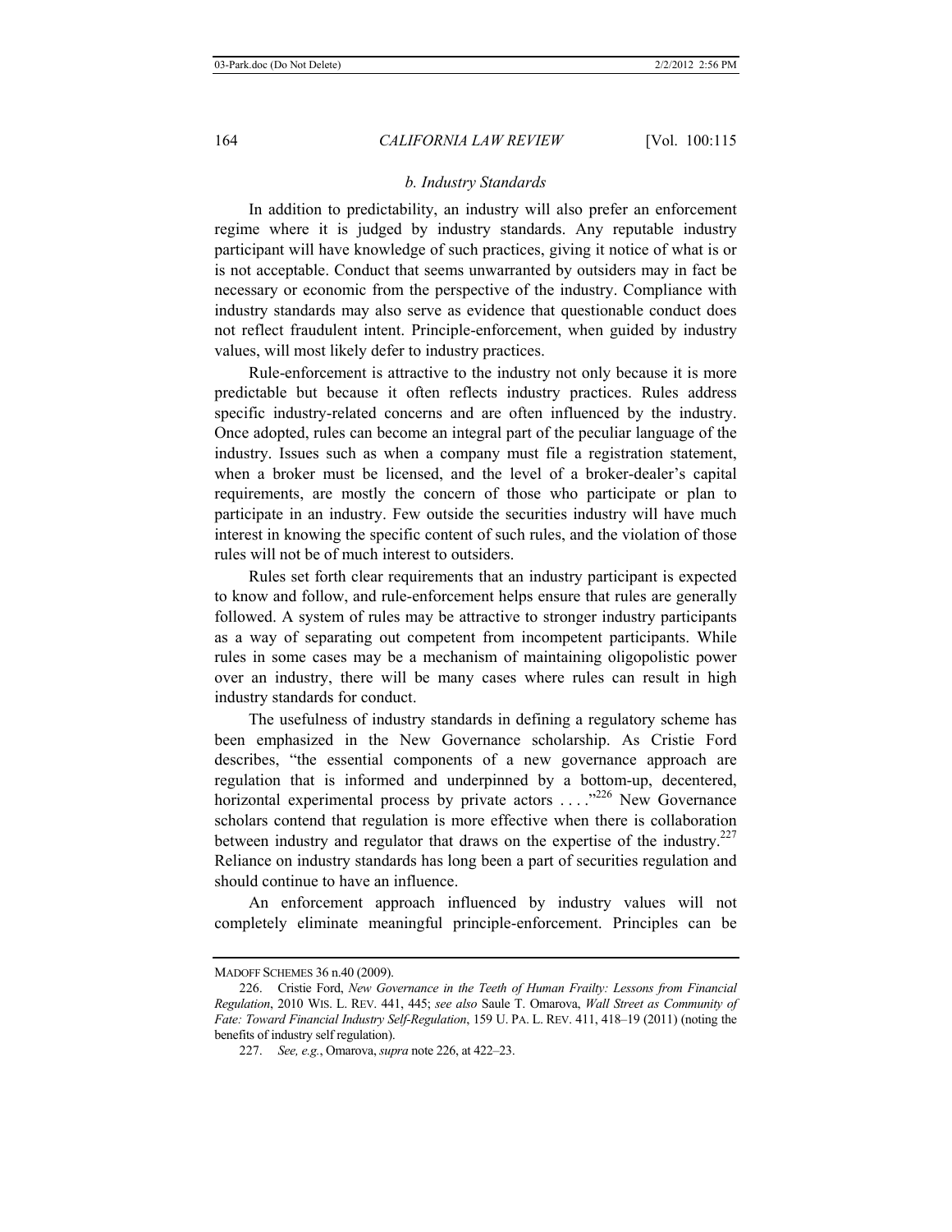### *b. Industry Standards*

In addition to predictability, an industry will also prefer an enforcement regime where it is judged by industry standards. Any reputable industry participant will have knowledge of such practices, giving it notice of what is or is not acceptable. Conduct that seems unwarranted by outsiders may in fact be necessary or economic from the perspective of the industry. Compliance with industry standards may also serve as evidence that questionable conduct does not reflect fraudulent intent. Principle-enforcement, when guided by industry values, will most likely defer to industry practices.

Rule-enforcement is attractive to the industry not only because it is more predictable but because it often reflects industry practices. Rules address specific industry-related concerns and are often influenced by the industry. Once adopted, rules can become an integral part of the peculiar language of the industry. Issues such as when a company must file a registration statement, when a broker must be licensed, and the level of a broker-dealer's capital requirements, are mostly the concern of those who participate or plan to participate in an industry. Few outside the securities industry will have much interest in knowing the specific content of such rules, and the violation of those rules will not be of much interest to outsiders.

Rules set forth clear requirements that an industry participant is expected to know and follow, and rule-enforcement helps ensure that rules are generally followed. A system of rules may be attractive to stronger industry participants as a way of separating out competent from incompetent participants. While rules in some cases may be a mechanism of maintaining oligopolistic power over an industry, there will be many cases where rules can result in high industry standards for conduct.

The usefulness of industry standards in defining a regulatory scheme has been emphasized in the New Governance scholarship. As Cristie Ford describes, "the essential components of a new governance approach are regulation that is informed and underpinned by a bottom-up, decentered, horizontal experimental process by private actors . . . ."[226] New Governance scholars contend that regulation is more effective when there is collaboration between industry and regulator that draws on the expertise of the industry.[227] Reliance on industry standards has long been a part of securities regulation and should continue to have an influence.

An enforcement approach influenced by industry values will not completely eliminate meaningful principle-enforcement. Principles can be

---

MADOFF SCHEMES 36 n.40 (2009).

226. Cristie Ford, *New Governance in the Teeth of Human Frailty: Lessons from Financial Regulation*, 2010 WIS. L. REV. 441, 445; *see also* Saule T. Omarova, *Wall Street as Community of Fate: Toward Financial Industry Self-Regulation*, 159 U. PA. L. REV. 411, 418–19 (2011) (noting the benefits of industry self regulation).

227. *See, e.g.*, Omarova, *supra* note 226, at 422–23.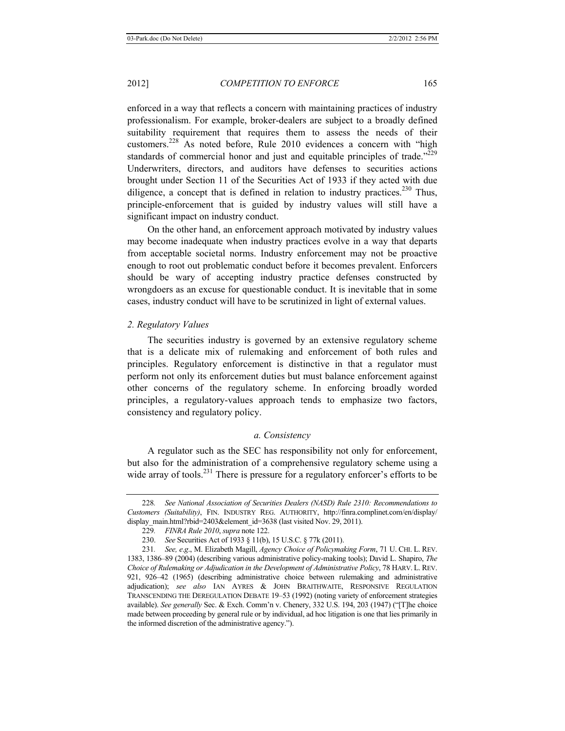enforced in a way that reflects a concern with maintaining practices of industry professionalism. For example, broker-dealers are subject to a broadly defined suitability requirement that requires them to assess the needs of their customers.[228] As noted before, Rule 2010 evidences a concern with "high standards of commercial honor and just and equitable principles of trade."[229] Underwriters, directors, and auditors have defenses to securities actions brought under Section 11 of the Securities Act of 1933 if they acted with due diligence, a concept that is defined in relation to industry practices.[230] Thus, principle-enforcement that is guided by industry values will still have a significant impact on industry conduct.

On the other hand, an enforcement approach motivated by industry values may become inadequate when industry practices evolve in a way that departs from acceptable societal norms. Industry enforcement may not be proactive enough to root out problematic conduct before it becomes prevalent. Enforcers should be wary of accepting industry practice defenses constructed by wrongdoers as an excuse for questionable conduct. It is inevitable that in some cases, industry conduct will have to be scrutinized in light of external values.

### *2. Regulatory Values*

The securities industry is governed by an extensive regulatory scheme that is a delicate mix of rulemaking and enforcement of both rules and principles. Regulatory enforcement is distinctive in that a regulator must perform not only its enforcement duties but must balance enforcement against other concerns of the regulatory scheme. In enforcing broadly worded principles, a regulatory-values approach tends to emphasize two factors, consistency and regulatory policy.

#### *a. Consistency*

A regulator such as the SEC has responsibility not only for enforcement, but also for the administration of a comprehensive regulatory scheme using a wide array of tools.[231] There is pressure for a regulatory enforcer's efforts to be

---

228. *See National Association of Securities Dealers (NASD) Rule 2310: Recommendations to Customers (Suitability)*, FIN. INDUSTRY REG. AUTHORITY, http://finra.complinet.com/en/display/display_main.html?rbid=2403&element_id=3638 (last visited Nov. 29, 2011).

229. *FINRA Rule 2010*, *supra* note 122.

230. *See* Securities Act of 1933 § 11(b), 15 U.S.C. § 77k (2011).

231. *See, e.g*., M. Elizabeth Magill, *Agency Choice of Policymaking Form*, 71 U. CHI. L. REV. 1383, 1386–89 (2004) (describing various administrative policy-making tools); David L. Shapiro, *The Choice of Rulemaking or Adjudication in the Development of Administrative Policy*, 78 HARV. L. REV. 921, 926–42 (1965) (describing administrative choice between rulemaking and administrative adjudication); *see also* IAN AYRES & JOHN BRAITHWAITE, RESPONSIVE REGULATION TRANSCENDING THE DEREGULATION DEBATE 19–53 (1992) (noting variety of enforcement strategies available). *See generally* Sec. & Exch. Comm'n v. Chenery, 332 U.S. 194, 203 (1947) ("[T]he choice made between proceeding by general rule or by individual, ad hoc litigation is one that lies primarily in the informed discretion of the administrative agency.").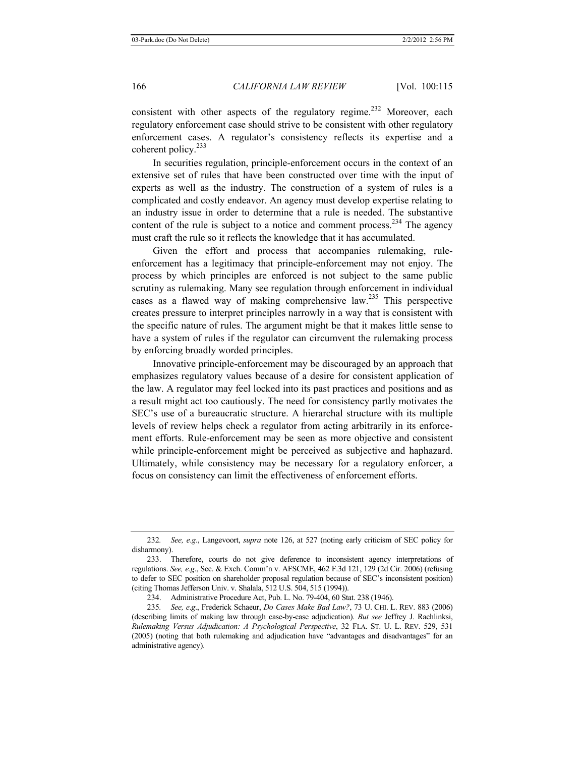consistent with other aspects of the regulatory regime.[232] Moreover, each regulatory enforcement case should strive to be consistent with other regulatory enforcement cases. A regulator's consistency reflects its expertise and a coherent policy.[233]

In securities regulation, principle-enforcement occurs in the context of an extensive set of rules that have been constructed over time with the input of experts as well as the industry. The construction of a system of rules is a complicated and costly endeavor. An agency must develop expertise relating to an industry issue in order to determine that a rule is needed. The substantive content of the rule is subject to a notice and comment process.[234] The agency must craft the rule so it reflects the knowledge that it has accumulated.

Given the effort and process that accompanies rulemaking, rule-enforcement has a legitimacy that principle-enforcement may not enjoy. The process by which principles are enforced is not subject to the same public scrutiny as rulemaking. Many see regulation through enforcement in individual cases as a flawed way of making comprehensive law.[235] This perspective creates pressure to interpret principles narrowly in a way that is consistent with the specific nature of rules. The argument might be that it makes little sense to have a system of rules if the regulator can circumvent the rulemaking process by enforcing broadly worded principles.

Innovative principle-enforcement may be discouraged by an approach that emphasizes regulatory values because of a desire for consistent application of the law. A regulator may feel locked into its past practices and positions and as a result might act too cautiously. The need for consistency partly motivates the SEC's use of a bureaucratic structure. A hierarchal structure with its multiple levels of review helps check a regulator from acting arbitrarily in its enforcement efforts. Rule-enforcement may be seen as more objective and consistent while principle-enforcement might be perceived as subjective and haphazard. Ultimately, while consistency may be necessary for a regulatory enforcer, a focus on consistency can limit the effectiveness of enforcement efforts.

---

232. *See, e.g.*, Langevoort, *supra* note 126, at 527 (noting early criticism of SEC policy for disharmony).

233. Therefore, courts do not give deference to inconsistent agency interpretations of regulations. *See, e.g.*, Sec. & Exch. Comm'n v. AFSCME, 462 F.3d 121, 129 (2d Cir. 2006) (refusing to defer to SEC position on shareholder proposal regulation because of SEC's inconsistent position) (citing Thomas Jefferson Univ. v. Shalala, 512 U.S. 504, 515 (1994)).

234. Administrative Procedure Act, Pub. L. No. 79-404, 60 Stat. 238 (1946).

235. *See, e.g.*, Frederick Schaeur, *Do Cases Make Bad Law?*, 73 U. CHI. L. REV. 883 (2006) (describing limits of making law through case-by-case adjudication). *But see* Jeffrey J. Rachlinksi, *Rulemaking Versus Adjudication: A Psychological Perspective*, 32 FLA. ST. U. L. REV. 529, 531 (2005) (noting that both rulemaking and adjudication have "advantages and disadvantages" for an administrative agency).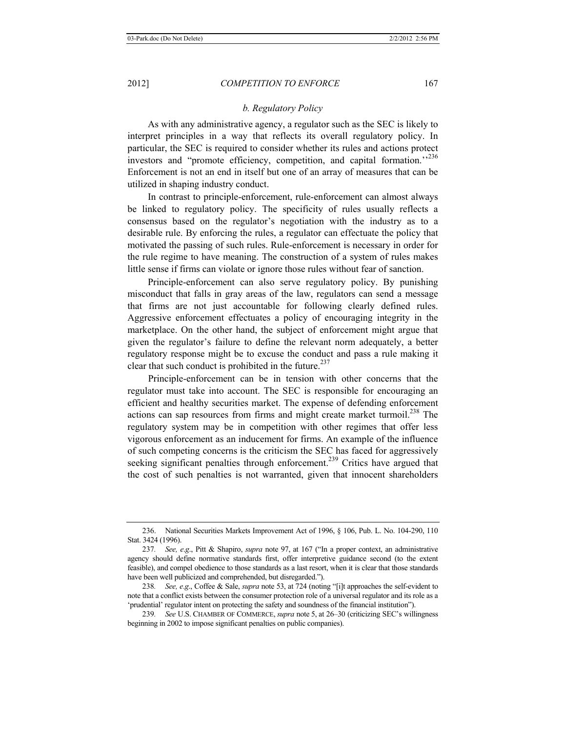### *b. Regulatory Policy*

As with any administrative agency, a regulator such as the SEC is likely to interpret principles in a way that reflects its overall regulatory policy. In particular, the SEC is required to consider whether its rules and actions protect investors and "promote efficiency, competition, and capital formation."[236] Enforcement is not an end in itself but one of an array of measures that can be utilized in shaping industry conduct.

In contrast to principle-enforcement, rule-enforcement can almost always be linked to regulatory policy. The specificity of rules usually reflects a consensus based on the regulator's negotiation with the industry as to a desirable rule. By enforcing the rules, a regulator can effectuate the policy that motivated the passing of such rules. Rule-enforcement is necessary in order for the rule regime to have meaning. The construction of a system of rules makes little sense if firms can violate or ignore those rules without fear of sanction.

Principle-enforcement can also serve regulatory policy. By punishing misconduct that falls in gray areas of the law, regulators can send a message that firms are not just accountable for following clearly defined rules. Aggressive enforcement effectuates a policy of encouraging integrity in the marketplace. On the other hand, the subject of enforcement might argue that given the regulator's failure to define the relevant norm adequately, a better regulatory response might be to excuse the conduct and pass a rule making it clear that such conduct is prohibited in the future.[237]

Principle-enforcement can be in tension with other concerns that the regulator must take into account. The SEC is responsible for encouraging an efficient and healthy securities market. The expense of defending enforcement actions can sap resources from firms and might create market turmoil.[238] The regulatory system may be in competition with other regimes that offer less vigorous enforcement as an inducement for firms. An example of the influence of such competing concerns is the criticism the SEC has faced for aggressively seeking significant penalties through enforcement.[239] Critics have argued that the cost of such penalties is not warranted, given that innocent shareholders

---

236. National Securities Markets Improvement Act of 1996, § 106, Pub. L. No. 104-290, 110 Stat. 3424 (1996).

237. *See, e.g*., Pitt & Shapiro, *supra* note 97, at 167 ("In a proper context, an administrative agency should define normative standards first, offer interpretive guidance second (to the extent feasible), and compel obedience to those standards as a last resort, when it is clear that those standards have been well publicized and comprehended, but disregarded.").

238. *See, e.g*., Coffee & Sale, *supra* note 53, at 724 (noting "[i]t approaches the self-evident to note that a conflict exists between the consumer protection role of a universal regulator and its role as a 'prudential' regulator intent on protecting the safety and soundness of the financial institution").

239. *See* U.S. CHAMBER OF COMMERCE, *supra* note 5, at 26–30 (criticizing SEC's willingness beginning in 2002 to impose significant penalties on public companies).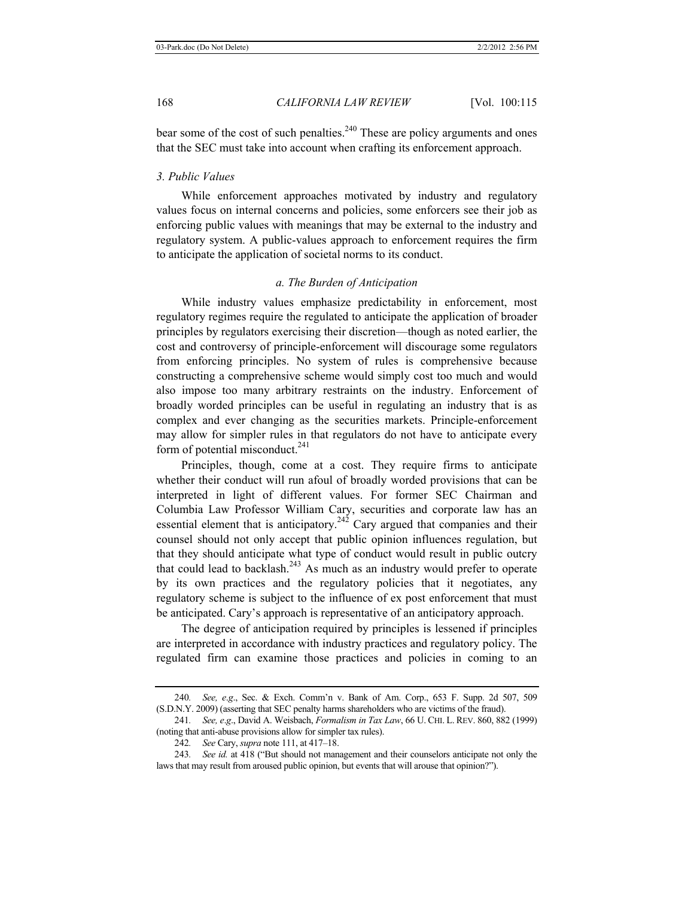bear some of the cost of such penalties.[240] These are policy arguments and ones that the SEC must take into account when crafting its enforcement approach.

### *3. Public Values*

While enforcement approaches motivated by industry and regulatory values focus on internal concerns and policies, some enforcers see their job as enforcing public values with meanings that may be external to the industry and regulatory system. A public-values approach to enforcement requires the firm to anticipate the application of societal norms to its conduct.

#### *a. The Burden of Anticipation*

While industry values emphasize predictability in enforcement, most regulatory regimes require the regulated to anticipate the application of broader principles by regulators exercising their discretion—though as noted earlier, the cost and controversy of principle-enforcement will discourage some regulators from enforcing principles. No system of rules is comprehensive because constructing a comprehensive scheme would simply cost too much and would also impose too many arbitrary restraints on the industry. Enforcement of broadly worded principles can be useful in regulating an industry that is as complex and ever changing as the securities markets. Principle-enforcement may allow for simpler rules in that regulators do not have to anticipate every form of potential misconduct.[241]

Principles, though, come at a cost. They require firms to anticipate whether their conduct will run afoul of broadly worded provisions that can be interpreted in light of different values. For former SEC Chairman and Columbia Law Professor William Cary, securities and corporate law has an essential element that is anticipatory.[242] Cary argued that companies and their counsel should not only accept that public opinion influences regulation, but that they should anticipate what type of conduct would result in public outcry that could lead to backlash.[243] As much as an industry would prefer to operate by its own practices and the regulatory policies that it negotiates, any regulatory scheme is subject to the influence of ex post enforcement that must be anticipated. Cary's approach is representative of an anticipatory approach.

The degree of anticipation required by principles is lessened if principles are interpreted in accordance with industry practices and regulatory policy. The regulated firm can examine those practices and policies in coming to an

---

240. *See, e.g.*, Sec. & Exch. Comm'n v. Bank of Am. Corp., 653 F. Supp. 2d 507, 509 (S.D.N.Y. 2009) (asserting that SEC penalty harms shareholders who are victims of the fraud).

241. *See, e.g.*, David A. Weisbach, *Formalism in Tax Law*, 66 U. CHI. L. REV. 860, 882 (1999) (noting that anti-abuse provisions allow for simpler tax rules).

242. *See* Cary, *supra* note 111, at 417–18.

243. *See id.* at 418 ("But should not management and their counselors anticipate not only the laws that may result from aroused public opinion, but events that will arouse that opinion?").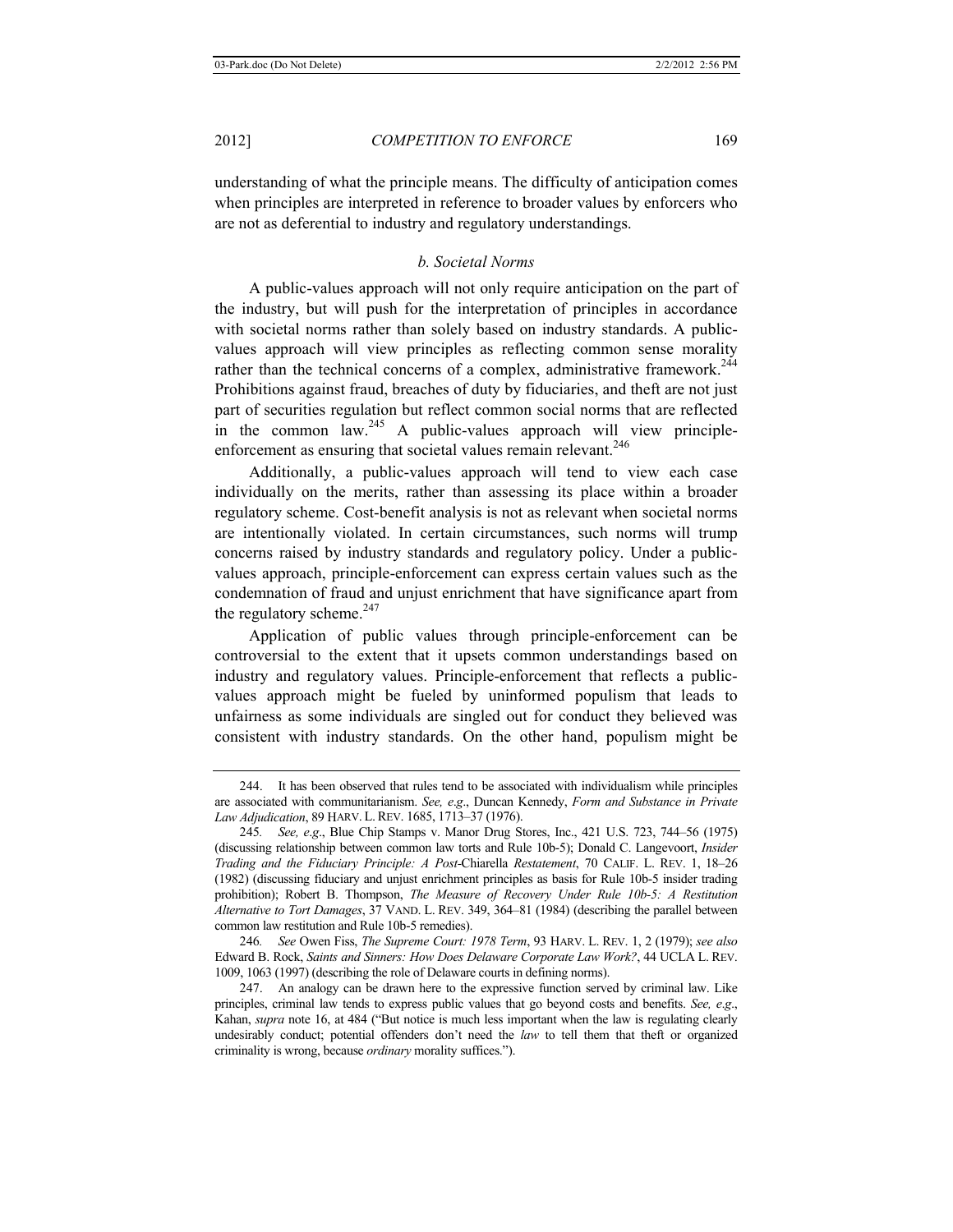understanding of what the principle means. The difficulty of anticipation comes when principles are interpreted in reference to broader values by enforcers who are not as deferential to industry and regulatory understandings.

### *b. Societal Norms*

A public-values approach will not only require anticipation on the part of the industry, but will push for the interpretation of principles in accordance with societal norms rather than solely based on industry standards. A public-values approach will view principles as reflecting common sense morality rather than the technical concerns of a complex, administrative framework.[244] Prohibitions against fraud, breaches of duty by fiduciaries, and theft are not just part of securities regulation but reflect common social norms that are reflected in the common law.[245] A public-values approach will view principle-enforcement as ensuring that societal values remain relevant.[246]

Additionally, a public-values approach will tend to view each case individually on the merits, rather than assessing its place within a broader regulatory scheme. Cost-benefit analysis is not as relevant when societal norms are intentionally violated. In certain circumstances, such norms will trump concerns raised by industry standards and regulatory policy. Under a public-values approach, principle-enforcement can express certain values such as the condemnation of fraud and unjust enrichment that have significance apart from the regulatory scheme.[247]

Application of public values through principle-enforcement can be controversial to the extent that it upsets common understandings based on industry and regulatory values. Principle-enforcement that reflects a public-values approach might be fueled by uninformed populism that leads to unfairness as some individuals are singled out for conduct they believed was consistent with industry standards. On the other hand, populism might be

---

244. It has been observed that rules tend to be associated with individualism while principles are associated with communitarianism. *See, e.g*., Duncan Kennedy, *Form and Substance in Private Law Adjudication*, 89 HARV. L. REV. 1685, 1713–37 (1976).

245. *See, e.g*., Blue Chip Stamps v. Manor Drug Stores, Inc., 421 U.S. 723, 744–56 (1975) (discussing relationship between common law torts and Rule 10b-5); Donald C. Langevoort, *Insider Trading and the Fiduciary Principle: A Post-*Chiarella *Restatement*, 70 CALIF. L. REV. 1, 18–26 (1982) (discussing fiduciary and unjust enrichment principles as basis for Rule 10b-5 insider trading prohibition); Robert B. Thompson, *The Measure of Recovery Under Rule 10b-5: A Restitution Alternative to Tort Damages*, 37 VAND. L. REV. 349, 364–81 (1984) (describing the parallel between common law restitution and Rule 10b-5 remedies).

246. *See* Owen Fiss, *The Supreme Court: 1978 Term*, 93 HARV. L. REV. 1, 2 (1979); *see also* Edward B. Rock, *Saints and Sinners: How Does Delaware Corporate Law Work?*, 44 UCLA L. REV. 1009, 1063 (1997) (describing the role of Delaware courts in defining norms).

247. An analogy can be drawn here to the expressive function served by criminal law. Like principles, criminal law tends to express public values that go beyond costs and benefits. *See, e.g*., Kahan, *supra* note 16, at 484 ("But notice is much less important when the law is regulating clearly undesirably conduct; potential offenders don't need the *law* to tell them that theft or organized criminality is wrong, because *ordinary* morality suffices.").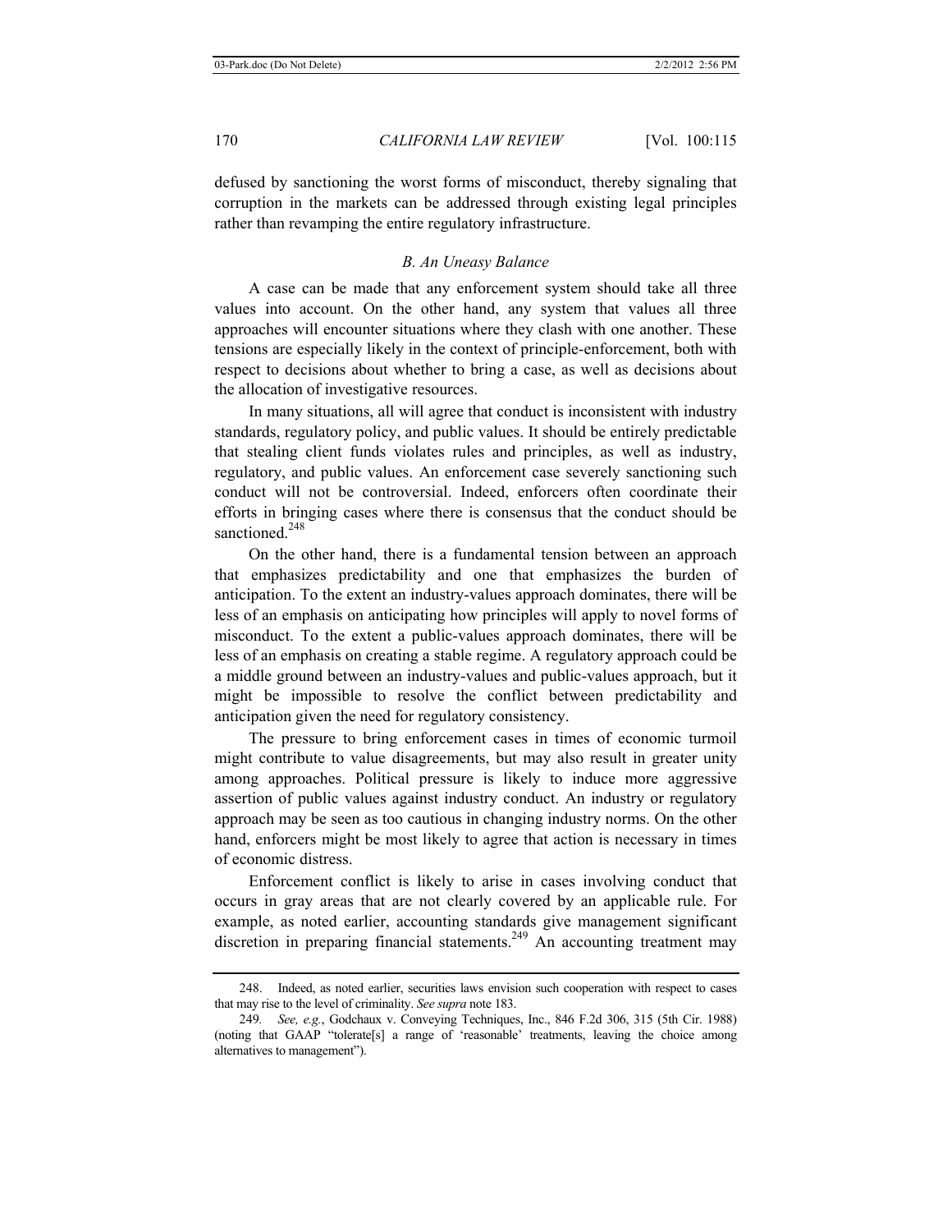defused by sanctioning the worst forms of misconduct, thereby signaling that corruption in the markets can be addressed through existing legal principles rather than revamping the entire regulatory infrastructure.

### *B. An Uneasy Balance*

A case can be made that any enforcement system should take all three values into account. On the other hand, any system that values all three approaches will encounter situations where they clash with one another. These tensions are especially likely in the context of principle-enforcement, both with respect to decisions about whether to bring a case, as well as decisions about the allocation of investigative resources.

In many situations, all will agree that conduct is inconsistent with industry standards, regulatory policy, and public values. It should be entirely predictable that stealing client funds violates rules and principles, as well as industry, regulatory, and public values. An enforcement case severely sanctioning such conduct will not be controversial. Indeed, enforcers often coordinate their efforts in bringing cases where there is consensus that the conduct should be sanctioned.[248]

On the other hand, there is a fundamental tension between an approach that emphasizes predictability and one that emphasizes the burden of anticipation. To the extent an industry-values approach dominates, there will be less of an emphasis on anticipating how principles will apply to novel forms of misconduct. To the extent a public-values approach dominates, there will be less of an emphasis on creating a stable regime. A regulatory approach could be a middle ground between an industry-values and public-values approach, but it might be impossible to resolve the conflict between predictability and anticipation given the need for regulatory consistency.

The pressure to bring enforcement cases in times of economic turmoil might contribute to value disagreements, but may also result in greater unity among approaches. Political pressure is likely to induce more aggressive assertion of public values against industry conduct. An industry or regulatory approach may be seen as too cautious in changing industry norms. On the other hand, enforcers might be most likely to agree that action is necessary in times of economic distress.

Enforcement conflict is likely to arise in cases involving conduct that occurs in gray areas that are not clearly covered by an applicable rule. For example, as noted earlier, accounting standards give management significant discretion in preparing financial statements.[249] An accounting treatment may

---

248. Indeed, as noted earlier, securities laws envision such cooperation with respect to cases that may rise to the level of criminality. *See supra* note 183.

249. *See, e.g.*, Godchaux v. Conveying Techniques, Inc., 846 F.2d 306, 315 (5th Cir. 1988) (noting that GAAP "tolerate[s] a range of 'reasonable' treatments, leaving the choice among alternatives to management").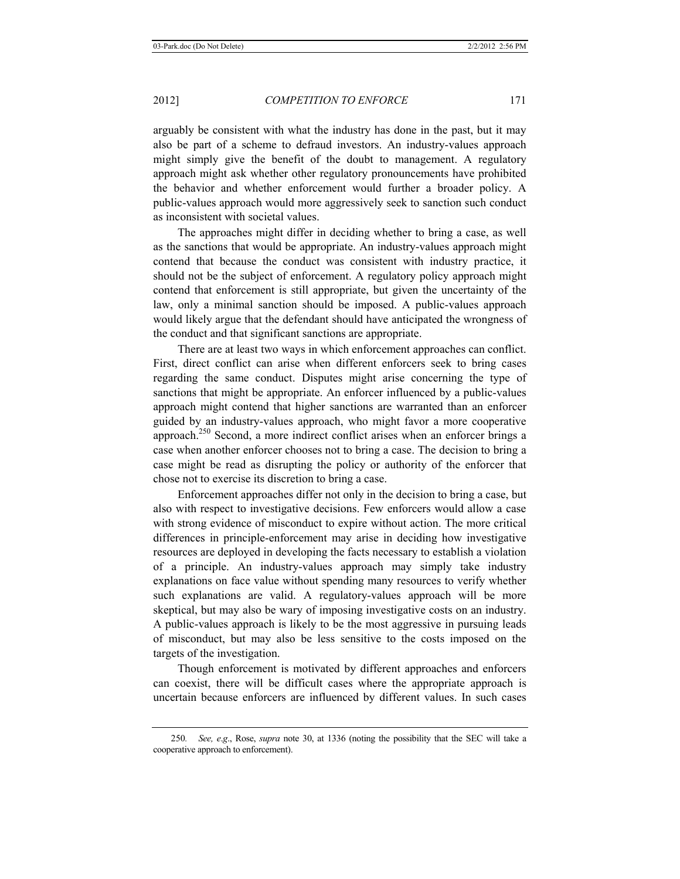arguably be consistent with what the industry has done in the past, but it may also be part of a scheme to defraud investors. An industry-values approach might simply give the benefit of the doubt to management. A regulatory approach might ask whether other regulatory pronouncements have prohibited the behavior and whether enforcement would further a broader policy. A public-values approach would more aggressively seek to sanction such conduct as inconsistent with societal values.

The approaches might differ in deciding whether to bring a case, as well as the sanctions that would be appropriate. An industry-values approach might contend that because the conduct was consistent with industry practice, it should not be the subject of enforcement. A regulatory policy approach might contend that enforcement is still appropriate, but given the uncertainty of the law, only a minimal sanction should be imposed. A public-values approach would likely argue that the defendant should have anticipated the wrongness of the conduct and that significant sanctions are appropriate.

There are at least two ways in which enforcement approaches can conflict. First, direct conflict can arise when different enforcers seek to bring cases regarding the same conduct. Disputes might arise concerning the type of sanctions that might be appropriate. An enforcer influenced by a public-values approach might contend that higher sanctions are warranted than an enforcer guided by an industry-values approach, who might favor a more cooperative approach.[250] Second, a more indirect conflict arises when an enforcer brings a case when another enforcer chooses not to bring a case. The decision to bring a case might be read as disrupting the policy or authority of the enforcer that chose not to exercise its discretion to bring a case.

Enforcement approaches differ not only in the decision to bring a case, but also with respect to investigative decisions. Few enforcers would allow a case with strong evidence of misconduct to expire without action. The more critical differences in principle-enforcement may arise in deciding how investigative resources are deployed in developing the facts necessary to establish a violation of a principle. An industry-values approach may simply take industry explanations on face value without spending many resources to verify whether such explanations are valid. A regulatory-values approach will be more skeptical, but may also be wary of imposing investigative costs on an industry. A public-values approach is likely to be the most aggressive in pursuing leads of misconduct, but may also be less sensitive to the costs imposed on the targets of the investigation.

Though enforcement is motivated by different approaches and enforcers can coexist, there will be difficult cases where the appropriate approach is uncertain because enforcers are influenced by different values. In such cases

---

250. *See, e.g*., Rose, *supra* note 30, at 1336 (noting the possibility that the SEC will take a cooperative approach to enforcement).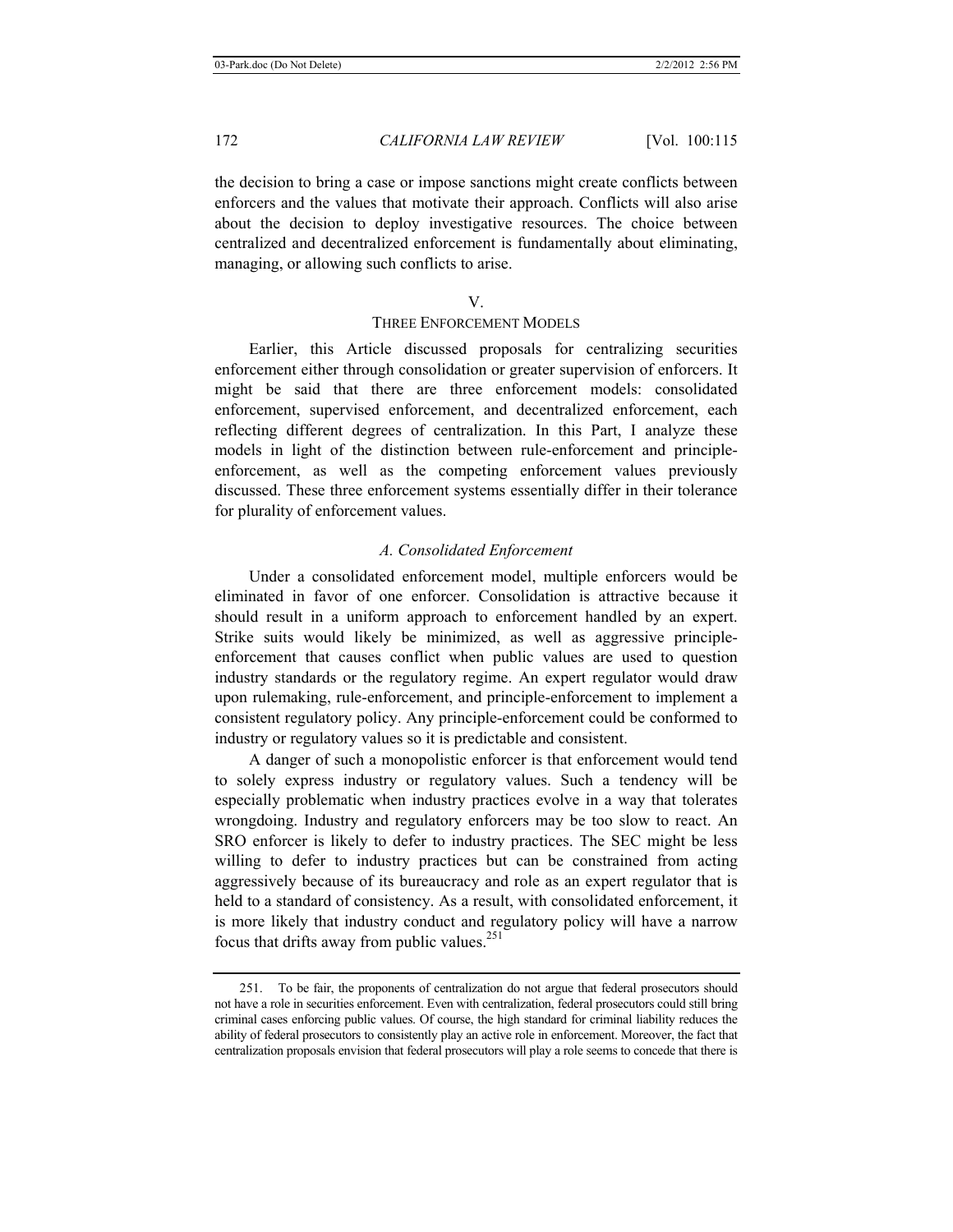the decision to bring a case or impose sanctions might create conflicts between enforcers and the values that motivate their approach. Conflicts will also arise about the decision to deploy investigative resources. The choice between centralized and decentralized enforcement is fundamentally about eliminating, managing, or allowing such conflicts to arise.

## V.
## THREE ENFORCEMENT MODELS

Earlier, this Article discussed proposals for centralizing securities enforcement either through consolidation or greater supervision of enforcers. It might be said that there are three enforcement models: consolidated enforcement, supervised enforcement, and decentralized enforcement, each reflecting different degrees of centralization. In this Part, I analyze these models in light of the distinction between rule-enforcement and principle-enforcement, as well as the competing enforcement values previously discussed. These three enforcement systems essentially differ in their tolerance for plurality of enforcement values.

### *A. Consolidated Enforcement*

Under a consolidated enforcement model, multiple enforcers would be eliminated in favor of one enforcer. Consolidation is attractive because it should result in a uniform approach to enforcement handled by an expert. Strike suits would likely be minimized, as well as aggressive principle-enforcement that causes conflict when public values are used to question industry standards or the regulatory regime. An expert regulator would draw upon rulemaking, rule-enforcement, and principle-enforcement to implement a consistent regulatory policy. Any principle-enforcement could be conformed to industry or regulatory values so it is predictable and consistent.

A danger of such a monopolistic enforcer is that enforcement would tend to solely express industry or regulatory values. Such a tendency will be especially problematic when industry practices evolve in a way that tolerates wrongdoing. Industry and regulatory enforcers may be too slow to react. An SRO enforcer is likely to defer to industry practices. The SEC might be less willing to defer to industry practices but can be constrained from acting aggressively because of its bureaucracy and role as an expert regulator that is held to a standard of consistency. As a result, with consolidated enforcement, it is more likely that industry conduct and regulatory policy will have a narrow focus that drifts away from public values.[251]

---

251. To be fair, the proponents of centralization do not argue that federal prosecutors should not have a role in securities enforcement. Even with centralization, federal prosecutors could still bring criminal cases enforcing public values. Of course, the high standard for criminal liability reduces the ability of federal prosecutors to consistently play an active role in enforcement. Moreover, the fact that centralization proposals envision that federal prosecutors will play a role seems to concede that there is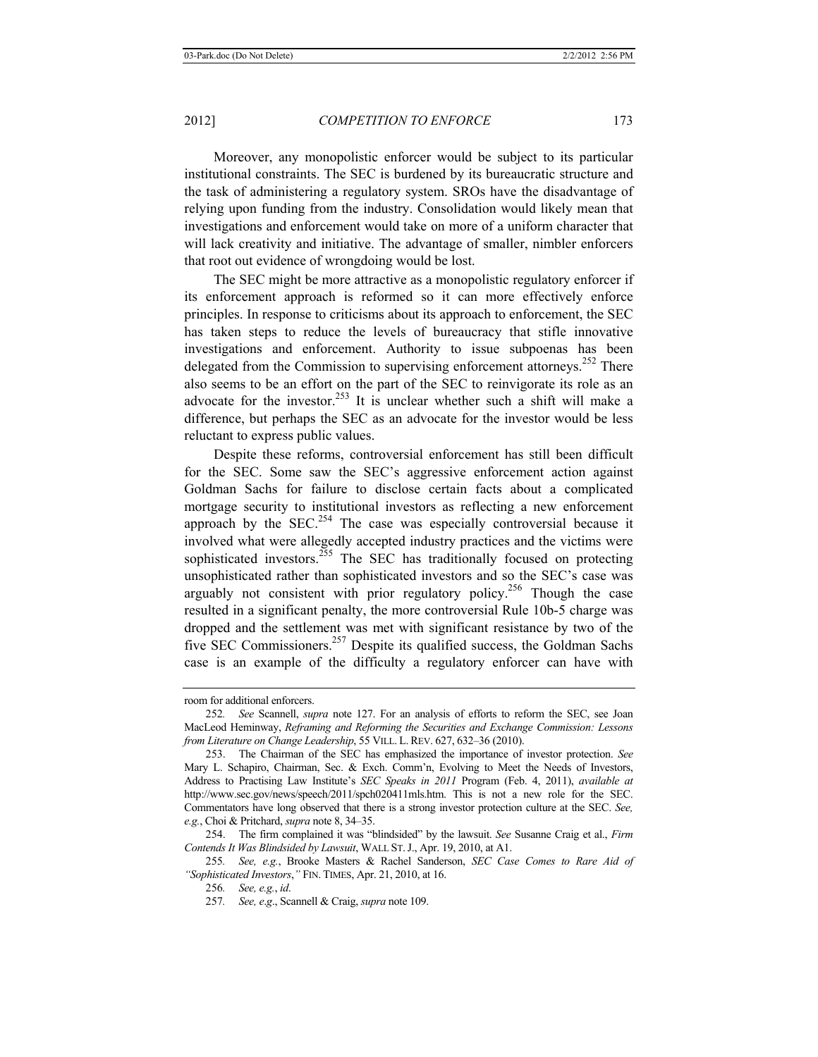Moreover, any monopolistic enforcer would be subject to its particular institutional constraints. The SEC is burdened by its bureaucratic structure and the task of administering a regulatory system. SROs have the disadvantage of relying upon funding from the industry. Consolidation would likely mean that investigations and enforcement would take on more of a uniform character that will lack creativity and initiative. The advantage of smaller, nimbler enforcers that root out evidence of wrongdoing would be lost.

The SEC might be more attractive as a monopolistic regulatory enforcer if its enforcement approach is reformed so it can more effectively enforce principles. In response to criticisms about its approach to enforcement, the SEC has taken steps to reduce the levels of bureaucracy that stifle innovative investigations and enforcement. Authority to issue subpoenas has been delegated from the Commission to supervising enforcement attorneys.[252] There also seems to be an effort on the part of the SEC to reinvigorate its role as an advocate for the investor.[253] It is unclear whether such a shift will make a difference, but perhaps the SEC as an advocate for the investor would be less reluctant to express public values.

Despite these reforms, controversial enforcement has still been difficult for the SEC. Some saw the SEC's aggressive enforcement action against Goldman Sachs for failure to disclose certain facts about a complicated mortgage security to institutional investors as reflecting a new enforcement approach by the SEC.[254] The case was especially controversial because it involved what were allegedly accepted industry practices and the victims were sophisticated investors.[255] The SEC has traditionally focused on protecting unsophisticated rather than sophisticated investors and so the SEC's case was arguably not consistent with prior regulatory policy.[256] Though the case resulted in a significant penalty, the more controversial Rule 10b-5 charge was dropped and the settlement was met with significant resistance by two of the five SEC Commissioners.[257] Despite its qualified success, the Goldman Sachs case is an example of the difficulty a regulatory enforcer can have with

---

room for additional enforcers.

252. *See* Scannell, *supra* note 127. For an analysis of efforts to reform the SEC, see Joan MacLeod Heminway, *Reframing and Reforming the Securities and Exchange Commission: Lessons from Literature on Change Leadership*, 55 VILL. L. REV. 627, 632–36 (2010).

253. The Chairman of the SEC has emphasized the importance of investor protection. *See* Mary L. Schapiro, Chairman, Sec. & Exch. Comm'n, Evolving to Meet the Needs of Investors, Address to Practising Law Institute's *SEC Speaks in 2011* Program (Feb. 4, 2011), *available at* http://www.sec.gov/news/speech/2011/spch020411mls.htm. This is not a new role for the SEC. Commentators have long observed that there is a strong investor protection culture at the SEC. *See, e.g.*, Choi & Pritchard, *supra* note 8, 34–35.

254. The firm complained it was "blindsided" by the lawsuit. *See* Susanne Craig et al., *Firm Contends It Was Blindsided by Lawsuit*, WALL ST. J., Apr. 19, 2010, at A1.

255. *See, e.g.*, Brooke Masters & Rachel Sanderson, *SEC Case Comes to Rare Aid of "Sophisticated Investors*,*"* FIN. TIMES, Apr. 21, 2010, at 16.

256. *See, e.g.*, *id.*

257. *See, e.g*., Scannell & Craig, *supra* note 109.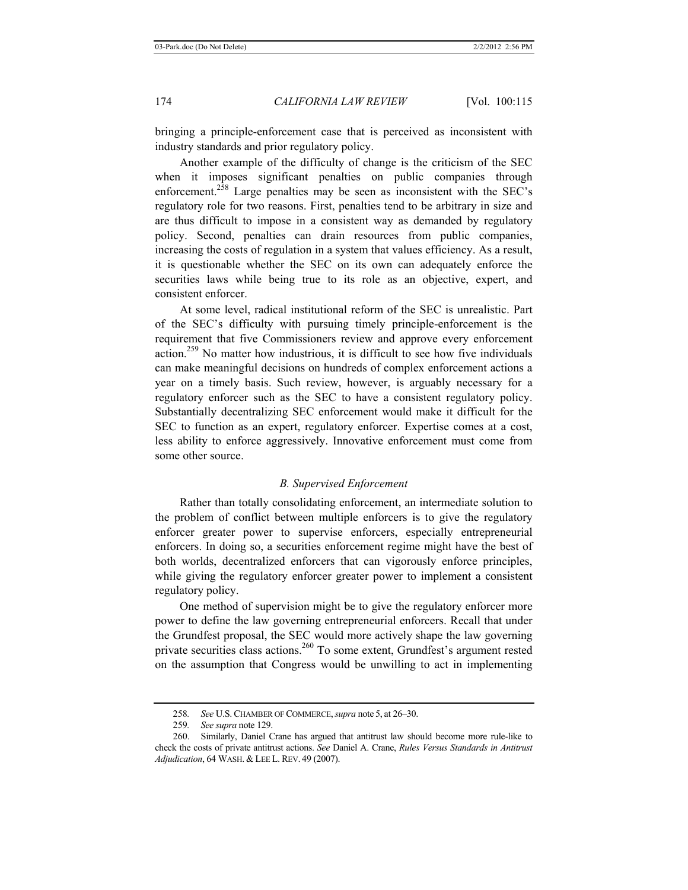bringing a principle-enforcement case that is perceived as inconsistent with industry standards and prior regulatory policy.

Another example of the difficulty of change is the criticism of the SEC when it imposes significant penalties on public companies through enforcement.[258] Large penalties may be seen as inconsistent with the SEC's regulatory role for two reasons. First, penalties tend to be arbitrary in size and are thus difficult to impose in a consistent way as demanded by regulatory policy. Second, penalties can drain resources from public companies, increasing the costs of regulation in a system that values efficiency. As a result, it is questionable whether the SEC on its own can adequately enforce the securities laws while being true to its role as an objective, expert, and consistent enforcer.

At some level, radical institutional reform of the SEC is unrealistic. Part of the SEC's difficulty with pursuing timely principle-enforcement is the requirement that five Commissioners review and approve every enforcement action.[259] No matter how industrious, it is difficult to see how five individuals can make meaningful decisions on hundreds of complex enforcement actions a year on a timely basis. Such review, however, is arguably necessary for a regulatory enforcer such as the SEC to have a consistent regulatory policy. Substantially decentralizing SEC enforcement would make it difficult for the SEC to function as an expert, regulatory enforcer. Expertise comes at a cost, less ability to enforce aggressively. Innovative enforcement must come from some other source.

### *B. Supervised Enforcement*

Rather than totally consolidating enforcement, an intermediate solution to the problem of conflict between multiple enforcers is to give the regulatory enforcer greater power to supervise enforcers, especially entrepreneurial enforcers. In doing so, a securities enforcement regime might have the best of both worlds, decentralized enforcers that can vigorously enforce principles, while giving the regulatory enforcer greater power to implement a consistent regulatory policy.

One method of supervision might be to give the regulatory enforcer more power to define the law governing entrepreneurial enforcers. Recall that under the Grundfest proposal, the SEC would more actively shape the law governing private securities class actions.[260] To some extent, Grundfest's argument rested on the assumption that Congress would be unwilling to act in implementing

---

258. *See* U.S. CHAMBER OF COMMERCE, *supra* note 5, at 26–30.

259. *See supra* note 129.

260. Similarly, Daniel Crane has argued that antitrust law should become more rule-like to check the costs of private antitrust actions. *See* Daniel A. Crane, *Rules Versus Standards in Antitrust Adjudication*, 64 WASH. & LEE L. REV. 49 (2007).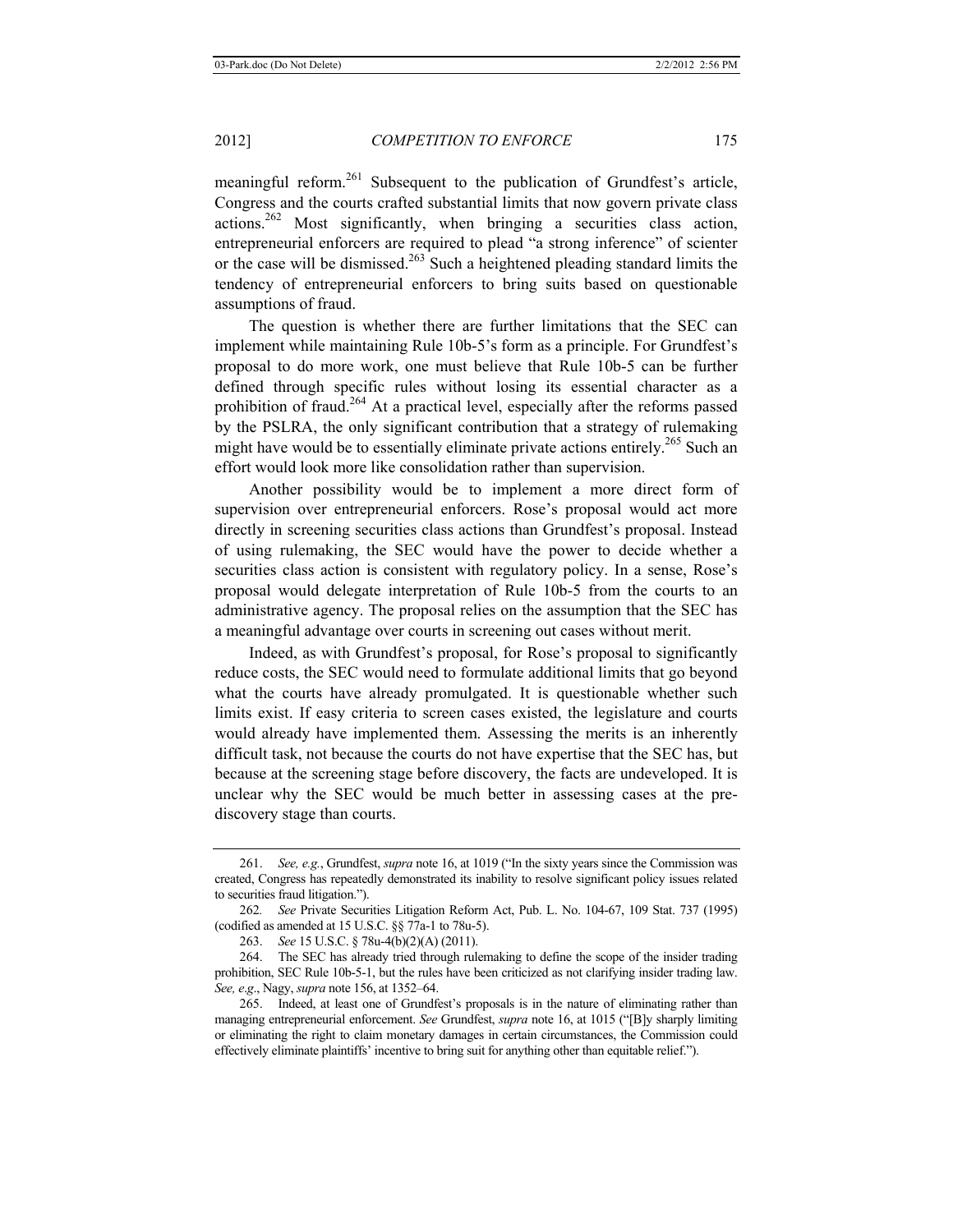meaningful reform.[261] Subsequent to the publication of Grundfest's article, Congress and the courts crafted substantial limits that now govern private class actions.[262] Most significantly, when bringing a securities class action, entrepreneurial enforcers are required to plead "a strong inference" of scienter or the case will be dismissed.[263] Such a heightened pleading standard limits the tendency of entrepreneurial enforcers to bring suits based on questionable assumptions of fraud.

The question is whether there are further limitations that the SEC can implement while maintaining Rule 10b-5's form as a principle. For Grundfest's proposal to do more work, one must believe that Rule 10b-5 can be further defined through specific rules without losing its essential character as a prohibition of fraud.[264] At a practical level, especially after the reforms passed by the PSLRA, the only significant contribution that a strategy of rulemaking might have would be to essentially eliminate private actions entirely.[265] Such an effort would look more like consolidation rather than supervision.

Another possibility would be to implement a more direct form of supervision over entrepreneurial enforcers. Rose's proposal would act more directly in screening securities class actions than Grundfest's proposal. Instead of using rulemaking, the SEC would have the power to decide whether a securities class action is consistent with regulatory policy. In a sense, Rose's proposal would delegate interpretation of Rule 10b-5 from the courts to an administrative agency. The proposal relies on the assumption that the SEC has a meaningful advantage over courts in screening out cases without merit.

Indeed, as with Grundfest's proposal, for Rose's proposal to significantly reduce costs, the SEC would need to formulate additional limits that go beyond what the courts have already promulgated. It is questionable whether such limits exist. If easy criteria to screen cases existed, the legislature and courts would already have implemented them. Assessing the merits is an inherently difficult task, not because the courts do not have expertise that the SEC has, but because at the screening stage before discovery, the facts are undeveloped. It is unclear why the SEC would be much better in assessing cases at the pre-discovery stage than courts.

---

261. *See, e.g.*, Grundfest, *supra* note 16, at 1019 ("In the sixty years since the Commission was created, Congress has repeatedly demonstrated its inability to resolve significant policy issues related to securities fraud litigation.").

262. *See* Private Securities Litigation Reform Act, Pub. L. No. 104-67, 109 Stat. 737 (1995) (codified as amended at 15 U.S.C. §§ 77a-1 to 78u-5).

263. *See* 15 U.S.C. § 78u-4(b)(2)(A) (2011).

264. The SEC has already tried through rulemaking to define the scope of the insider trading prohibition, SEC Rule 10b-5-1, but the rules have been criticized as not clarifying insider trading law. *See, e.g.*, Nagy, *supra* note 156, at 1352–64.

265. Indeed, at least one of Grundfest's proposals is in the nature of eliminating rather than managing entrepreneurial enforcement. *See* Grundfest, *supra* note 16, at 1015 ("[B]y sharply limiting or eliminating the right to claim monetary damages in certain circumstances, the Commission could effectively eliminate plaintiffs' incentive to bring suit for anything other than equitable relief.").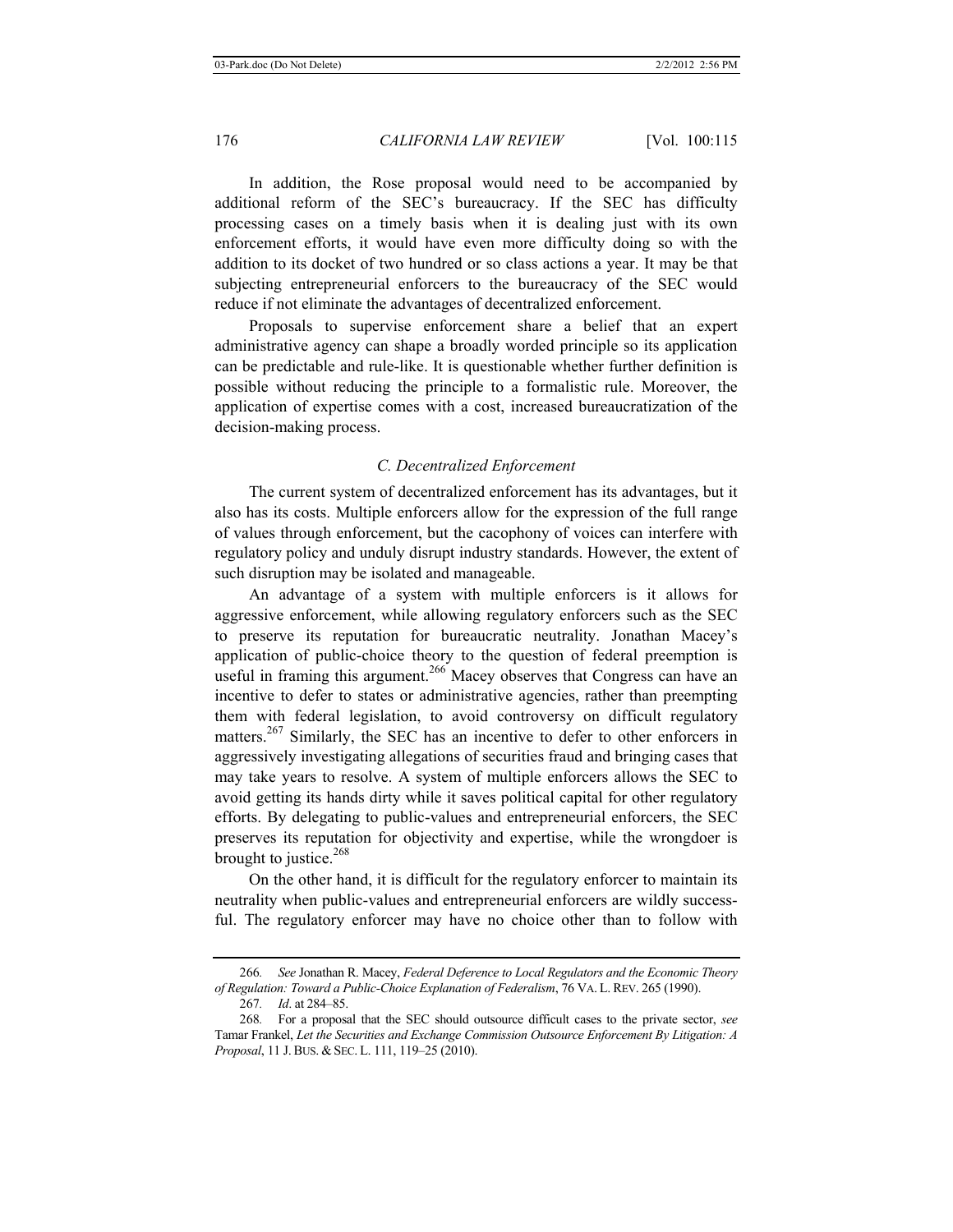In addition, the Rose proposal would need to be accompanied by additional reform of the SEC's bureaucracy. If the SEC has difficulty processing cases on a timely basis when it is dealing just with its own enforcement efforts, it would have even more difficulty doing so with the addition to its docket of two hundred or so class actions a year. It may be that subjecting entrepreneurial enforcers to the bureaucracy of the SEC would reduce if not eliminate the advantages of decentralized enforcement.

Proposals to supervise enforcement share a belief that an expert administrative agency can shape a broadly worded principle so its application can be predictable and rule-like. It is questionable whether further definition is possible without reducing the principle to a formalistic rule. Moreover, the application of expertise comes with a cost, increased bureaucratization of the decision-making process.

### *C. Decentralized Enforcement*

The current system of decentralized enforcement has its advantages, but it also has its costs. Multiple enforcers allow for the expression of the full range of values through enforcement, but the cacophony of voices can interfere with regulatory policy and unduly disrupt industry standards. However, the extent of such disruption may be isolated and manageable.

An advantage of a system with multiple enforcers is it allows for aggressive enforcement, while allowing regulatory enforcers such as the SEC to preserve its reputation for bureaucratic neutrality. Jonathan Macey's application of public-choice theory to the question of federal preemption is useful in framing this argument.[266] Macey observes that Congress can have an incentive to defer to states or administrative agencies, rather than preempting them with federal legislation, to avoid controversy on difficult regulatory matters.[267] Similarly, the SEC has an incentive to defer to other enforcers in aggressively investigating allegations of securities fraud and bringing cases that may take years to resolve. A system of multiple enforcers allows the SEC to avoid getting its hands dirty while it saves political capital for other regulatory efforts. By delegating to public-values and entrepreneurial enforcers, the SEC preserves its reputation for objectivity and expertise, while the wrongdoer is brought to justice.[268]

On the other hand, it is difficult for the regulatory enforcer to maintain its neutrality when public-values and entrepreneurial enforcers are wildly successful. The regulatory enforcer may have no choice other than to follow with

---

266. *See* Jonathan R. Macey, *Federal Deference to Local Regulators and the Economic Theory of Regulation: Toward a Public-Choice Explanation of Federalism*, 76 VA. L. REV. 265 (1990).

267. *Id*. at 284–85.

268. For a proposal that the SEC should outsource difficult cases to the private sector, *see* Tamar Frankel, *Let the Securities and Exchange Commission Outsource Enforcement By Litigation: A Proposal*, 11 J. BUS. & SEC. L. 111, 119–25 (2010).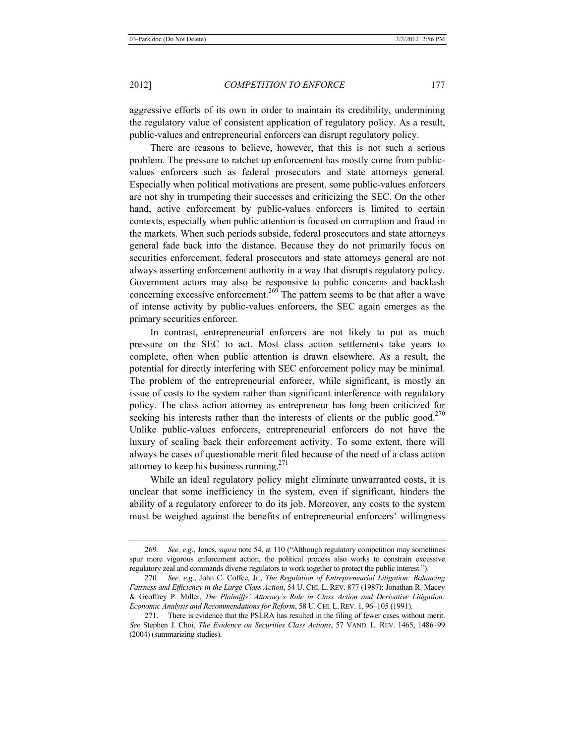aggressive efforts of its own in order to maintain its credibility, undermining the regulatory value of consistent application of regulatory policy. As a result, public-values and entrepreneurial enforcers can disrupt regulatory policy.

There are reasons to believe, however, that this is not such a serious problem. The pressure to ratchet up enforcement has mostly come from public-values enforcers such as federal prosecutors and state attorneys general. Especially when political motivations are present, some public-values enforcers are not shy in trumpeting their successes and criticizing the SEC. On the other hand, active enforcement by public-values enforcers is limited to certain contexts, especially when public attention is focused on corruption and fraud in the markets. When such periods subside, federal prosecutors and state attorneys general fade back into the distance. Because they do not primarily focus on securities enforcement, federal prosecutors and state attorneys general are not always asserting enforcement authority in a way that disrupts regulatory policy. Government actors may also be responsive to public concerns and backlash concerning excessive enforcement.[269] The pattern seems to be that after a wave of intense activity by public-values enforcers, the SEC again emerges as the primary securities enforcer.

In contrast, entrepreneurial enforcers are not likely to put as much pressure on the SEC to act. Most class action settlements take years to complete, often when public attention is drawn elsewhere. As a result, the potential for directly interfering with SEC enforcement policy may be minimal. The problem of the entrepreneurial enforcer, while significant, is mostly an issue of costs to the system rather than significant interference with regulatory policy. The class action attorney as entrepreneur has long been criticized for seeking his interests rather than the interests of clients or the public good.[270] Unlike public-values enforcers, entrepreneurial enforcers do not have the luxury of scaling back their enforcement activity. To some extent, there will always be cases of questionable merit filed because of the need of a class action attorney to keep his business running.[271]

While an ideal regulatory policy might eliminate unwarranted costs, it is unclear that some inefficiency in the system, even if significant, hinders the ability of a regulatory enforcer to do its job. Moreover, any costs to the system must be weighed against the benefits of entrepreneurial enforcers' willingness

---

269. *See, e.g.*, Jones, *supra* note 54, at 110 ("Although regulatory competition may sometimes spur more vigorous enforcement action, the political process also works to constrain excessive regulatory zeal and commands diverse regulators to work together to protect the public interest.").

270. *See, e.g.*, John C. Coffee, Jr., *The Regulation of Entrepreneurial Litigation: Balancing Fairness and Efficiency in the Large Class Action*, 54 U. CHI. L. REV. 877 (1987); Jonathan R. Macey & Geoffrey P. Miller, *The Plaintiffs' Attorney's Role in Class Action and Derivative Litigation: Economic Analysis and Recommendations for Reform*, 58 U. CHI. L. REV. 1, 96–105 (1991).

271. There is evidence that the PSLRA has resulted in the filing of fewer cases without merit. *See* Stephen J. Choi, *The Evidence on Securities Class Actions*, 57 VAND. L. REV. 1465, 1486–99 (2004) (summarizing studies).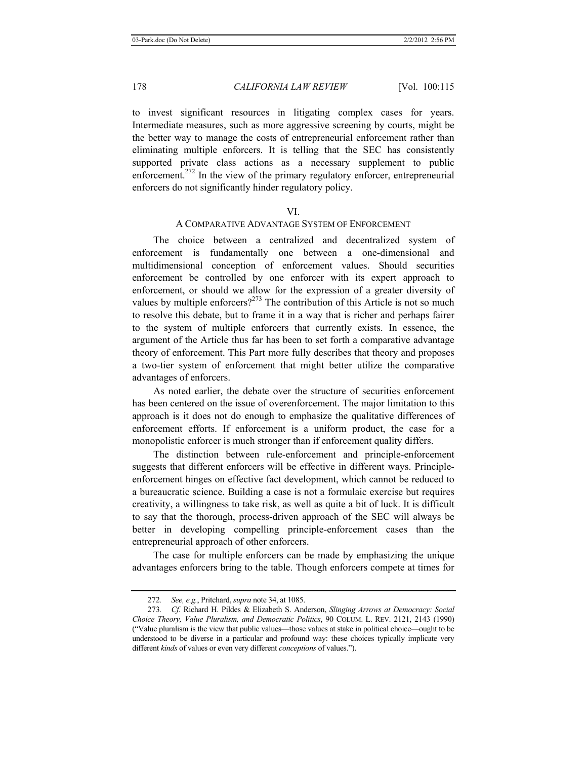to invest significant resources in litigating complex cases for years. Intermediate measures, such as more aggressive screening by courts, might be the better way to manage the costs of entrepreneurial enforcement rather than eliminating multiple enforcers. It is telling that the SEC has consistently supported private class actions as a necessary supplement to public enforcement.[272] In the view of the primary regulatory enforcer, entrepreneurial enforcers do not significantly hinder regulatory policy.

## VI.
## A COMPARATIVE ADVANTAGE SYSTEM OF ENFORCEMENT

The choice between a centralized and decentralized system of enforcement is fundamentally one between a one-dimensional and multidimensional conception of enforcement values. Should securities enforcement be controlled by one enforcer with its expert approach to enforcement, or should we allow for the expression of a greater diversity of values by multiple enforcers?[273] The contribution of this Article is not so much to resolve this debate, but to frame it in a way that is richer and perhaps fairer to the system of multiple enforcers that currently exists. In essence, the argument of the Article thus far has been to set forth a comparative advantage theory of enforcement. This Part more fully describes that theory and proposes a two-tier system of enforcement that might better utilize the comparative advantages of enforcers.

As noted earlier, the debate over the structure of securities enforcement has been centered on the issue of overenforcement. The major limitation to this approach is it does not do enough to emphasize the qualitative differences of enforcement efforts. If enforcement is a uniform product, the case for a monopolistic enforcer is much stronger than if enforcement quality differs.

The distinction between rule-enforcement and principle-enforcement suggests that different enforcers will be effective in different ways. Principle-enforcement hinges on effective fact development, which cannot be reduced to a bureaucratic science. Building a case is not a formulaic exercise but requires creativity, a willingness to take risk, as well as quite a bit of luck. It is difficult to say that the thorough, process-driven approach of the SEC will always be better in developing compelling principle-enforcement cases than the entrepreneurial approach of other enforcers.

The case for multiple enforcers can be made by emphasizing the unique advantages enforcers bring to the table. Though enforcers compete at times for

---

272. *See, e.g.*, Pritchard, *supra* note 34, at 1085.

273. *Cf.* Richard H. Pildes & Elizabeth S. Anderson, *Slinging Arrows at Democracy: Social Choice Theory, Value Pluralism, and Democratic Politics*, 90 COLUM. L. REV. 2121, 2143 (1990) ("Value pluralism is the view that public values—those values at stake in political choice—ought to be understood to be diverse in a particular and profound way: these choices typically implicate very different *kinds* of values or even very different *conceptions* of values.").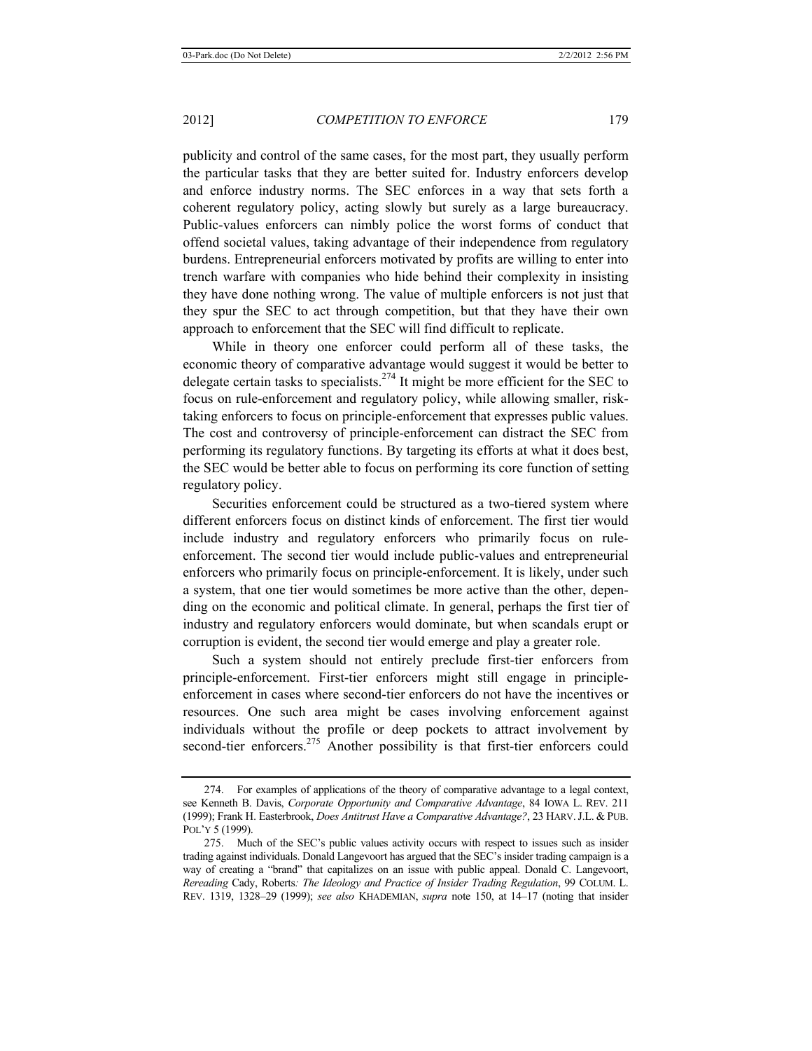publicity and control of the same cases, for the most part, they usually perform the particular tasks that they are better suited for. Industry enforcers develop and enforce industry norms. The SEC enforces in a way that sets forth a coherent regulatory policy, acting slowly but surely as a large bureaucracy. Public-values enforcers can nimbly police the worst forms of conduct that offend societal values, taking advantage of their independence from regulatory burdens. Entrepreneurial enforcers motivated by profits are willing to enter into trench warfare with companies who hide behind their complexity in insisting they have done nothing wrong. The value of multiple enforcers is not just that they spur the SEC to act through competition, but that they have their own approach to enforcement that the SEC will find difficult to replicate.

While in theory one enforcer could perform all of these tasks, the economic theory of comparative advantage would suggest it would be better to delegate certain tasks to specialists.[274] It might be more efficient for the SEC to focus on rule-enforcement and regulatory policy, while allowing smaller, risk-taking enforcers to focus on principle-enforcement that expresses public values. The cost and controversy of principle-enforcement can distract the SEC from performing its regulatory functions. By targeting its efforts at what it does best, the SEC would be better able to focus on performing its core function of setting regulatory policy.

Securities enforcement could be structured as a two-tiered system where different enforcers focus on distinct kinds of enforcement. The first tier would include industry and regulatory enforcers who primarily focus on rule-enforcement. The second tier would include public-values and entrepreneurial enforcers who primarily focus on principle-enforcement. It is likely, under such a system, that one tier would sometimes be more active than the other, depending on the economic and political climate. In general, perhaps the first tier of industry and regulatory enforcers would dominate, but when scandals erupt or corruption is evident, the second tier would emerge and play a greater role.

Such a system should not entirely preclude first-tier enforcers from principle-enforcement. First-tier enforcers might still engage in principle-enforcement in cases where second-tier enforcers do not have the incentives or resources. One such area might be cases involving enforcement against individuals without the profile or deep pockets to attract involvement by second-tier enforcers.[275] Another possibility is that first-tier enforcers could

---

274. For examples of applications of the theory of comparative advantage to a legal context, see Kenneth B. Davis, *Corporate Opportunity and Comparative Advantage*, 84 IOWA L. REV. 211 (1999); Frank H. Easterbrook, *Does Antitrust Have a Comparative Advantage?*, 23 HARV. J.L. & PUB. POL'Y 5 (1999).

275. Much of the SEC's public values activity occurs with respect to issues such as insider trading against individuals. Donald Langevoort has argued that the SEC's insider trading campaign is a way of creating a "brand" that capitalizes on an issue with public appeal. Donald C. Langevoort, *Rereading* Cady, Roberts*: The Ideology and Practice of Insider Trading Regulation*, 99 COLUM. L. REV. 1319, 1328–29 (1999); *see also* KHADEMIAN, *supra* note 150, at 14–17 (noting that insider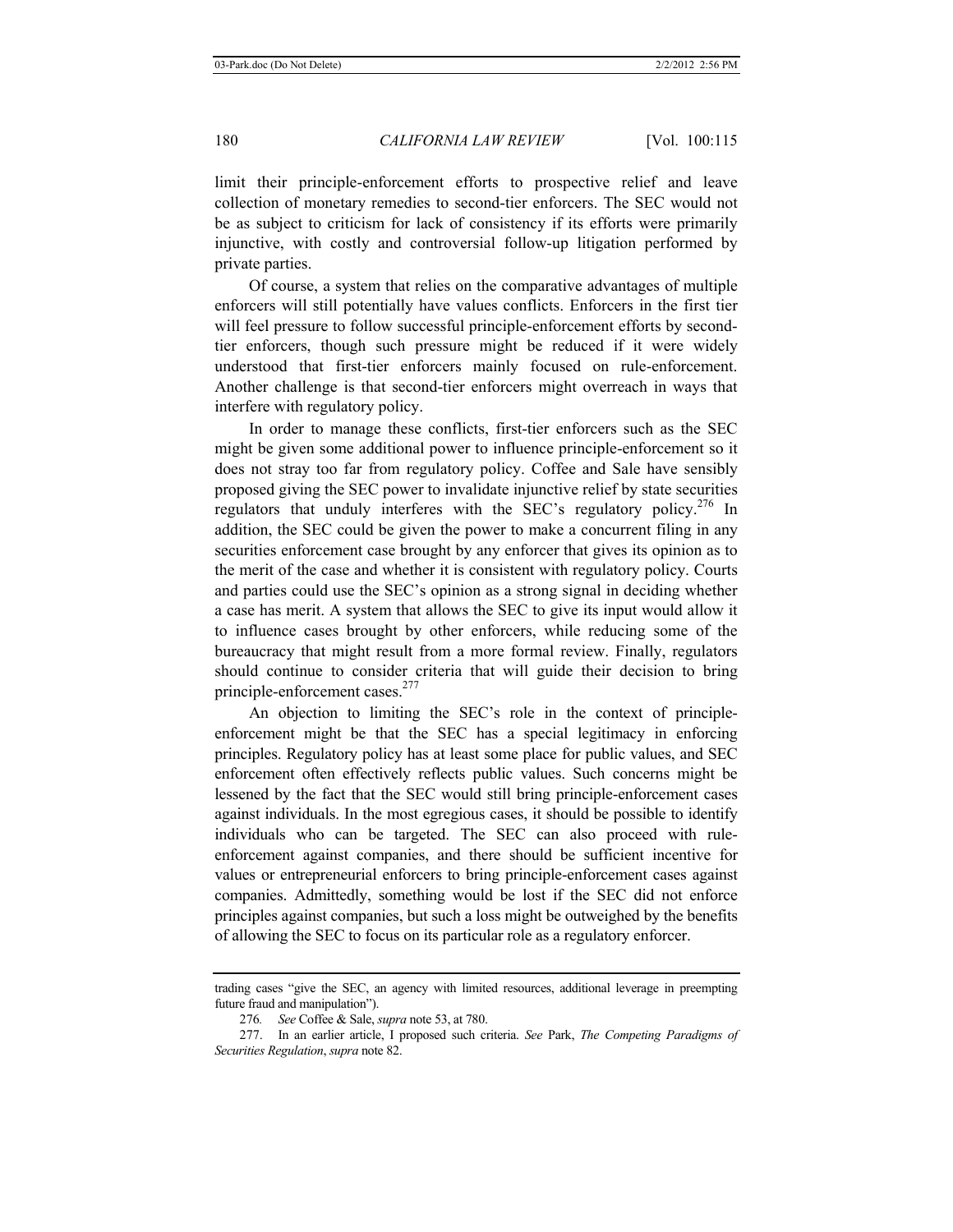limit their principle-enforcement efforts to prospective relief and leave collection of monetary remedies to second-tier enforcers. The SEC would not be as subject to criticism for lack of consistency if its efforts were primarily injunctive, with costly and controversial follow-up litigation performed by private parties.

Of course, a system that relies on the comparative advantages of multiple enforcers will still potentially have values conflicts. Enforcers in the first tier will feel pressure to follow successful principle-enforcement efforts by second-tier enforcers, though such pressure might be reduced if it were widely understood that first-tier enforcers mainly focused on rule-enforcement. Another challenge is that second-tier enforcers might overreach in ways that interfere with regulatory policy.

In order to manage these conflicts, first-tier enforcers such as the SEC might be given some additional power to influence principle-enforcement so it does not stray too far from regulatory policy. Coffee and Sale have sensibly proposed giving the SEC power to invalidate injunctive relief by state securities regulators that unduly interferes with the SEC's regulatory policy.[276] In addition, the SEC could be given the power to make a concurrent filing in any securities enforcement case brought by any enforcer that gives its opinion as to the merit of the case and whether it is consistent with regulatory policy. Courts and parties could use the SEC's opinion as a strong signal in deciding whether a case has merit. A system that allows the SEC to give its input would allow it to influence cases brought by other enforcers, while reducing some of the bureaucracy that might result from a more formal review. Finally, regulators should continue to consider criteria that will guide their decision to bring principle-enforcement cases.[277]

An objection to limiting the SEC's role in the context of principle-enforcement might be that the SEC has a special legitimacy in enforcing principles. Regulatory policy has at least some place for public values, and SEC enforcement often effectively reflects public values. Such concerns might be lessened by the fact that the SEC would still bring principle-enforcement cases against individuals. In the most egregious cases, it should be possible to identify individuals who can be targeted. The SEC can also proceed with rule-enforcement against companies, and there should be sufficient incentive for values or entrepreneurial enforcers to bring principle-enforcement cases against companies. Admittedly, something would be lost if the SEC did not enforce principles against companies, but such a loss might be outweighed by the benefits of allowing the SEC to focus on its particular role as a regulatory enforcer.

---

trading cases "give the SEC, an agency with limited resources, additional leverage in preempting future fraud and manipulation").

276. *See* Coffee & Sale, *supra* note 53, at 780.

277. In an earlier article, I proposed such criteria. *See* Park, *The Competing Paradigms of Securities Regulation*, *supra* note 82.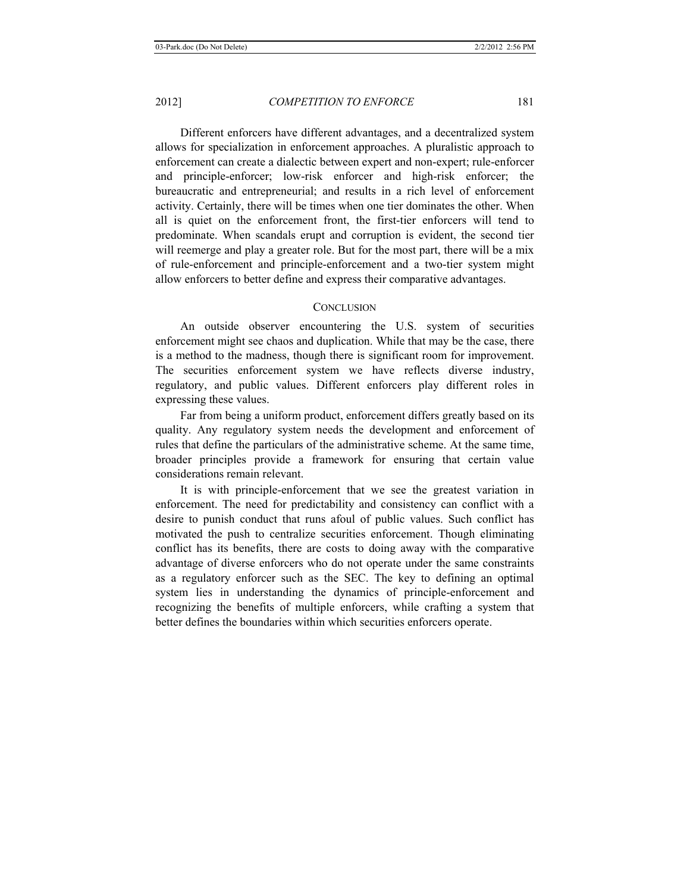Different enforcers have different advantages, and a decentralized system allows for specialization in enforcement approaches. A pluralistic approach to enforcement can create a dialectic between expert and non-expert; rule-enforcer and principle-enforcer; low-risk enforcer and high-risk enforcer; the bureaucratic and entrepreneurial; and results in a rich level of enforcement activity. Certainly, there will be times when one tier dominates the other. When all is quiet on the enforcement front, the first-tier enforcers will tend to predominate. When scandals erupt and corruption is evident, the second tier will reemerge and play a greater role. But for the most part, there will be a mix of rule-enforcement and principle-enforcement and a two-tier system might allow enforcers to better define and express their comparative advantages.

## CONCLUSION

An outside observer encountering the U.S. system of securities enforcement might see chaos and duplication. While that may be the case, there is a method to the madness, though there is significant room for improvement. The securities enforcement system we have reflects diverse industry, regulatory, and public values. Different enforcers play different roles in expressing these values.

Far from being a uniform product, enforcement differs greatly based on its quality. Any regulatory system needs the development and enforcement of rules that define the particulars of the administrative scheme. At the same time, broader principles provide a framework for ensuring that certain value considerations remain relevant.

It is with principle-enforcement that we see the greatest variation in enforcement. The need for predictability and consistency can conflict with a desire to punish conduct that runs afoul of public values. Such conflict has motivated the push to centralize securities enforcement. Though eliminating conflict has its benefits, there are costs to doing away with the comparative advantage of diverse enforcers who do not operate under the same constraints as a regulatory enforcer such as the SEC. The key to defining an optimal system lies in understanding the dynamics of principle-enforcement and recognizing the benefits of multiple enforcers, while crafting a system that better defines the boundaries within which securities enforcers operate.